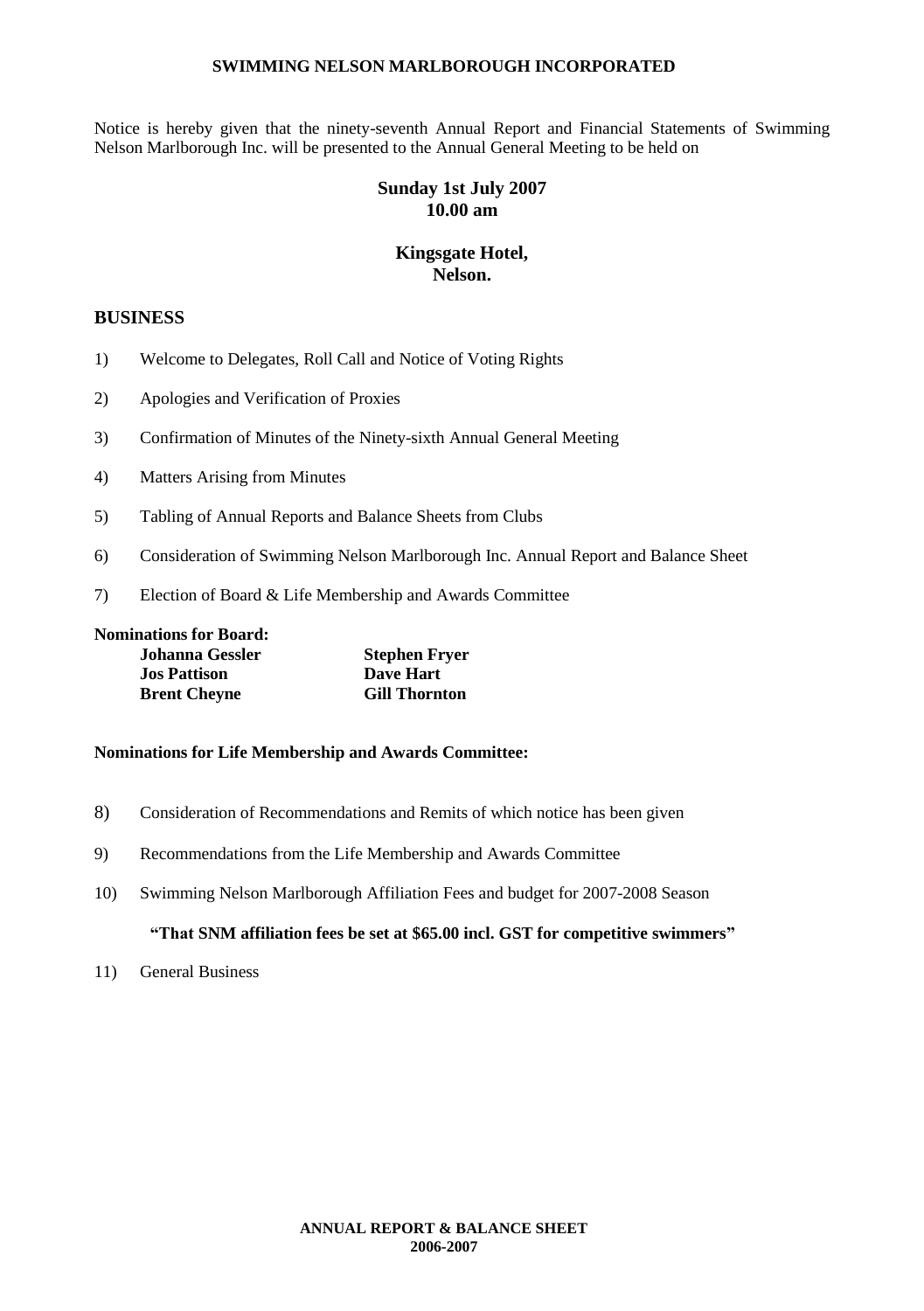**SWIMMING NELSON MARLBOROUGH INCORPORATED**

Notice is hereby given that the ninety-seventh Annual Report and Financial Statements of Swimming Nelson Marlborough Inc. will be presented to the Annual General Meeting to be held on

**Sunday 1st July 2007**
**10.00 am**

**Kingsgate Hotel,**
**Nelson.**

## BUSINESS

1) Welcome to Delegates, Roll Call and Notice of Voting Rights

2) Apologies and Verification of Proxies

3) Confirmation of Minutes of the Ninety-sixth Annual General Meeting

4) Matters Arising from Minutes

5) Tabling of Annual Reports and Balance Sheets from Clubs

6) Consideration of Swimming Nelson Marlborough Inc. Annual Report and Balance Sheet

7) Election of Board & Life Membership and Awards Committee

**Nominations for Board:**

| | |
|---|---|
| **Johanna Gessler** | **Stephen Fryer** |
| **Jos Pattison** | **Dave Hart** |
| **Brent Cheyne** | **Gill Thornton** |

**Nominations for Life Membership and Awards Committee:**

8) Consideration of Recommendations and Remits of which notice has been given

9) Recommendations from the Life Membership and Awards Committee

10) Swimming Nelson Marlborough Affiliation Fees and budget for 2007-2008 Season

**"That SNM affiliation fees be set at $65.00 incl. GST for competitive swimmers"**

11) General Business

**ANNUAL REPORT & BALANCE SHEET**
**2006-2007**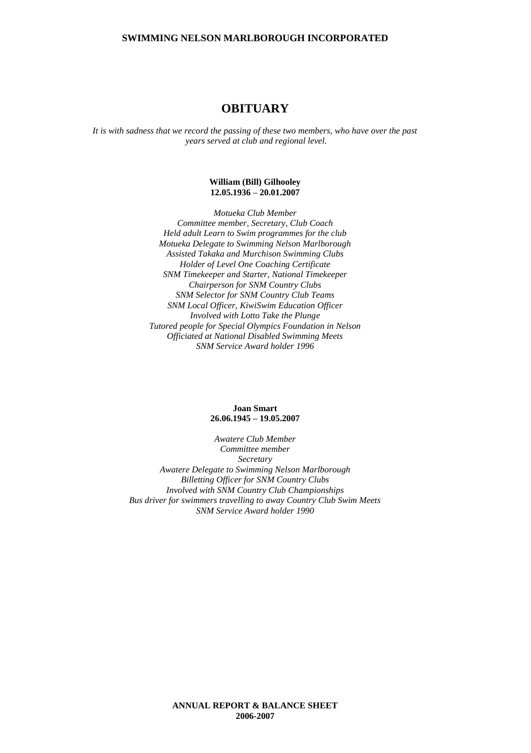# OBITUARY

*It is with sadness that we record the passing of these two members, who have over the past years served at club and regional level.*

**William (Bill) Gilhooley**
**12.05.1936 – 20.01.2007**

*Motueka Club Member*
*Committee member, Secretary, Club Coach*
*Held adult Learn to Swim programmes for the club*
*Motueka Delegate to Swimming Nelson Marlborough*
*Assisted Takaka and Murchison Swimming Clubs*
*Holder of Level One Coaching Certificate*
*SNM Timekeeper and Starter, National Timekeeper*
*Chairperson for SNM Country Clubs*
*SNM Selector for SNM Country Club Teams*
*SNM Local Officer, KiwiSwim Education Officer*
*Involved with Lotto Take the Plunge*
*Tutored people for Special Olympics Foundation in Nelson*
*Officiated at National Disabled Swimming Meets*
*SNM Service Award holder 1996*

**Joan Smart**
**26.06.1945 – 19.05.2007**

*Awatere Club Member*
*Committee member*
*Secretary*
*Awatere Delegate to Swimming Nelson Marlborough*
*Billetting Officer for SNM Country Clubs*
*Involved with SNM Country Club Championships*
*Bus driver for swimmers travelling to away Country Club Swim Meets*
*SNM Service Award holder 1990*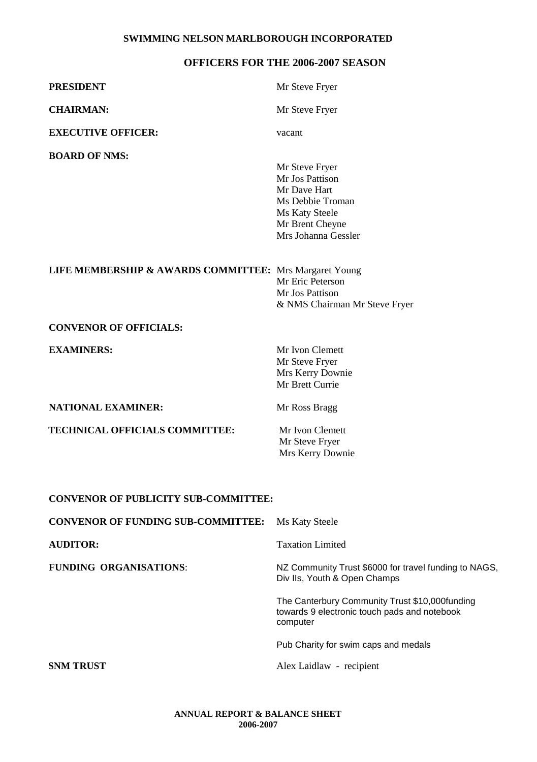# SWIMMING NELSON MARLBOROUGH INCORPORATED

## OFFICERS FOR THE 2006-2007 SEASON

| | |
|---|---|
| **PRESIDENT** | Mr Steve Fryer |
| **CHAIRMAN:** | Mr Steve Fryer |
| **EXECUTIVE OFFICER:** | vacant |
| **BOARD OF NMS:** | Mr Steve Fryer<br>Mr Jos Pattison<br>Mr Dave Hart<br>Ms Debbie Troman<br>Ms Katy Steele<br>Mr Brent Cheyne<br>Mrs Johanna Gessler |
| **LIFE MEMBERSHIP & AWARDS COMMITTEE:** | Mrs Margaret Young<br>Mr Eric Peterson<br>Mr Jos Pattison<br>& NMS Chairman Mr Steve Fryer |
| **CONVENOR OF OFFICIALS:** | |
| **EXAMINERS:** | Mr Ivon Clemett<br>Mr Steve Fryer<br>Mrs Kerry Downie<br>Mr Brett Currie |
| **NATIONAL EXAMINER:** | Mr Ross Bragg |
| **TECHNICAL OFFICIALS COMMITTEE:** | Mr Ivon Clemett<br>Mr Steve Fryer<br>Mrs Kerry Downie |
| **CONVENOR OF PUBLICITY SUB-COMMITTEE:** | |
| **CONVENOR OF FUNDING SUB-COMMITTEE:** | Ms Katy Steele |
| **AUDITOR:** | Taxation Limited |
| **FUNDING ORGANISATIONS**: | NZ Community Trust $6000 for travel funding to NAGS, Div IIs, Youth & Open Champs<br><br>The Canterbury Community Trust $10,000funding towards 9 electronic touch pads and notebook computer<br><br>Pub Charity for swim caps and medals |
| **SNM TRUST** | Alex Laidlaw - recipient |

**ANNUAL REPORT & BALANCE SHEET 2006-2007**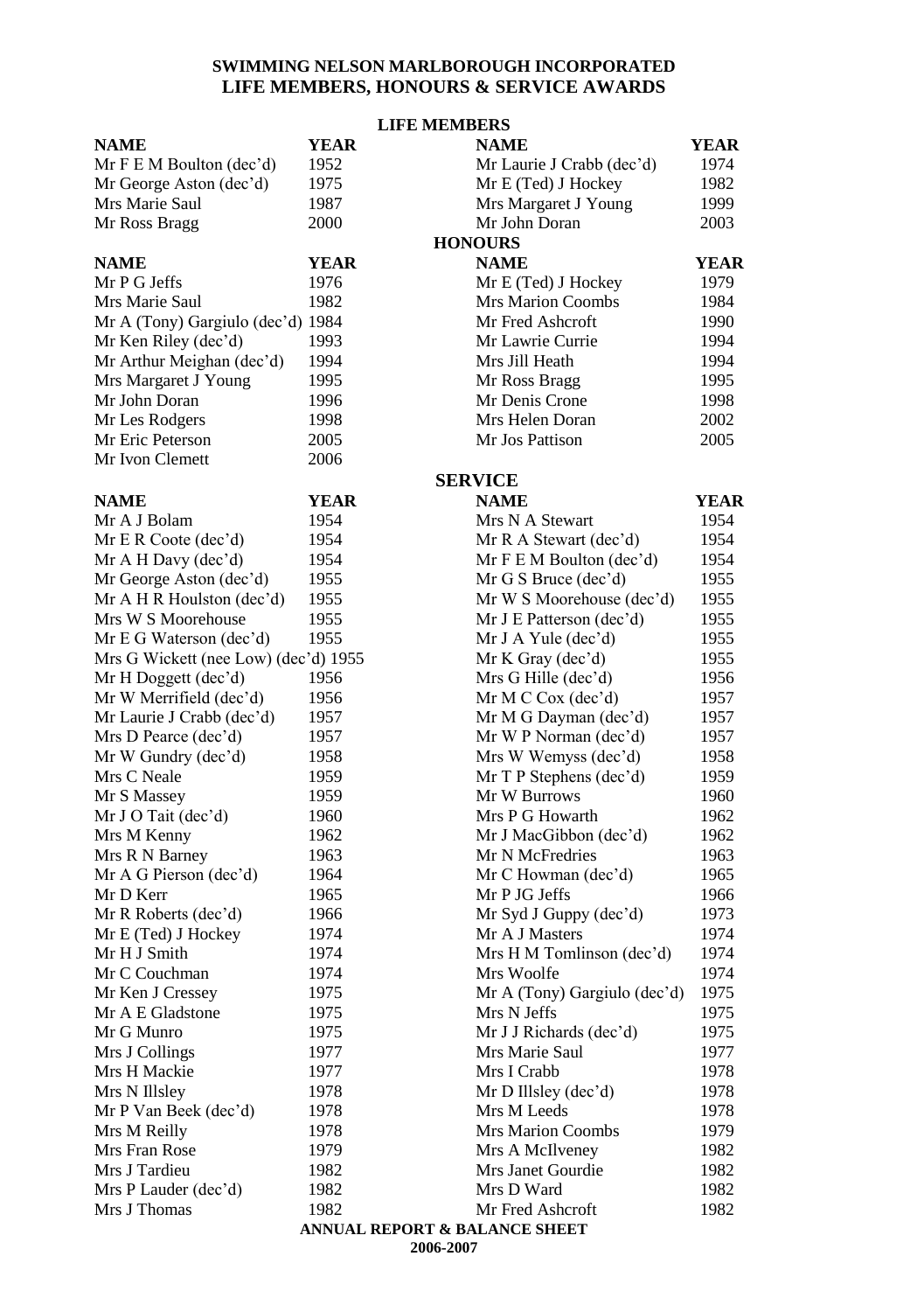# SWIMMING NELSON MARLBOROUGH INCORPORATED
# LIFE MEMBERS, HONOURS & SERVICE AWARDS

## LIFE MEMBERS

| NAME | YEAR | NAME | YEAR |
|---|---|---|---|
| Mr F E M Boulton (dec'd) | 1952 | Mr Laurie J Crabb (dec'd) | 1974 |
| Mr George Aston (dec'd) | 1975 | Mr E (Ted) J Hockey | 1982 |
| Mrs Marie Saul | 1987 | Mrs Margaret J Young | 1999 |
| Mr Ross Bragg | 2000 | Mr John Doran | 2003 |

## HONOURS

| NAME | YEAR | NAME | YEAR |
|---|---|---|---|
| Mr P G Jeffs | 1976 | Mr E (Ted) J Hockey | 1979 |
| Mrs Marie Saul | 1982 | Mrs Marion Coombs | 1984 |
| Mr A (Tony) Gargiulo (dec'd) | 1984 | Mr Fred Ashcroft | 1990 |
| Mr Ken Riley (dec'd) | 1993 | Mr Lawrie Currie | 1994 |
| Mr Arthur Meighan (dec'd) | 1994 | Mrs Jill Heath | 1994 |
| Mrs Margaret J Young | 1995 | Mr Ross Bragg | 1995 |
| Mr John Doran | 1996 | Mr Denis Crone | 1998 |
| Mr Les Rodgers | 1998 | Mrs Helen Doran | 2002 |
| Mr Eric Peterson | 2005 | Mr Jos Pattison | 2005 |
| Mr Ivon Clemett | 2006 | | |

## SERVICE

| NAME | YEAR | NAME | YEAR |
|---|---|---|---|
| Mr A J Bolam | 1954 | Mrs N A Stewart | 1954 |
| Mr E R Coote (dec'd) | 1954 | Mr R A Stewart (dec'd) | 1954 |
| Mr A H Davy (dec'd) | 1954 | Mr F E M Boulton (dec'd) | 1954 |
| Mr George Aston (dec'd) | 1955 | Mr G S Bruce (dec'd) | 1955 |
| Mr A H R Houlston (dec'd) | 1955 | Mr W S Moorehouse (dec'd) | 1955 |
| Mrs W S Moorehouse | 1955 | Mr J E Patterson (dec'd) | 1955 |
| Mr E G Waterson (dec'd) | 1955 | Mr J A Yule (dec'd) | 1955 |
| Mrs G Wickett (nee Low) (dec'd) | 1955 | Mr K Gray (dec'd) | 1955 |
| Mr H Doggett (dec'd) | 1956 | Mrs G Hille (dec'd) | 1956 |
| Mr W Merrifield (dec'd) | 1956 | Mr M C Cox (dec'd) | 1957 |
| Mr Laurie J Crabb (dec'd) | 1957 | Mr M G Dayman (dec'd) | 1957 |
| Mrs D Pearce (dec'd) | 1957 | Mr W P Norman (dec'd) | 1957 |
| Mr W Gundry (dec'd) | 1958 | Mrs W Wemyss (dec'd) | 1958 |
| Mrs C Neale | 1959 | Mr T P Stephens (dec'd) | 1959 |
| Mr S Massey | 1959 | Mr W Burrows | 1960 |
| Mr J O Tait (dec'd) | 1960 | Mrs P G Howarth | 1962 |
| Mrs M Kenny | 1962 | Mr J MacGibbon (dec'd) | 1962 |
| Mrs R N Barney | 1963 | Mr N McFredries | 1963 |
| Mr A G Pierson (dec'd) | 1964 | Mr C Howman (dec'd) | 1965 |
| Mr D Kerr | 1965 | Mr P JG Jeffs | 1966 |
| Mr R Roberts (dec'd) | 1966 | Mr Syd J Guppy (dec'd) | 1973 |
| Mr E (Ted) J Hockey | 1974 | Mr A J Masters | 1974 |
| Mr H J Smith | 1974 | Mrs H M Tomlinson (dec'd) | 1974 |
| Mr C Couchman | 1974 | Mrs Woolfe | 1974 |
| Mr Ken J Cressey | 1975 | Mr A (Tony) Gargiulo (dec'd) | 1975 |
| Mr A E Gladstone | 1975 | Mrs N Jeffs | 1975 |
| Mr G Munro | 1975 | Mr J J Richards (dec'd) | 1975 |
| Mrs J Collings | 1977 | Mrs Marie Saul | 1977 |
| Mrs H Mackie | 1977 | Mrs I Crabb | 1978 |
| Mrs N Illsley | 1978 | Mr D Illsley (dec'd) | 1978 |
| Mr P Van Beek (dec'd) | 1978 | Mrs M Leeds | 1978 |
| Mrs M Reilly | 1978 | Mrs Marion Coombs | 1979 |
| Mrs Fran Rose | 1979 | Mrs A McIlveney | 1982 |
| Mrs J Tardieu | 1982 | Mrs Janet Gourdie | 1982 |
| Mrs P Lauder (dec'd) | 1982 | Mrs D Ward | 1982 |
| Mrs J Thomas | 1982 | Mr Fred Ashcroft | 1982 |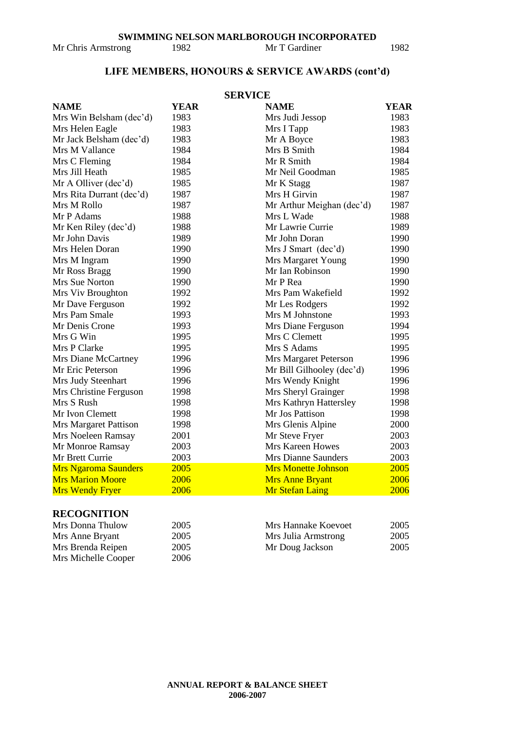| Mr Chris Armstrong | 1982 | Mr T Gardiner | 1982 |
|---|---|---|---|

## LIFE MEMBERS, HONOURS & SERVICE AWARDS (cont'd)

### SERVICE

| NAME | YEAR | NAME | YEAR |
|---|---|---|---|
| Mrs Win Belsham (dec'd) | 1983 | Mrs Judi Jessop | 1983 |
| Mrs Helen Eagle | 1983 | Mrs I Tapp | 1983 |
| Mr Jack Belsham (dec'd) | 1983 | Mr A Boyce | 1983 |
| Mrs M Vallance | 1984 | Mrs B Smith | 1984 |
| Mrs C Fleming | 1984 | Mr R Smith | 1984 |
| Mrs Jill Heath | 1985 | Mr Neil Goodman | 1985 |
| Mr A Olliver (dec'd) | 1985 | Mr K Stagg | 1987 |
| Mrs Rita Durrant (dec'd) | 1987 | Mrs H Girvin | 1987 |
| Mrs M Rollo | 1987 | Mr Arthur Meighan (dec'd) | 1987 |
| Mr P Adams | 1988 | Mrs L Wade | 1988 |
| Mr Ken Riley (dec'd) | 1988 | Mr Lawrie Currie | 1989 |
| Mr John Davis | 1989 | Mr John Doran | 1990 |
| Mrs Helen Doran | 1990 | Mrs J Smart (dec'd) | 1990 |
| Mrs M Ingram | 1990 | Mrs Margaret Young | 1990 |
| Mr Ross Bragg | 1990 | Mr Ian Robinson | 1990 |
| Mrs Sue Norton | 1990 | Mr P Rea | 1990 |
| Mrs Viv Broughton | 1992 | Mrs Pam Wakefield | 1992 |
| Mr Dave Ferguson | 1992 | Mr Les Rodgers | 1992 |
| Mrs Pam Smale | 1993 | Mrs M Johnstone | 1993 |
| Mr Denis Crone | 1993 | Mrs Diane Ferguson | 1994 |
| Mrs G Win | 1995 | Mrs C Clemett | 1995 |
| Mrs P Clarke | 1995 | Mrs S Adams | 1995 |
| Mrs Diane McCartney | 1996 | Mrs Margaret Peterson | 1996 |
| Mr Eric Peterson | 1996 | Mr Bill Gilhooley (dec'd) | 1996 |
| Mrs Judy Steenhart | 1996 | Mrs Wendy Knight | 1996 |
| Mrs Christine Ferguson | 1998 | Mrs Sheryl Grainger | 1998 |
| Mrs S Rush | 1998 | Mrs Kathryn Hattersley | 1998 |
| Mr Ivon Clemett | 1998 | Mr Jos Pattison | 1998 |
| Mrs Margaret Pattison | 1998 | Mrs Glenis Alpine | 2000 |
| Mrs Noeleen Ramsay | 2001 | Mr Steve Fryer | 2003 |
| Mr Monroe Ramsay | 2003 | Mrs Kareen Howes | 2003 |
| Mr Brett Currie | 2003 | Mrs Dianne Saunders | 2003 |
| Mrs Ngaroma Saunders | 2005 | Mrs Monette Johnson | 2005 |
| Mrs Marion Moore | 2006 | Mrs Anne Bryant | 2006 |
| Mrs Wendy Fryer | 2006 | Mr Stefan Laing | 2006 |

### RECOGNITION

| | | | |
|---|---|---|---|
| Mrs Donna Thulow | 2005 | Mrs Hannake Koevoet | 2005 |
| Mrs Anne Bryant | 2005 | Mrs Julia Armstrong | 2005 |
| Mrs Brenda Reipen | 2005 | Mr Doug Jackson | 2005 |
| Mrs Michelle Cooper | 2006 | | |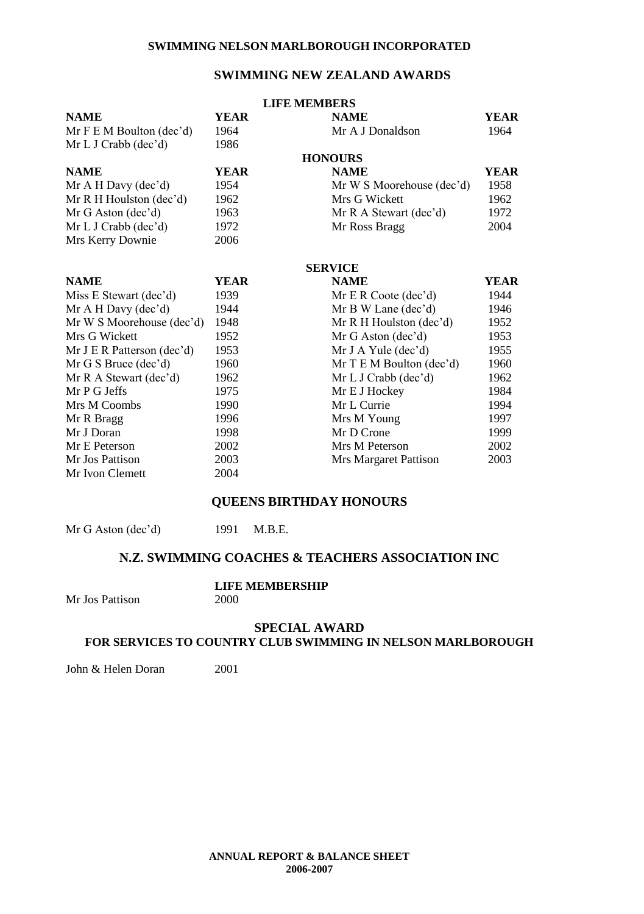# SWIMMING NELSON MARLBOROUGH INCORPORATED

## SWIMMING NEW ZEALAND AWARDS

### LIFE MEMBERS

| NAME | YEAR | NAME | YEAR |
|---|---|---|---|
| Mr F E M Boulton (dec'd) | 1964 | Mr A J Donaldson | 1964 |
| Mr L J Crabb (dec'd) | 1986 | | |

### HONOURS

| NAME | YEAR | NAME | YEAR |
|---|---|---|---|
| Mr A H Davy (dec'd) | 1954 | Mr W S Moorehouse (dec'd) | 1958 |
| Mr R H Houlston (dec'd) | 1962 | Mrs G Wickett | 1962 |
| Mr G Aston (dec'd) | 1963 | Mr R A Stewart (dec'd) | 1972 |
| Mr L J Crabb (dec'd) | 1972 | Mr Ross Bragg | 2004 |
| Mrs Kerry Downie | 2006 | | |

### SERVICE

| NAME | YEAR | NAME | YEAR |
|---|---|---|---|
| Miss E Stewart (dec'd) | 1939 | Mr E R Coote (dec'd) | 1944 |
| Mr A H Davy (dec'd) | 1944 | Mr B W Lane (dec'd) | 1946 |
| Mr W S Moorehouse (dec'd) | 1948 | Mr R H Houlston (dec'd) | 1952 |
| Mrs G Wickett | 1952 | Mr G Aston (dec'd) | 1953 |
| Mr J E R Patterson (dec'd) | 1953 | Mr J A Yule (dec'd) | 1955 |
| Mr G S Bruce (dec'd) | 1960 | Mr T E M Boulton (dec'd) | 1960 |
| Mr R A Stewart (dec'd) | 1962 | Mr L J Crabb (dec'd) | 1962 |
| Mr P G Jeffs | 1975 | Mr E J Hockey | 1984 |
| Mrs M Coombs | 1990 | Mr L Currie | 1994 |
| Mr R Bragg | 1996 | Mrs M Young | 1997 |
| Mr J Doran | 1998 | Mr D Crone | 1999 |
| Mr E Peterson | 2002 | Mrs M Peterson | 2002 |
| Mr Jos Pattison | 2003 | Mrs Margaret Pattison | 2003 |
| Mr Ivon Clemett | 2004 | | |

## QUEENS BIRTHDAY HONOURS

Mr G Aston (dec'd) 1991 M.B.E.

## N.Z. SWIMMING COACHES & TEACHERS ASSOCIATION INC

### LIFE MEMBERSHIP

Mr Jos Pattison 2000

### SPECIAL AWARD
### FOR SERVICES TO COUNTRY CLUB SWIMMING IN NELSON MARLBOROUGH

John & Helen Doran 2001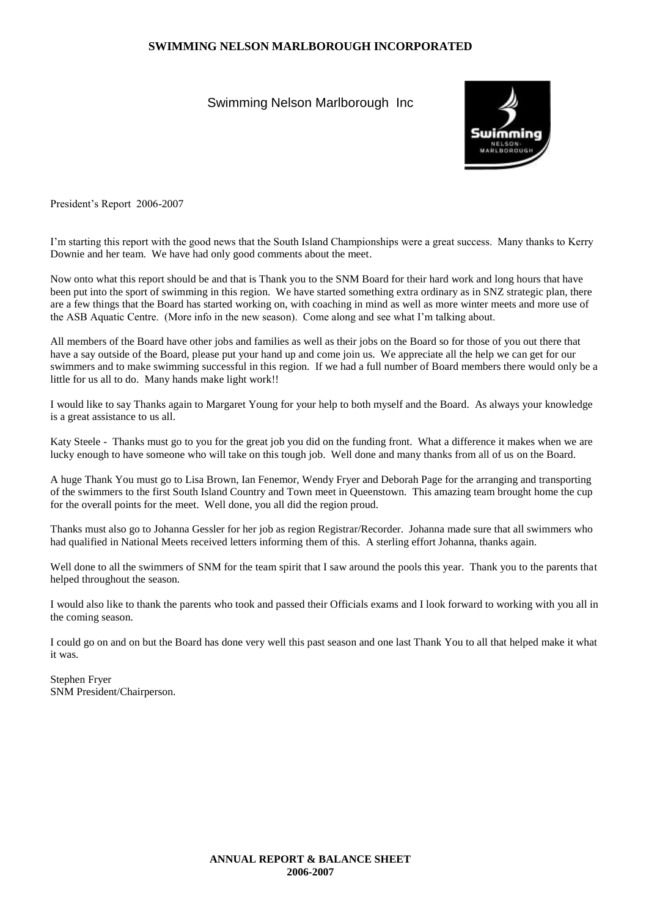Swimming Nelson Marlborough Inc

President's Report 2006-2007

I'm starting this report with the good news that the South Island Championships were a great success. Many thanks to Kerry Downie and her team. We have had only good comments about the meet.

Now onto what this report should be and that is Thank you to the SNM Board for their hard work and long hours that have been put into the sport of swimming in this region. We have started something extra ordinary as in SNZ strategic plan, there are a few things that the Board has started working on, with coaching in mind as well as more winter meets and more use of the ASB Aquatic Centre. (More info in the new season). Come along and see what I'm talking about.

All members of the Board have other jobs and families as well as their jobs on the Board so for those of you out there that have a say outside of the Board, please put your hand up and come join us. We appreciate all the help we can get for our swimmers and to make swimming successful in this region. If we had a full number of Board members there would only be a little for us all to do. Many hands make light work!!

I would like to say Thanks again to Margaret Young for your help to both myself and the Board. As always your knowledge is a great assistance to us all.

Katy Steele - Thanks must go to you for the great job you did on the funding front. What a difference it makes when we are lucky enough to have someone who will take on this tough job. Well done and many thanks from all of us on the Board.

A huge Thank You must go to Lisa Brown, Ian Fenemor, Wendy Fryer and Deborah Page for the arranging and transporting of the swimmers to the first South Island Country and Town meet in Queenstown. This amazing team brought home the cup for the overall points for the meet. Well done, you all did the region proud.

Thanks must also go to Johanna Gessler for her job as region Registrar/Recorder. Johanna made sure that all swimmers who had qualified in National Meets received letters informing them of this. A sterling effort Johanna, thanks again.

Well done to all the swimmers of SNM for the team spirit that I saw around the pools this year. Thank you to the parents that helped throughout the season.

I would also like to thank the parents who took and passed their Officials exams and I look forward to working with you all in the coming season.

I could go on and on but the Board has done very well this past season and one last Thank You to all that helped make it what it was.

Stephen Fryer
SNM President/Chairperson.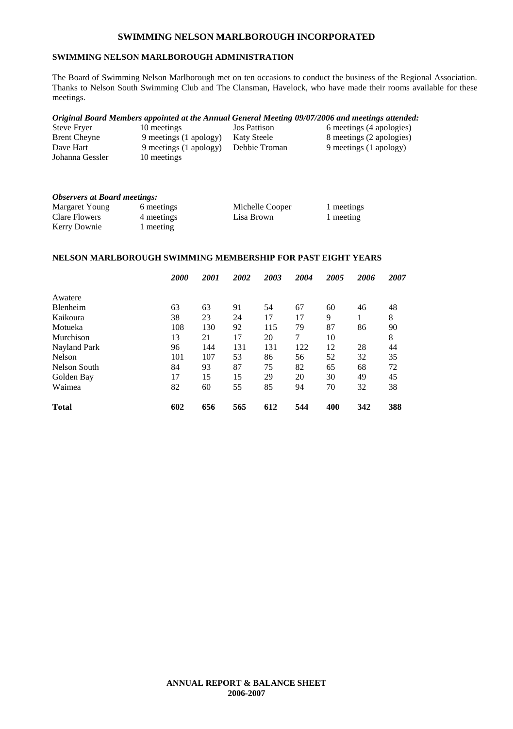# SWIMMING NELSON MARLBOROUGH INCORPORATED

## SWIMMING NELSON MARLBOROUGH ADMINISTRATION

The Board of Swimming Nelson Marlborough met on ten occasions to conduct the business of the Regional Association. Thanks to Nelson South Swimming Club and The Clansman, Havelock, who have made their rooms available for these meetings.

***Original Board Members appointed at the Annual General Meeting 09/07/2006 and meetings attended:***

| | | | |
|---|---|---|---|
| Steve Fryer | 10 meetings | Jos Pattison | 6 meetings (4 apologies) |
| Brent Cheyne | 9 meetings (1 apology) | Katy Steele | 8 meetings (2 apologies) |
| Dave Hart | 9 meetings (1 apology) | Debbie Troman | 9 meetings (1 apology) |
| Johanna Gessler | 10 meetings | | |

***Observers at Board meetings:***

| | | | |
|---|---|---|---|
| Margaret Young | 6 meetings | Michelle Cooper | 1 meetings |
| Clare Flowers | 4 meetings | Lisa Brown | 1 meeting |
| Kerry Downie | 1 meeting | | |

## NELSON MARLBOROUGH SWIMMING MEMBERSHIP FOR PAST EIGHT YEARS

| | *2000* | *2001* | *2002* | *2003* | *2004* | *2005* | *2006* | *2007* |
|---|---|---|---|---|---|---|---|---|
| Awatere | | | | | | | | |
| Blenheim | 63 | 63 | 91 | 54 | 67 | 60 | 46 | 48 |
| Kaikoura | 38 | 23 | 24 | 17 | 17 | 9 | 1 | 8 |
| Motueka | 108 | 130 | 92 | 115 | 79 | 87 | 86 | 90 |
| Murchison | 13 | 21 | 17 | 20 | 7 | 10 | | 8 |
| Nayland Park | 96 | 144 | 131 | 131 | 122 | 12 | 28 | 44 |
| Nelson | 101 | 107 | 53 | 86 | 56 | 52 | 32 | 35 |
| Nelson South | 84 | 93 | 87 | 75 | 82 | 65 | 68 | 72 |
| Golden Bay | 17 | 15 | 15 | 29 | 20 | 30 | 49 | 45 |
| Waimea | 82 | 60 | 55 | 85 | 94 | 70 | 32 | 38 |
| **Total** | **602** | **656** | **565** | **612** | **544** | **400** | **342** | **388** |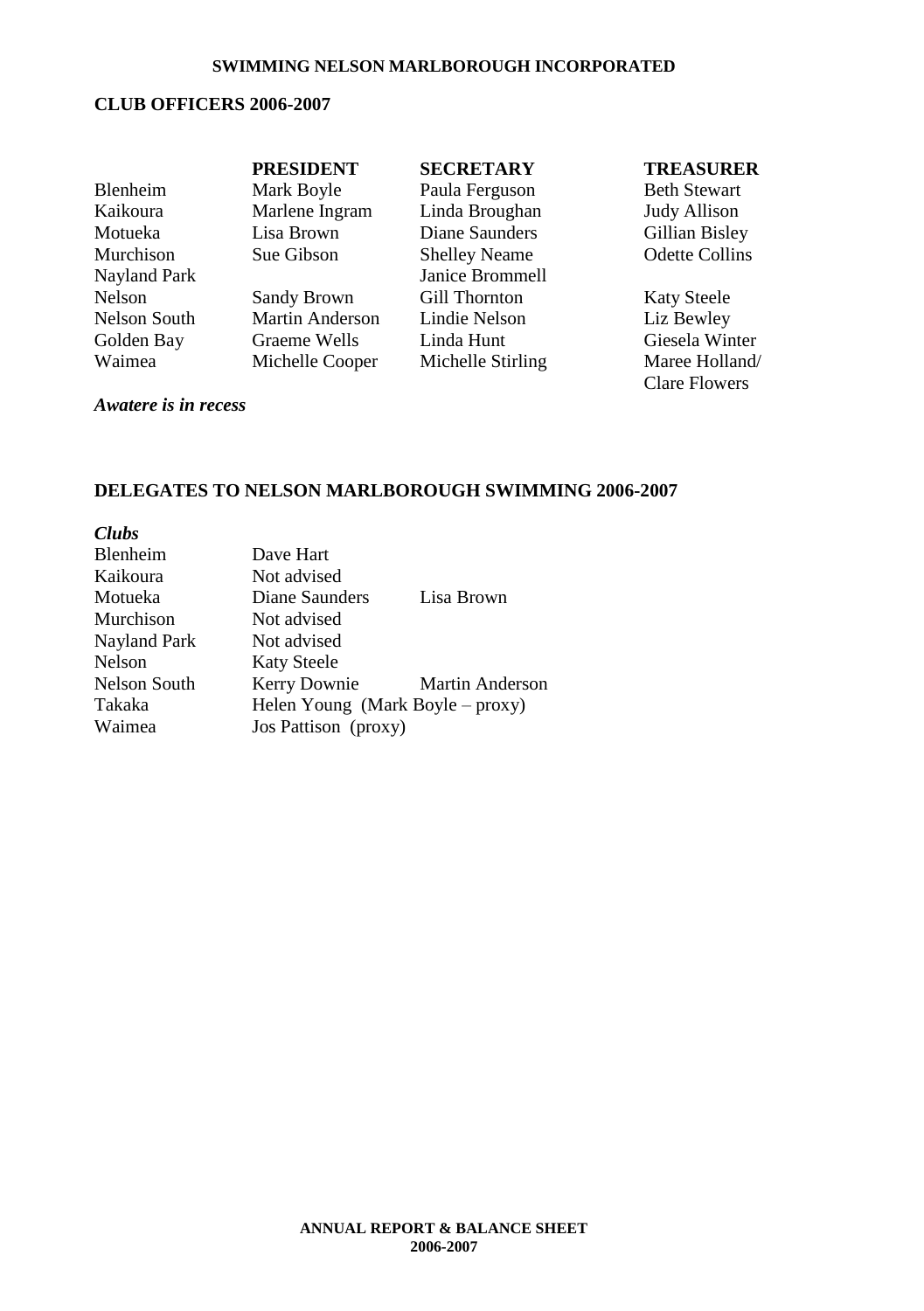**SWIMMING NELSON MARLBOROUGH INCORPORATED**

## CLUB OFFICERS 2006-2007

| | **PRESIDENT** | **SECRETARY** | **TREASURER** |
|---|---|---|---|
| Blenheim | Mark Boyle | Paula Ferguson | Beth Stewart |
| Kaikoura | Marlene Ingram | Linda Broughan | Judy Allison |
| Motueka | Lisa Brown | Diane Saunders | Gillian Bisley |
| Murchison | Sue Gibson | Shelley Neame | Odette Collins |
| Nayland Park | | Janice Brommell | |
| Nelson | Sandy Brown | Gill Thornton | Katy Steele |
| Nelson South | Martin Anderson | Lindie Nelson | Liz Bewley |
| Golden Bay | Graeme Wells | Linda Hunt | Giesela Winter |
| Waimea | Michelle Cooper | Michelle Stirling | Maree Holland/ Clare Flowers |

***Awatere is in recess***

## DELEGATES TO NELSON MARLBOROUGH SWIMMING 2006-2007

***Clubs***

| | | |
|---|---|---|
| Blenheim | Dave Hart | |
| Kaikoura | Not advised | |
| Motueka | Diane Saunders | Lisa Brown |
| Murchison | Not advised | |
| Nayland Park | Not advised | |
| Nelson | Katy Steele | |
| Nelson South | Kerry Downie | Martin Anderson |
| Takaka | Helen Young (Mark Boyle – proxy) | |
| Waimea | Jos Pattison (proxy) | |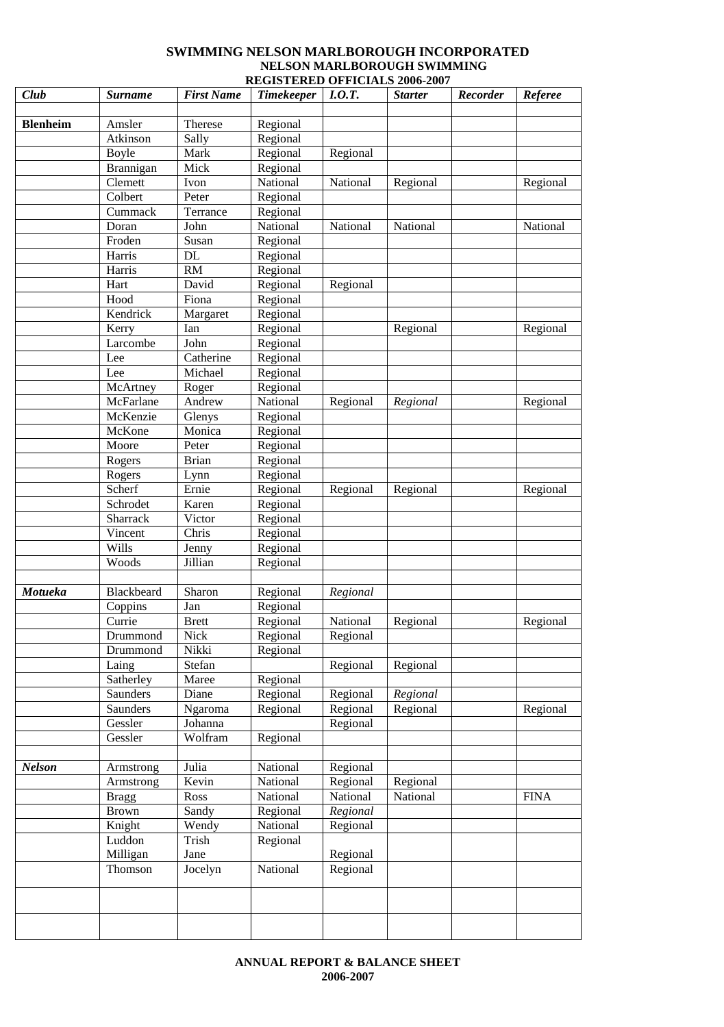# SWIMMING NELSON MARLBOROUGH INCORPORATED

## NELSON MARLBOROUGH SWIMMING

### REGISTERED OFFICIALS 2006-2007

| *Club* | *Surname* | *First Name* | *Timekeeper* | *I.O.T.* | *Starter* | *Recorder* | *Referee* |
|---|---|---|---|---|---|---|---|
| | | | | | | | |
| **Blenheim** | Amsler | Therese | Regional | | | | |
| | Atkinson | Sally | Regional | | | | |
| | Boyle | Mark | Regional | Regional | | | |
| | Brannigan | Mick | Regional | | | | |
| | Clemett | Ivon | National | National | Regional | | Regional |
| | Colbert | Peter | Regional | | | | |
| | Cummack | Terrance | Regional | | | | |
| | Doran | John | National | National | National | | National |
| | Froden | Susan | Regional | | | | |
| | Harris | DL | Regional | | | | |
| | Harris | RM | Regional | | | | |
| | Hart | David | Regional | Regional | | | |
| | Hood | Fiona | Regional | | | | |
| | Kendrick | Margaret | Regional | | | | |
| | Kerry | Ian | Regional | | Regional | | Regional |
| | Larcombe | John | Regional | | | | |
| | Lee | Catherine | Regional | | | | |
| | Lee | Michael | Regional | | | | |
| | McArtney | Roger | Regional | | | | |
| | McFarlane | Andrew | National | Regional | *Regional* | | Regional |
| | McKenzie | Glenys | Regional | | | | |
| | McKone | Monica | Regional | | | | |
| | Moore | Peter | Regional | | | | |
| | Rogers | Brian | Regional | | | | |
| | Rogers | Lynn | Regional | | | | |
| | Scherf | Ernie | Regional | Regional | Regional | | Regional |
| | Schrodet | Karen | Regional | | | | |
| | Sharrack | Victor | Regional | | | | |
| | Vincent | Chris | Regional | | | | |
| | Wills | Jenny | Regional | | | | |
| | Woods | Jillian | Regional | | | | |
| | | | | | | | |
| ***Motueka*** | Blackbeard | Sharon | Regional | *Regional* | | | |
| | Coppins | Jan | Regional | | | | |
| | Currie | Brett | Regional | National | Regional | | Regional |
| | Drummond | Nick | Regional | Regional | | | |
| | Drummond | Nikki | Regional | | | | |
| | Laing | Stefan | | Regional | Regional | | |
| | Satherley | Maree | Regional | | | | |
| | Saunders | Diane | Regional | Regional | *Regional* | | |
| | Saunders | Ngaroma | Regional | Regional | Regional | | Regional |
| | Gessler | Johanna | | Regional | | | |
| | Gessler | Wolfram | Regional | | | | |
| | | | | | | | |
| ***Nelson*** | Armstrong | Julia | National | Regional | | | |
| | Armstrong | Kevin | National | Regional | Regional | | |
| | Bragg | Ross | National | National | National | | FINA |
| | Brown | Sandy | Regional | *Regional* | | | |
| | Knight | Wendy | National | Regional | | | |
| | Luddon | Trish | Regional | | | | |
| | Milligan | Jane | | Regional | | | |
| | Thomson | Jocelyn | National | Regional | | | |
| | | | | | | | |
| | | | | | | | |

**ANNUAL REPORT & BALANCE SHEET 2006-2007**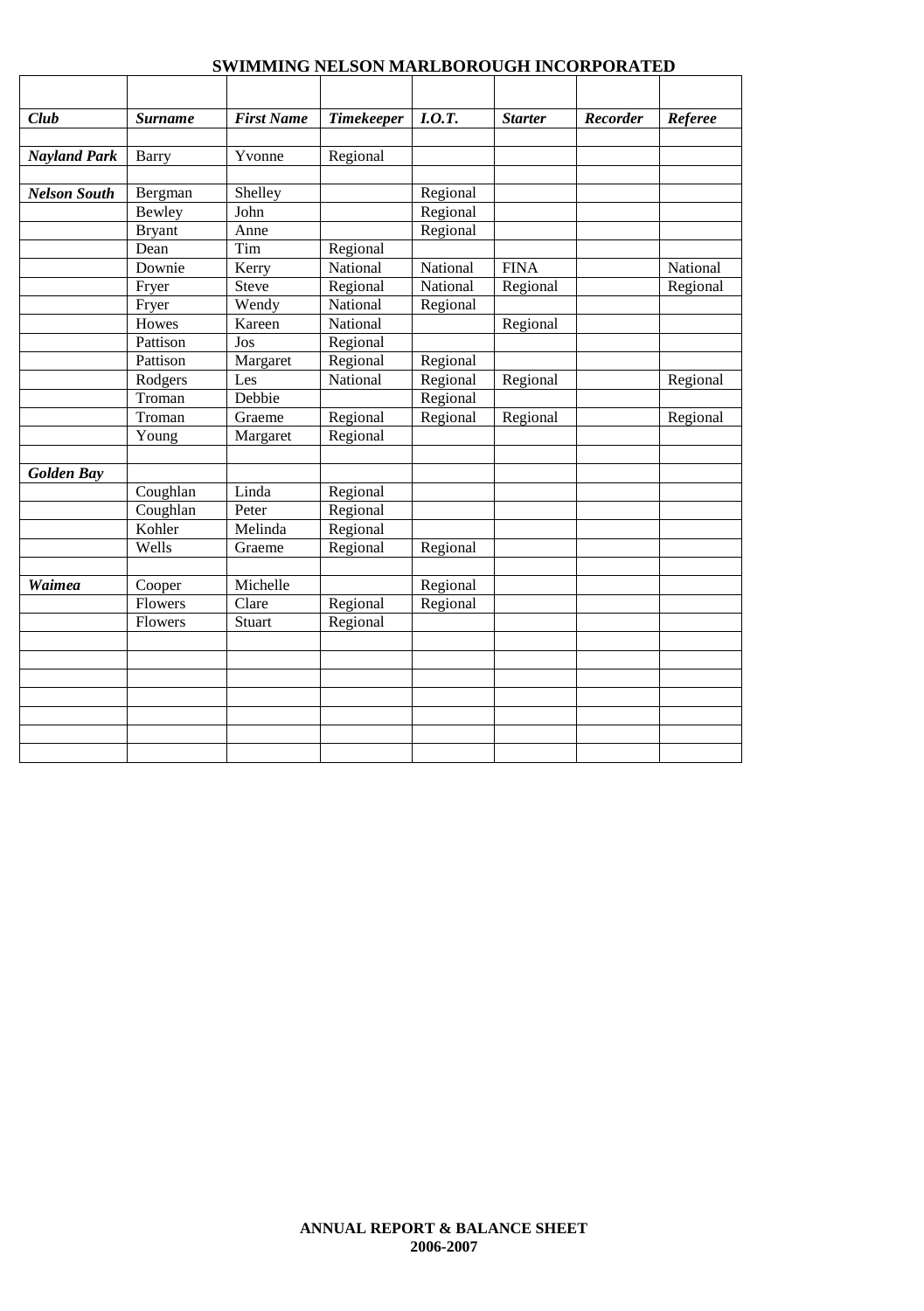# SWIMMING NELSON MARLBOROUGH INCORPORATED

| Club | Surname | First Name | Timekeeper | I.O.T. | Starter | Recorder | Referee |
|---|---|---|---|---|---|---|---|
| **Nayland Park** | Barry | Yvonne | Regional | | | | |
| **Nelson South** | Bergman | Shelley | | Regional | | | |
| | Bewley | John | | Regional | | | |
| | Bryant | Anne | | Regional | | | |
| | Dean | Tim | Regional | | | | |
| | Downie | Kerry | National | National | FINA | | National |
| | Fryer | Steve | Regional | National | Regional | | Regional |
| | Fryer | Wendy | National | Regional | | | |
| | Howes | Kareen | National | | Regional | | |
| | Pattison | Jos | Regional | | | | |
| | Pattison | Margaret | Regional | Regional | | | |
| | Rodgers | Les | National | Regional | Regional | | Regional |
| | Troman | Debbie | | Regional | | | |
| | Troman | Graeme | Regional | Regional | Regional | | Regional |
| | Young | Margaret | Regional | | | | |
| **Golden Bay** | | | | | | | |
| | Coughlan | Linda | Regional | | | | |
| | Coughlan | Peter | Regional | | | | |
| | Kohler | Melinda | Regional | | | | |
| | Wells | Graeme | Regional | Regional | | | |
| **Waimea** | Cooper | Michelle | | Regional | | | |
| | Flowers | Clare | Regional | Regional | | | |
| | Flowers | Stuart | Regional | | | | |

**ANNUAL REPORT & BALANCE SHEET**
**2006-2007**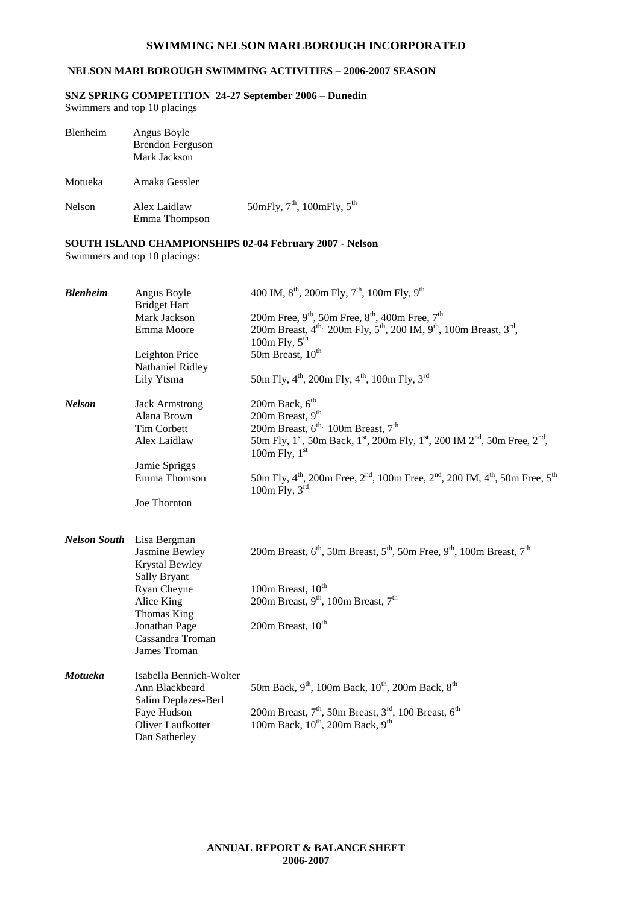# SWIMMING NELSON MARLBOROUGH INCORPORATED

## NELSON MARLBOROUGH SWIMMING ACTIVITIES – 2006-2007 SEASON

### SNZ SPRING COMPETITION 24-27 September 2006 – Dunedin

Swimmers and top 10 placings

| | | |
|---|---|---|
| Blenheim | Angus Boyle | |
| | Brendon Ferguson | |
| | Mark Jackson | |
| Motueka | Amaka Gessler | |
| Nelson | Alex Laidlaw | 50mFly, 7th, 100mFly, 5th |
| | Emma Thompson | |

### SOUTH ISLAND CHAMPIONSHIPS 02-04 February 2007 - Nelson

Swimmers and top 10 placings:

| | | |
|---|---|---|
| ***Blenheim*** | Angus Boyle | 400 IM, 8th, 200m Fly, 7th, 100m Fly, 9th |
| | Bridget Hart | |
| | Mark Jackson | 200m Free, 9th, 50m Free, 8th, 400m Free, 7th |
| | Emma Moore | 200m Breast, 4th, 200m Fly, 5th, 200 IM, 9th, 100m Breast, 3rd, 100m Fly, 5th |
| | Leighton Price | 50m Breast, 10th |
| | Nathaniel Ridley | |
| | Lily Ytsma | 50m Fly, 4th, 200m Fly, 4th, 100m Fly, 3rd |
| ***Nelson*** | Jack Armstrong | 200m Back, 6th |
| | Alana Brown | 200m Breast, 9th |
| | Tim Corbett | 200m Breast, 6th, 100m Breast, 7th |
| | Alex Laidlaw | 50m Fly, 1st, 50m Back, 1st, 200m Fly, 1st, 200 IM 2nd, 50m Free, 2nd, 100m Fly, 1st |
| | Jamie Spriggs | |
| | Emma Thomson | 50m Fly, 4th, 200m Free, 2nd, 100m Free, 2nd, 200 IM, 4th, 50m Free, 5th 100m Fly, 3rd |
| | Joe Thornton | |
| ***Nelson South*** | Lisa Bergman | |
| | Jasmine Bewley | 200m Breast, 6th, 50m Breast, 5th, 50m Free, 9th, 100m Breast, 7th |
| | Krystal Bewley | |
| | Sally Bryant | |
| | Ryan Cheyne | 100m Breast, 10th |
| | Alice King | 200m Breast, 9th, 100m Breast, 7th |
| | Thomas King | |
| | Jonathan Page | 200m Breast, 10th |
| | Cassandra Troman | |
| | James Troman | |
| ***Motueka*** | Isabella Bennich-Wolter | |
| | Ann Blackbeard | 50m Back, 9th, 100m Back, 10th, 200m Back, 8th |
| | Salim Deplazes-Berl | |
| | Faye Hudson | 200m Breast, 7th, 50m Breast, 3rd, 100 Breast, 6th |
| | Oliver Laufkotter | 100m Back, 10th, 200m Back, 9th |
| | Dan Satherley | |

**ANNUAL REPORT & BALANCE SHEET**
**2006-2007**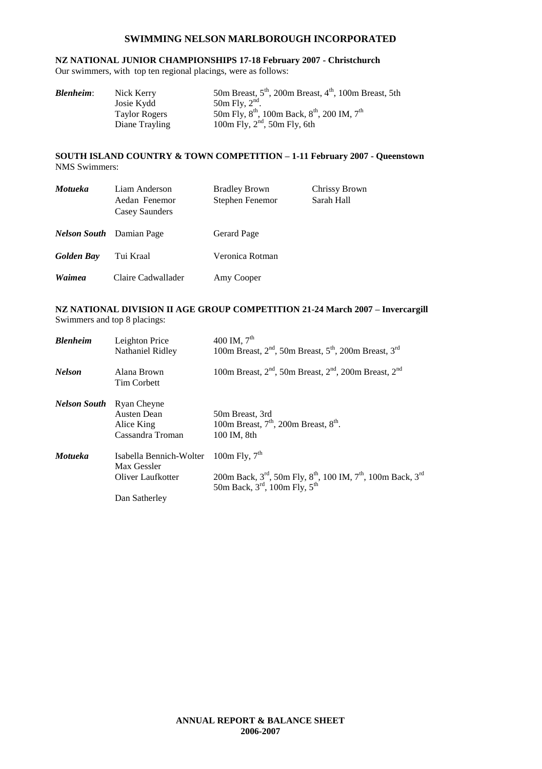# SWIMMING NELSON MARLBOROUGH INCORPORATED

**NZ NATIONAL JUNIOR CHAMPIONSHIPS 17-18 February 2007 - Christchurch**

Our swimmers, with top ten regional placings, were as follows:

| | | |
|---|---|---|
| ***Blenheim***: | Nick Kerry | 50m Breast, 5th, 200m Breast, 4th, 100m Breast, 5th |
| | Josie Kydd | 50m Fly, 2nd. |
| | Taylor Rogers | 50m Fly, 8th, 100m Back, 8th, 200 IM, 7th |
| | Diane Trayling | 100m Fly, 2nd, 50m Fly, 6th |

**SOUTH ISLAND COUNTRY & TOWN COMPETITION – 1-11 February 2007 - Queenstown**

NMS Swimmers:

| | | | |
|---|---|---|---|
| ***Motueka*** | Liam Anderson | Bradley Brown | Chrissy Brown |
| | Aedan Fenemor | Stephen Fenemor | Sarah Hall |
| | Casey Saunders | | |
| ***Nelson South*** | Damian Page | Gerard Page | |
| ***Golden Bay*** | Tui Kraal | Veronica Rotman | |
| ***Waimea*** | Claire Cadwallader | Amy Cooper | |

**NZ NATIONAL DIVISION II AGE GROUP COMPETITION 21-24 March 2007 – Invercargill**

Swimmers and top 8 placings:

| | | |
|---|---|---|
| ***Blenheim*** | Leighton Price | 400 IM, 7th |
| | Nathaniel Ridley | 100m Breast, 2nd, 50m Breast, 5th, 200m Breast, 3rd |
| ***Nelson*** | Alana Brown | 100m Breast, 2nd, 50m Breast, 2nd, 200m Breast, 2nd |
| | Tim Corbett | |
| ***Nelson South*** | Ryan Cheyne | |
| | Austen Dean | 50m Breast, 3rd |
| | Alice King | 100m Breast, 7th, 200m Breast, 8th. |
| | Cassandra Troman | 100 IM, 8th |
| ***Motueka*** | Isabella Bennich-Wolter | 100m Fly, 7th |
| | Max Gessler | |
| | Oliver Laufkotter | 200m Back, 3rd, 50m Fly, 8th, 100 IM, 7th, 100m Back, 3rd<br>50m Back, 3rd, 100m Fly, 5th |
| | Dan Satherley | |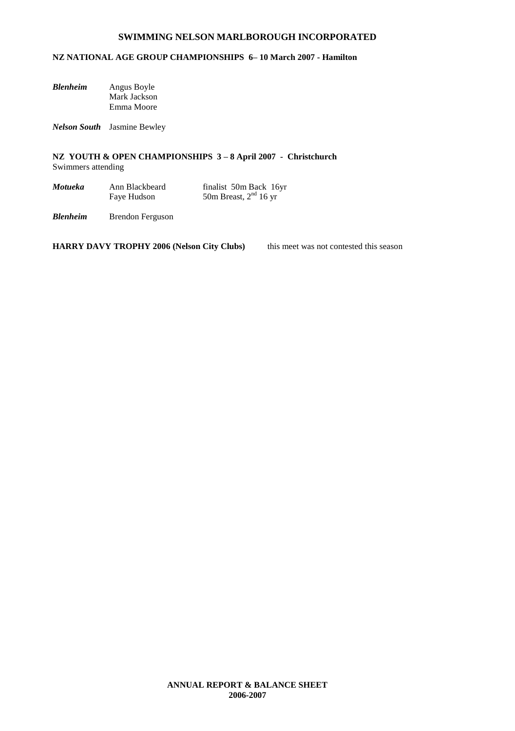## SWIMMING NELSON MARLBOROUGH INCORPORATED

**NZ NATIONAL AGE GROUP CHAMPIONSHIPS 6– 10 March 2007 - Hamilton**

***Blenheim*** Angus Boyle
Mark Jackson
Emma Moore

***Nelson South*** Jasmine Bewley

**NZ YOUTH & OPEN CHAMPIONSHIPS 3 – 8 April 2007 - Christchurch**
Swimmers attending

| | | |
|---|---|---|
| ***Motueka*** | Ann Blackbeard | finalist 50m Back 16yr |
| | Faye Hudson | 50m Breast, 2nd 16 yr |
| ***Blenheim*** | Brendon Ferguson | |

**HARRY DAVY TROPHY 2006 (Nelson City Clubs)** this meet was not contested this season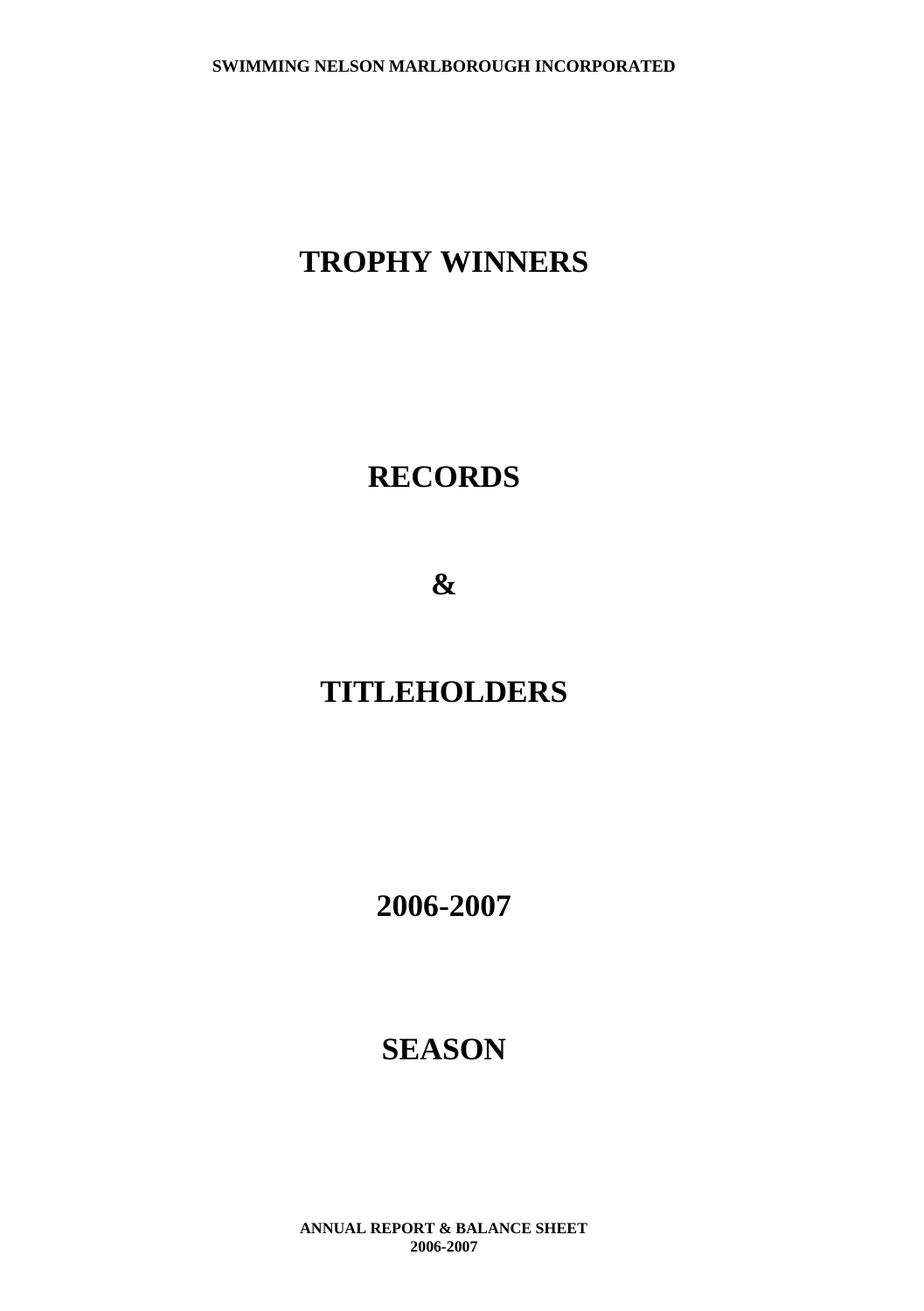# TROPHY WINNERS

# RECORDS

# &

# TITLEHOLDERS

# 2006-2007

# SEASON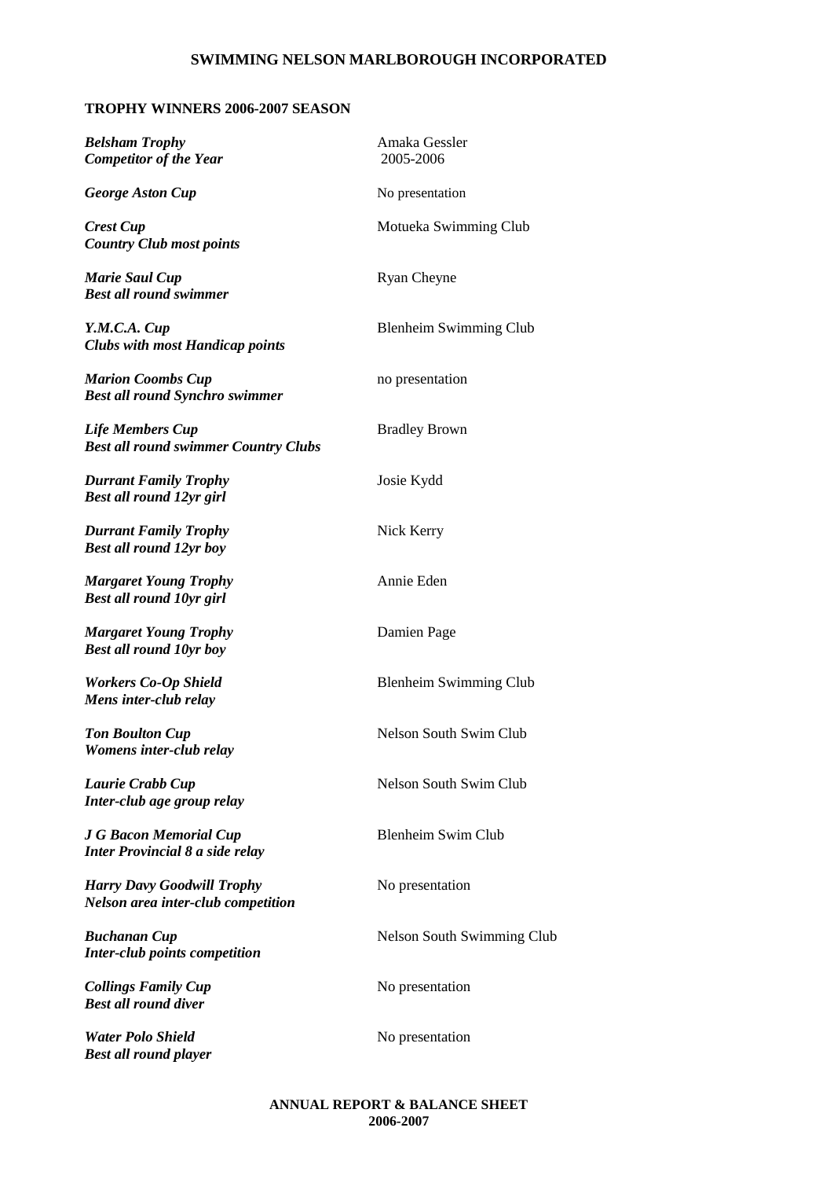## SWIMMING NELSON MARLBOROUGH INCORPORATED

### TROPHY WINNERS 2006-2007 SEASON

| Trophy | Winner |
|---|---|
| ***Belsham Trophy*** <br> ***Competitor of the Year*** | Amaka Gessler <br> 2005-2006 |
| ***George Aston Cup*** | No presentation |
| ***Crest Cup*** <br> ***Country Club most points*** | Motueka Swimming Club |
| ***Marie Saul Cup*** <br> ***Best all round swimmer*** | Ryan Cheyne |
| ***Y.M.C.A. Cup*** <br> ***Clubs with most Handicap points*** | Blenheim Swimming Club |
| ***Marion Coombs Cup*** <br> ***Best all round Synchro swimmer*** | no presentation |
| ***Life Members Cup*** <br> ***Best all round swimmer Country Clubs*** | Bradley Brown |
| ***Durrant Family Trophy*** <br> ***Best all round 12yr girl*** | Josie Kydd |
| ***Durrant Family Trophy*** <br> ***Best all round 12yr boy*** | Nick Kerry |
| ***Margaret Young Trophy*** <br> ***Best all round 10yr girl*** | Annie Eden |
| ***Margaret Young Trophy*** <br> ***Best all round 10yr boy*** | Damien Page |
| ***Workers Co-Op Shield*** <br> ***Mens inter-club relay*** | Blenheim Swimming Club |
| ***Ton Boulton Cup*** <br> ***Womens inter-club relay*** | Nelson South Swim Club |
| ***Laurie Crabb Cup*** <br> ***Inter-club age group relay*** | Nelson South Swim Club |
| ***J G Bacon Memorial Cup*** <br> ***Inter Provincial 8 a side relay*** | Blenheim Swim Club |
| ***Harry Davy Goodwill Trophy*** <br> ***Nelson area inter-club competition*** | No presentation |
| ***Buchanan Cup*** <br> ***Inter-club points competition*** | Nelson South Swimming Club |
| ***Collings Family Cup*** <br> ***Best all round diver*** | No presentation |
| ***Water Polo Shield*** <br> ***Best all round player*** | No presentation |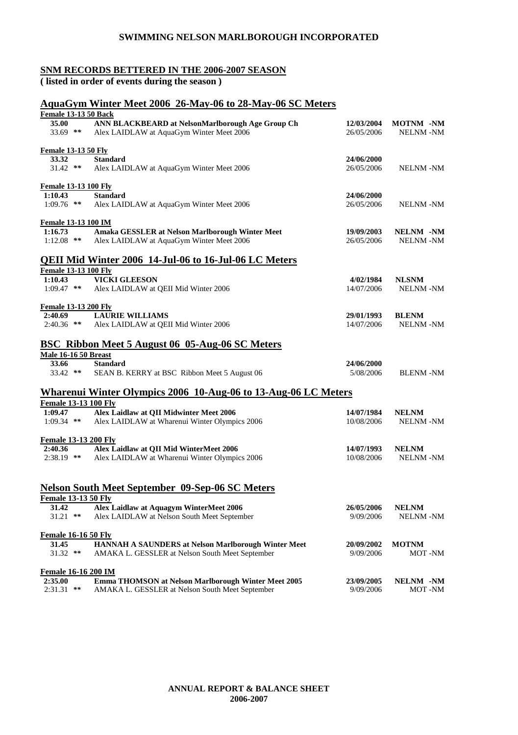## SWIMMING NELSON MARLBOROUGH INCORPORATED

### SNM RECORDS BETTERED IN THE 2006-2007 SEASON

**( listed in order of events during the season )**

### AquaGym Winter Meet 2006 26-May-06 to 28-May-06 SC Meters

**Female 13-13 50 Back**

| Time | Name | Date | Club |
|---|---|---|---|
| **35.00** | **ANN BLACKBEARD at NelsonMarlborough Age Group Ch** | **12/03/2004** | **MOTNM -NM** |
| 33.69 ** | Alex LAIDLAW at AquaGym Winter Meet 2006 | 26/05/2006 | NELNM -NM |

**Female 13-13 50 Fly**

| Time | Name | Date | Club |
|---|---|---|---|
| **33.32** | **Standard** | **24/06/2000** | |
| 31.42 ** | Alex LAIDLAW at AquaGym Winter Meet 2006 | 26/05/2006 | NELNM -NM |

**Female 13-13 100 Fly**

| Time | Name | Date | Club |
|---|---|---|---|
| **1:10.43** | **Standard** | **24/06/2000** | |
| 1:09.76 ** | Alex LAIDLAW at AquaGym Winter Meet 2006 | 26/05/2006 | NELNM -NM |

**Female 13-13 100 IM**

| Time | Name | Date | Club |
|---|---|---|---|
| **1:16.73** | **Amaka GESSLER at Nelson Marlborough Winter Meet** | **19/09/2003** | **NELNM -NM** |
| 1:12.08 ** | Alex LAIDLAW at AquaGym Winter Meet 2006 | 26/05/2006 | NELNM -NM |

### QEII Mid Winter 2006 14-Jul-06 to 16-Jul-06 LC Meters

**Female 13-13 100 Fly**

| Time | Name | Date | Club |
|---|---|---|---|
| **1:10.43** | **VICKI GLEESON** | **4/02/1984** | **NLSNM** |
| 1:09.47 ** | Alex LAIDLAW at QEII Mid Winter 2006 | 14/07/2006 | NELNM -NM |

**Female 13-13 200 Fly**

| Time | Name | Date | Club |
|---|---|---|---|
| **2:40.69** | **LAURIE WILLIAMS** | **29/01/1993** | **BLENM** |
| 2:40.36 ** | Alex LAIDLAW at QEII Mid Winter 2006 | 14/07/2006 | NELNM -NM |

### BSC Ribbon Meet 5 August 06 05-Aug-06 SC Meters

**Male 16-16 50 Breast**

| Time | Name | Date | Club |
|---|---|---|---|
| **33.66** | **Standard** | **24/06/2000** | |
| 33.42 ** | SEAN B. KERRY at BSC Ribbon Meet 5 August 06 | 5/08/2006 | BLENM -NM |

### Wharenui Winter Olympics 2006 10-Aug-06 to 13-Aug-06 LC Meters

**Female 13-13 100 Fly**

| Time | Name | Date | Club |
|---|---|---|---|
| **1:09.47** | **Alex Laidlaw at QII Midwinter Meet 2006** | **14/07/1984** | **NELNM** |
| 1:09.34 ** | Alex LAIDLAW at Wharenui Winter Olympics 2006 | 10/08/2006 | NELNM -NM |

**Female 13-13 200 Fly**

| Time | Name | Date | Club |
|---|---|---|---|
| **2:40.36** | **Alex Laidlaw at QII Mid WinterMeet 2006** | **14/07/1993** | **NELNM** |
| 2:38.19 ** | Alex LAIDLAW at Wharenui Winter Olympics 2006 | 10/08/2006 | NELNM -NM |

### Nelson South Meet September 09-Sep-06 SC Meters

**Female 13-13 50 Fly**

| Time | Name | Date | Club |
|---|---|---|---|
| **31.42** | **Alex Laidlaw at Aquagym WinterMeet 2006** | **26/05/2006** | **NELNM** |
| 31.21 ** | Alex LAIDLAW at Nelson South Meet September | 9/09/2006 | NELNM -NM |

**Female 16-16 50 Fly**

| Time | Name | Date | Club |
|---|---|---|---|
| **31.45** | **HANNAH A SAUNDERS at Nelson Marlborough Winter Meet** | **20/09/2002** | **MOTNM** |
| 31.32 ** | AMAKA L. GESSLER at Nelson South Meet September | 9/09/2006 | MOT -NM |

**Female 16-16 200 IM**

| Time | Name | Date | Club |
|---|---|---|---|
| **2:35.00** | **Emma THOMSON at Nelson Marlborough Winter Meet 2005** | **23/09/2005** | **NELNM -NM** |
| 2:31.31 ** | AMAKA L. GESSLER at Nelson South Meet September | 9/09/2006 | MOT -NM |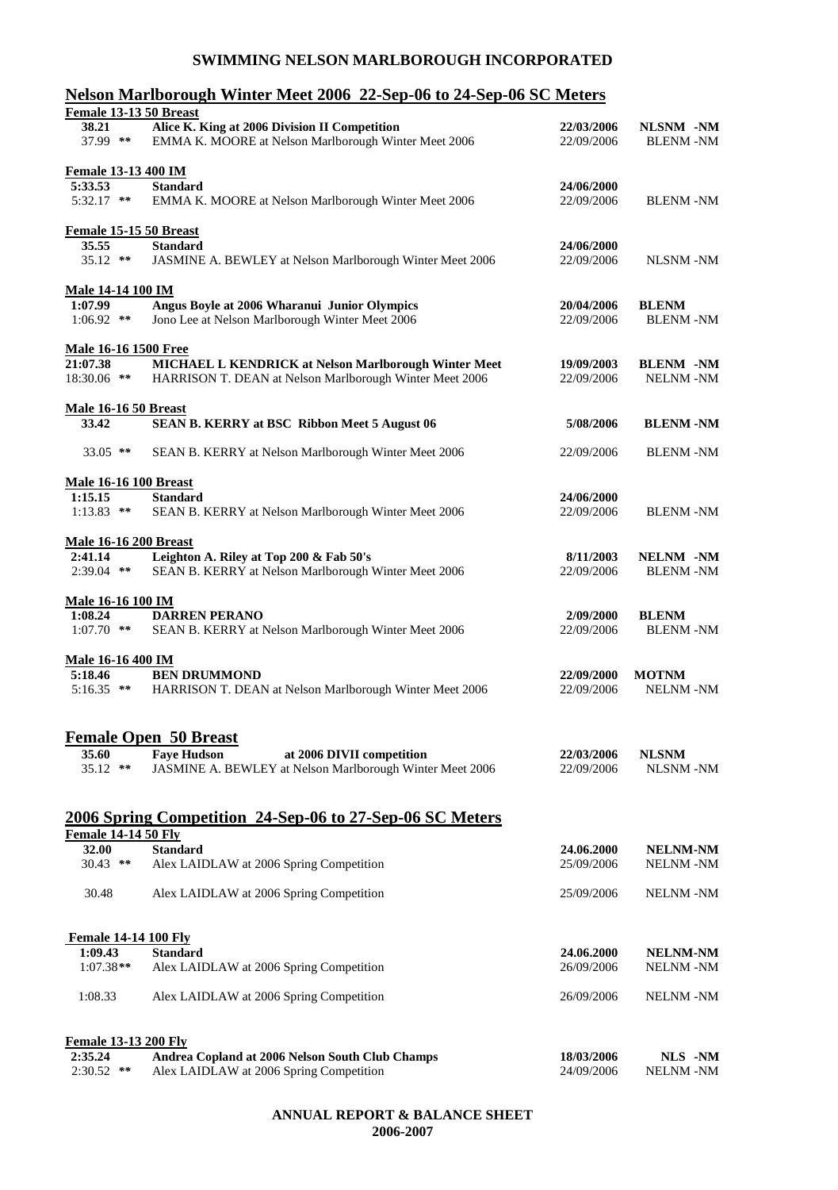**SWIMMING NELSON MARLBOROUGH INCORPORATED**

## Nelson Marlborough Winter Meet 2006 22-Sep-06 to 24-Sep-06 SC Meters

**Female 13-13 50 Breast**

| | | | |
|---|---|---|---|
| **38.21** | **Alice K. King at 2006 Division II Competition** | **22/03/2006** | **NLSNM -NM** |
| 37.99 ** | EMMA K. MOORE at Nelson Marlborough Winter Meet 2006 | 22/09/2006 | BLENM -NM |

**Female 13-13 400 IM**

| | | | |
|---|---|---|---|
| **5:33.53** | **Standard** | **24/06/2000** | |
| 5:32.17 ** | EMMA K. MOORE at Nelson Marlborough Winter Meet 2006 | 22/09/2006 | BLENM -NM |

**Female 15-15 50 Breast**

| | | | |
|---|---|---|---|
| **35.55** | **Standard** | **24/06/2000** | |
| 35.12 ** | JASMINE A. BEWLEY at Nelson Marlborough Winter Meet 2006 | 22/09/2006 | NLSNM -NM |

**Male 14-14 100 IM**

| | | | |
|---|---|---|---|
| **1:07.99** | **Angus Boyle at 2006 Wharanui Junior Olympics** | **20/04/2006** | **BLENM** |
| 1:06.92 ** | Jono Lee at Nelson Marlborough Winter Meet 2006 | 22/09/2006 | BLENM -NM |

**Male 16-16 1500 Free**

| | | | |
|---|---|---|---|
| **21:07.38** | **MICHAEL L KENDRICK at Nelson Marlborough Winter Meet** | **19/09/2003** | **BLENM -NM** |
| 18:30.06 ** | HARRISON T. DEAN at Nelson Marlborough Winter Meet 2006 | 22/09/2006 | NELNM -NM |

**Male 16-16 50 Breast**

| | | | |
|---|---|---|---|
| **33.42** | **SEAN B. KERRY at BSC Ribbon Meet 5 August 06** | **5/08/2006** | **BLENM -NM** |
| 33.05 ** | SEAN B. KERRY at Nelson Marlborough Winter Meet 2006 | 22/09/2006 | BLENM -NM |

**Male 16-16 100 Breast**

| | | | |
|---|---|---|---|
| **1:15.15** | **Standard** | **24/06/2000** | |
| 1:13.83 ** | SEAN B. KERRY at Nelson Marlborough Winter Meet 2006 | 22/09/2006 | BLENM -NM |

**Male 16-16 200 Breast**

| | | | |
|---|---|---|---|
| **2:41.14** | **Leighton A. Riley at Top 200 & Fab 50's** | **8/11/2003** | **NELNM -NM** |
| 2:39.04 ** | SEAN B. KERRY at Nelson Marlborough Winter Meet 2006 | 22/09/2006 | BLENM -NM |

**Male 16-16 100 IM**

| | | | |
|---|---|---|---|
| **1:08.24** | **DARREN PERANO** | **2/09/2000** | **BLENM** |
| 1:07.70 ** | SEAN B. KERRY at Nelson Marlborough Winter Meet 2006 | 22/09/2006 | BLENM -NM |

**Male 16-16 400 IM**

| | | | |
|---|---|---|---|
| **5:18.46** | **BEN DRUMMOND** | **22/09/2000** | **MOTNM** |
| 5:16.35 ** | HARRISON T. DEAN at Nelson Marlborough Winter Meet 2006 | 22/09/2006 | NELNM -NM |

### Female Open 50 Breast

| | | | |
|---|---|---|---|
| **35.60** | **Faye Hudson at 2006 DIVII competition** | **22/03/2006** | **NLSNM** |
| 35.12 ** | JASMINE A. BEWLEY at Nelson Marlborough Winter Meet 2006 | 22/09/2006 | NLSNM -NM |

## 2006 Spring Competition 24-Sep-06 to 27-Sep-06 SC Meters

**Female 14-14 50 Fly**

| | | | |
|---|---|---|---|
| **32.00** | **Standard** | **24.06.2000** | **NELNM-NM** |
| 30.43 ** | Alex LAIDLAW at 2006 Spring Competition | 25/09/2006 | NELNM -NM |
| 30.48 | Alex LAIDLAW at 2006 Spring Competition | 25/09/2006 | NELNM -NM |

**Female 14-14 100 Fly**

| | | | |
|---|---|---|---|
| **1:09.43** | **Standard** | **24.06.2000** | **NELNM-NM** |
| 1:07.38** | Alex LAIDLAW at 2006 Spring Competition | 26/09/2006 | NELNM -NM |
| 1:08.33 | Alex LAIDLAW at 2006 Spring Competition | 26/09/2006 | NELNM -NM |

**Female 13-13 200 Fly**

| | | | |
|---|---|---|---|
| **2:35.24** | **Andrea Copland at 2006 Nelson South Club Champs** | **18/03/2006** | **NLS -NM** |
| 2:30.52 ** | Alex LAIDLAW at 2006 Spring Competition | 24/09/2006 | NELNM -NM |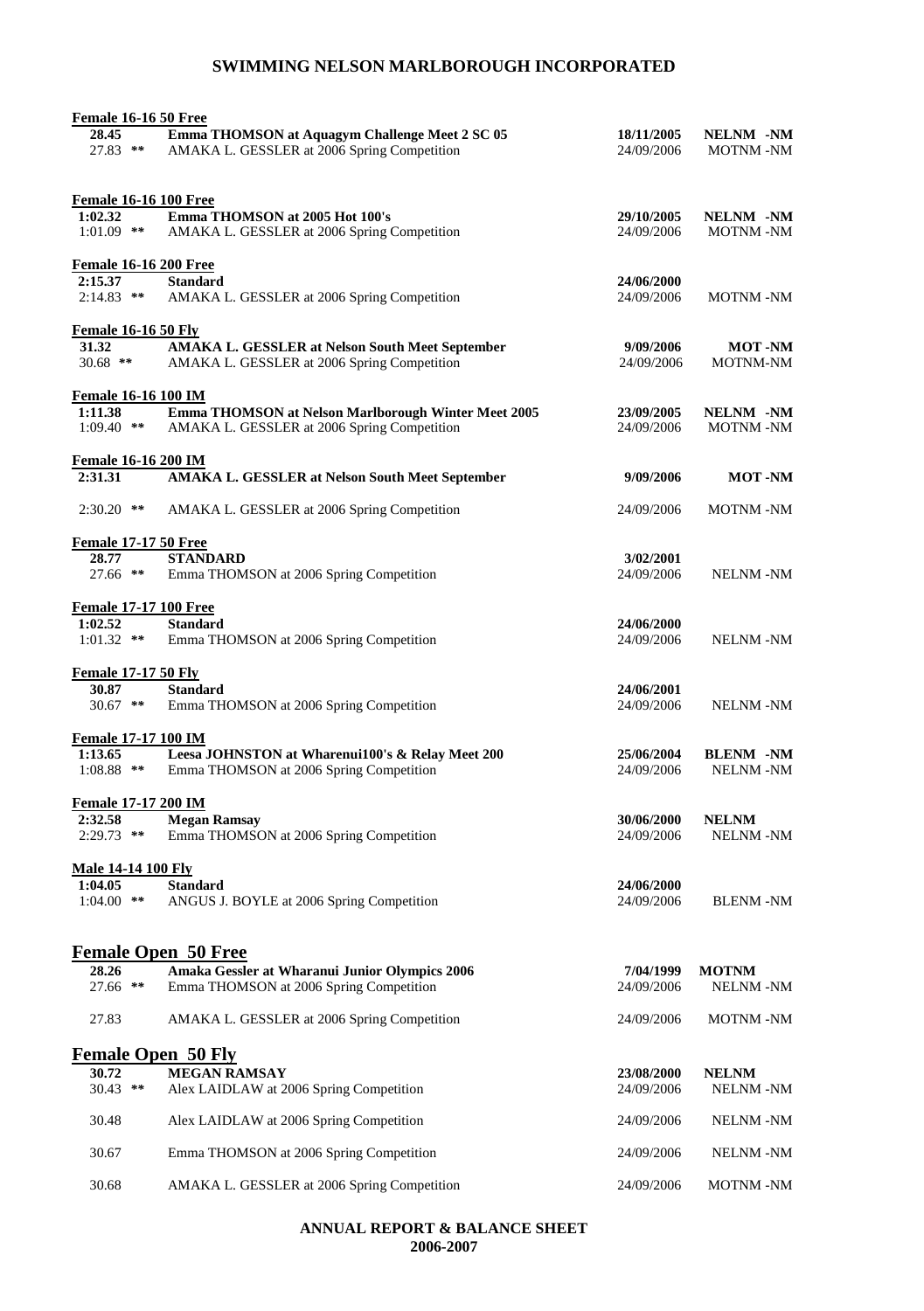## SWIMMING NELSON MARLBOROUGH INCORPORATED

**Female 16-16 50 Free**

| | | | |
|---|---|---|---|
| **28.45** | **Emma THOMSON at Aquagym Challenge Meet 2 SC 05** | **18/11/2005** | **NELNM -NM** |
| 27.83 ** | AMAKA L. GESSLER at 2006 Spring Competition | 24/09/2006 | MOTNM -NM |

**Female 16-16 100 Free**

| | | | |
|---|---|---|---|
| **1:02.32** | **Emma THOMSON at 2005 Hot 100's** | **29/10/2005** | **NELNM -NM** |
| 1:01.09 ** | AMAKA L. GESSLER at 2006 Spring Competition | 24/09/2006 | MOTNM -NM |

**Female 16-16 200 Free**

| | | | |
|---|---|---|---|
| **2:15.37** | **Standard** | **24/06/2000** | |
| 2:14.83 ** | AMAKA L. GESSLER at 2006 Spring Competition | 24/09/2006 | MOTNM -NM |

**Female 16-16 50 Fly**

| | | | |
|---|---|---|---|
| **31.32** | **AMAKA L. GESSLER at Nelson South Meet September** | **9/09/2006** | **MOT -NM** |
| 30.68 ** | AMAKA L. GESSLER at 2006 Spring Competition | 24/09/2006 | MOTNM-NM |

**Female 16-16 100 IM**

| | | | |
|---|---|---|---|
| **1:11.38** | **Emma THOMSON at Nelson Marlborough Winter Meet 2005** | **23/09/2005** | **NELNM -NM** |
| 1:09.40 ** | AMAKA L. GESSLER at 2006 Spring Competition | 24/09/2006 | MOTNM -NM |

**Female 16-16 200 IM**

| | | | |
|---|---|---|---|
| **2:31.31** | **AMAKA L. GESSLER at Nelson South Meet September** | **9/09/2006** | **MOT -NM** |
| 2:30.20 ** | AMAKA L. GESSLER at 2006 Spring Competition | 24/09/2006 | MOTNM -NM |

**Female 17-17 50 Free**

| | | | |
|---|---|---|---|
| **28.77** | **STANDARD** | **3/02/2001** | |
| 27.66 ** | Emma THOMSON at 2006 Spring Competition | 24/09/2006 | NELNM -NM |

**Female 17-17 100 Free**

| | | | |
|---|---|---|---|
| **1:02.52** | **Standard** | **24/06/2000** | |
| 1:01.32 ** | Emma THOMSON at 2006 Spring Competition | 24/09/2006 | NELNM -NM |

**Female 17-17 50 Fly**

| | | | |
|---|---|---|---|
| **30.87** | **Standard** | **24/06/2001** | |
| 30.67 ** | Emma THOMSON at 2006 Spring Competition | 24/09/2006 | NELNM -NM |

**Female 17-17 100 IM**

| | | | |
|---|---|---|---|
| **1:13.65** | **Leesa JOHNSTON at Wharenui100's & Relay Meet 200** | **25/06/2004** | **BLENM -NM** |
| 1:08.88 ** | Emma THOMSON at 2006 Spring Competition | 24/09/2006 | NELNM -NM |

**Female 17-17 200 IM**

| | | | |
|---|---|---|---|
| **2:32.58** | **Megan Ramsay** | **30/06/2000** | **NELNM** |
| 2:29.73 ** | Emma THOMSON at 2006 Spring Competition | 24/09/2006 | NELNM -NM |

**Male 14-14 100 Fly**

| | | | |
|---|---|---|---|
| **1:04.05** | **Standard** | **24/06/2000** | |
| 1:04.00 ** | ANGUS J. BOYLE at 2006 Spring Competition | 24/09/2006 | BLENM -NM |

### Female Open 50 Free

| | | | |
|---|---|---|---|
| **28.26** | **Amaka Gessler at Wharanui Junior Olympics 2006** | **7/04/1999** | **MOTNM** |
| 27.66 ** | Emma THOMSON at 2006 Spring Competition | 24/09/2006 | NELNM -NM |
| 27.83 | AMAKA L. GESSLER at 2006 Spring Competition | 24/09/2006 | MOTNM -NM |

### Female Open 50 Fly

| | | | |
|---|---|---|---|
| **30.72** | **MEGAN RAMSAY** | **23/08/2000** | **NELNM** |
| 30.43 ** | Alex LAIDLAW at 2006 Spring Competition | 24/09/2006 | NELNM -NM |
| 30.48 | Alex LAIDLAW at 2006 Spring Competition | 24/09/2006 | NELNM -NM |
| 30.67 | Emma THOMSON at 2006 Spring Competition | 24/09/2006 | NELNM -NM |
| 30.68 | AMAKA L. GESSLER at 2006 Spring Competition | 24/09/2006 | MOTNM -NM |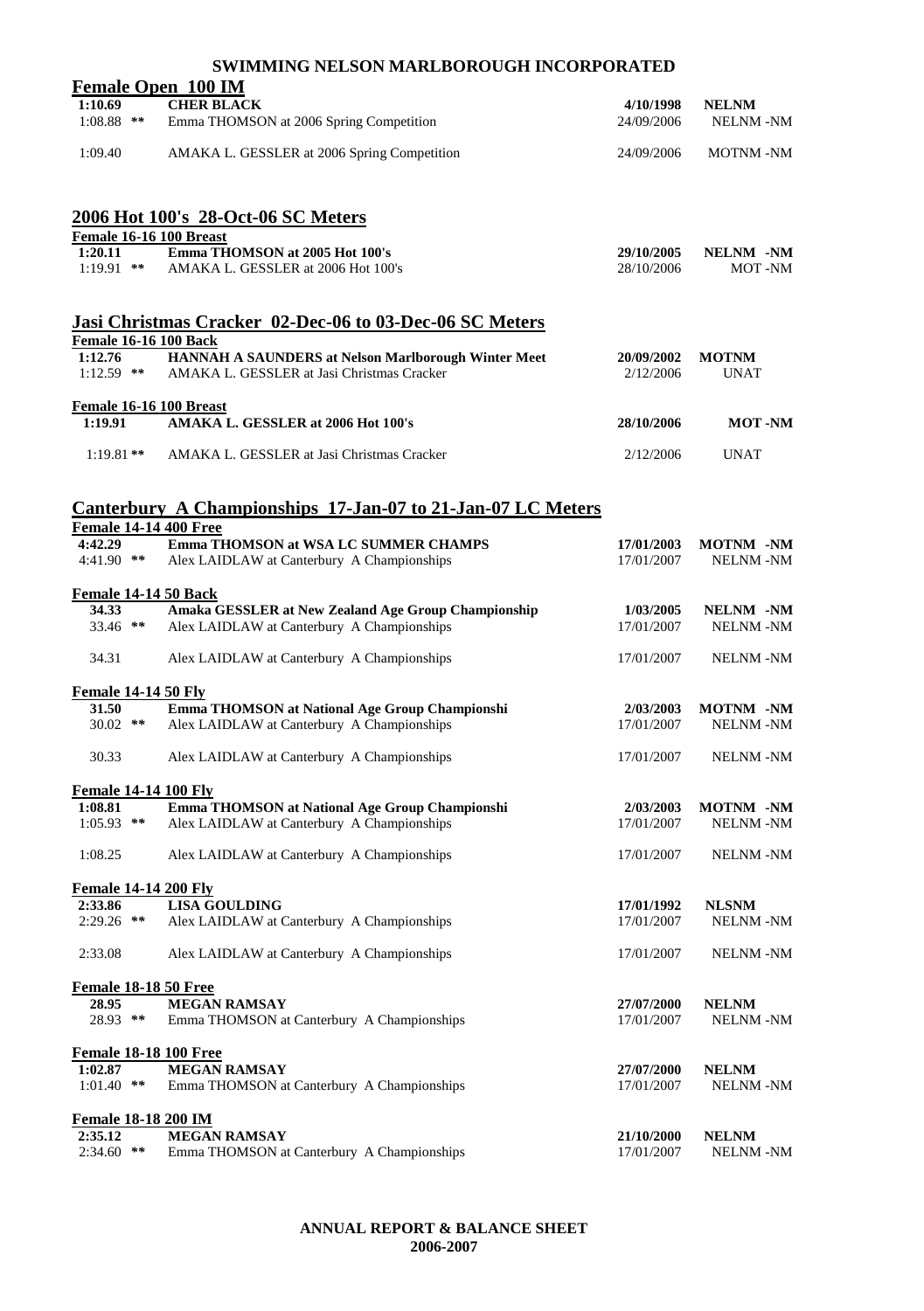# SWIMMING NELSON MARLBOROUGH INCORPORATED

## Female Open 100 IM

| | | | |
|---|---|---|---|
| **1:10.69** | **CHER BLACK** | **4/10/1998** | **NELNM** |
| 1:08.88 ** | Emma THOMSON at 2006 Spring Competition | 24/09/2006 | NELNM -NM |
| 1:09.40 | AMAKA L. GESSLER at 2006 Spring Competition | 24/09/2006 | MOTNM -NM |

## 2006 Hot 100's 28-Oct-06 SC Meters

### Female 16-16 100 Breast

| | | | |
|---|---|---|---|
| **1:20.11** | **Emma THOMSON at 2005 Hot 100's** | **29/10/2005** | **NELNM -NM** |
| 1:19.91 ** | AMAKA L. GESSLER at 2006 Hot 100's | 28/10/2006 | MOT -NM |

## Jasi Christmas Cracker 02-Dec-06 to 03-Dec-06 SC Meters

### Female 16-16 100 Back

| | | | |
|---|---|---|---|
| **1:12.76** | **HANNAH A SAUNDERS at Nelson Marlborough Winter Meet** | **20/09/2002** | **MOTNM** |
| 1:12.59 ** | AMAKA L. GESSLER at Jasi Christmas Cracker | 2/12/2006 | UNAT |

### Female 16-16 100 Breast

| | | | |
|---|---|---|---|
| **1:19.91** | **AMAKA L. GESSLER at 2006 Hot 100's** | **28/10/2006** | **MOT -NM** |
| 1:19.81 ** | AMAKA L. GESSLER at Jasi Christmas Cracker | 2/12/2006 | UNAT |

## Canterbury A Championships 17-Jan-07 to 21-Jan-07 LC Meters

### Female 14-14 400 Free

| | | | |
|---|---|---|---|
| **4:42.29** | **Emma THOMSON at WSA LC SUMMER CHAMPS** | **17/01/2003** | **MOTNM -NM** |
| 4:41.90 ** | Alex LAIDLAW at Canterbury A Championships | 17/01/2007 | NELNM -NM |

### Female 14-14 50 Back

| | | | |
|---|---|---|---|
| **34.33** | **Amaka GESSLER at New Zealand Age Group Championship** | **1/03/2005** | **NELNM -NM** |
| 33.46 ** | Alex LAIDLAW at Canterbury A Championships | 17/01/2007 | NELNM -NM |
| 34.31 | Alex LAIDLAW at Canterbury A Championships | 17/01/2007 | NELNM -NM |

### Female 14-14 50 Fly

| | | | |
|---|---|---|---|
| **31.50** | **Emma THOMSON at National Age Group Championshi** | **2/03/2003** | **MOTNM -NM** |
| 30.02 ** | Alex LAIDLAW at Canterbury A Championships | 17/01/2007 | NELNM -NM |
| 30.33 | Alex LAIDLAW at Canterbury A Championships | 17/01/2007 | NELNM -NM |

### Female 14-14 100 Fly

| | | | |
|---|---|---|---|
| **1:08.81** | **Emma THOMSON at National Age Group Championshi** | **2/03/2003** | **MOTNM -NM** |
| 1:05.93 ** | Alex LAIDLAW at Canterbury A Championships | 17/01/2007 | NELNM -NM |
| 1:08.25 | Alex LAIDLAW at Canterbury A Championships | 17/01/2007 | NELNM -NM |

### Female 14-14 200 Fly

| | | | |
|---|---|---|---|
| **2:33.86** | **LISA GOULDING** | **17/01/1992** | **NLSNM** |
| 2:29.26 ** | Alex LAIDLAW at Canterbury A Championships | 17/01/2007 | NELNM -NM |
| 2:33.08 | Alex LAIDLAW at Canterbury A Championships | 17/01/2007 | NELNM -NM |

### Female 18-18 50 Free

| | | | |
|---|---|---|---|
| **28.95** | **MEGAN RAMSAY** | **27/07/2000** | **NELNM** |
| 28.93 ** | Emma THOMSON at Canterbury A Championships | 17/01/2007 | NELNM -NM |

### Female 18-18 100 Free

| | | | |
|---|---|---|---|
| **1:02.87** | **MEGAN RAMSAY** | **27/07/2000** | **NELNM** |
| 1:01.40 ** | Emma THOMSON at Canterbury A Championships | 17/01/2007 | NELNM -NM |

### Female 18-18 200 IM

| | | | |
|---|---|---|---|
| **2:35.12** | **MEGAN RAMSAY** | **21/10/2000** | **NELNM** |
| 2:34.60 ** | Emma THOMSON at Canterbury A Championships | 17/01/2007 | NELNM -NM |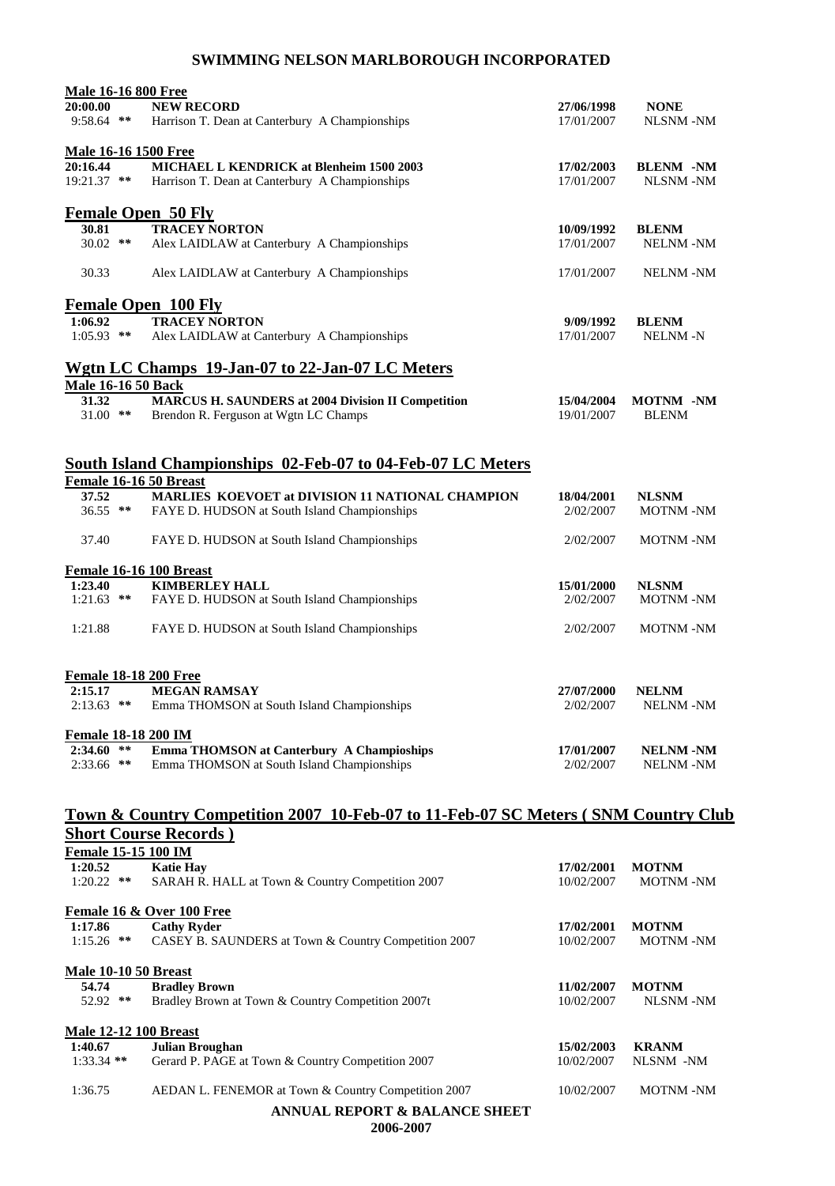## SWIMMING NELSON MARLBOROUGH INCORPORATED

**Male 16-16 800 Free**

| | | | |
|---|---|---|---|
| **20:00.00** | **NEW RECORD** | **27/06/1998** | **NONE** |
| 9:58.64 ** | Harrison T. Dean at Canterbury A Championships | 17/01/2007 | NLSNM -NM |

**Male 16-16 1500 Free**

| | | | |
|---|---|---|---|
| **20:16.44** | **MICHAEL L KENDRICK at Blenheim 1500 2003** | **17/02/2003** | **BLENM -NM** |
| 19:21.37 ** | Harrison T. Dean at Canterbury A Championships | 17/01/2007 | NLSNM -NM |

### Female Open 50 Fly

| | | | |
|---|---|---|---|
| **30.81** | **TRACEY NORTON** | **10/09/1992** | **BLENM** |
| 30.02 ** | Alex LAIDLAW at Canterbury A Championships | 17/01/2007 | NELNM -NM |
| 30.33 | Alex LAIDLAW at Canterbury A Championships | 17/01/2007 | NELNM -NM |

### Female Open 100 Fly

| | | | |
|---|---|---|---|
| **1:06.92** | **TRACEY NORTON** | **9/09/1992** | **BLENM** |
| 1:05.93 ** | Alex LAIDLAW at Canterbury A Championships | 17/01/2007 | NELNM -N |

### Wgtn LC Champs 19-Jan-07 to 22-Jan-07 LC Meters

**Male 16-16 50 Back**

| | | | |
|---|---|---|---|
| **31.32** | **MARCUS H. SAUNDERS at 2004 Division II Competition** | **15/04/2004** | **MOTNM -NM** |
| 31.00 ** | Brendon R. Ferguson at Wgtn LC Champs | 19/01/2007 | BLENM |

### South Island Championships 02-Feb-07 to 04-Feb-07 LC Meters

**Female 16-16 50 Breast**

| | | | |
|---|---|---|---|
| **37.52** | **MARLIES KOEVOET at DIVISION 11 NATIONAL CHAMPION** | **18/04/2001** | **NLSNM** |
| 36.55 ** | FAYE D. HUDSON at South Island Championships | 2/02/2007 | MOTNM -NM |
| 37.40 | FAYE D. HUDSON at South Island Championships | 2/02/2007 | MOTNM -NM |

**Female 16-16 100 Breast**

| | | | |
|---|---|---|---|
| **1:23.40** | **KIMBERLEY HALL** | **15/01/2000** | **NLSNM** |
| 1:21.63 ** | FAYE D. HUDSON at South Island Championships | 2/02/2007 | MOTNM -NM |
| 1:21.88 | FAYE D. HUDSON at South Island Championships | 2/02/2007 | MOTNM -NM |

**Female 18-18 200 Free**

| | | | |
|---|---|---|---|
| **2:15.17** | **MEGAN RAMSAY** | **27/07/2000** | **NELNM** |
| 2:13.63 ** | Emma THOMSON at South Island Championships | 2/02/2007 | NELNM -NM |

**Female 18-18 200 IM**

| | | | |
|---|---|---|---|
| **2:34.60 \*\*** | **Emma THOMSON at Canterbury A Champioships** | **17/01/2007** | **NELNM -NM** |
| 2:33.66 ** | Emma THOMSON at South Island Championships | 2/02/2007 | NELNM -NM |

### Town & Country Competition 2007 10-Feb-07 to 11-Feb-07 SC Meters ( SNM Country Club Short Course Records )

**Female 15-15 100 IM**

| | | | |
|---|---|---|---|
| **1:20.52** | **Katie Hay** | **17/02/2001** | **MOTNM** |
| 1:20.22 ** | SARAH R. HALL at Town & Country Competition 2007 | 10/02/2007 | MOTNM -NM |

**Female 16 & Over 100 Free**

| | | | |
|---|---|---|---|
| **1:17.86** | **Cathy Ryder** | **17/02/2001** | **MOTNM** |
| 1:15.26 ** | CASEY B. SAUNDERS at Town & Country Competition 2007 | 10/02/2007 | MOTNM -NM |

**Male 10-10 50 Breast**

| | | | |
|---|---|---|---|
| **54.74** | **Bradley Brown** | **11/02/2007** | **MOTNM** |
| 52.92 ** | Bradley Brown at Town & Country Competition 2007t | 10/02/2007 | NLSNM -NM |

**Male 12-12 100 Breast**

| | | | |
|---|---|---|---|
| **1:40.67** | **Julian Broughan** | **15/02/2003** | **KRANM** |
| 1:33.34 ** | Gerard P. PAGE at Town & Country Competition 2007 | 10/02/2007 | NLSNM -NM |
| 1:36.75 | AEDAN L. FENEMOR at Town & Country Competition 2007 | 10/02/2007 | MOTNM -NM |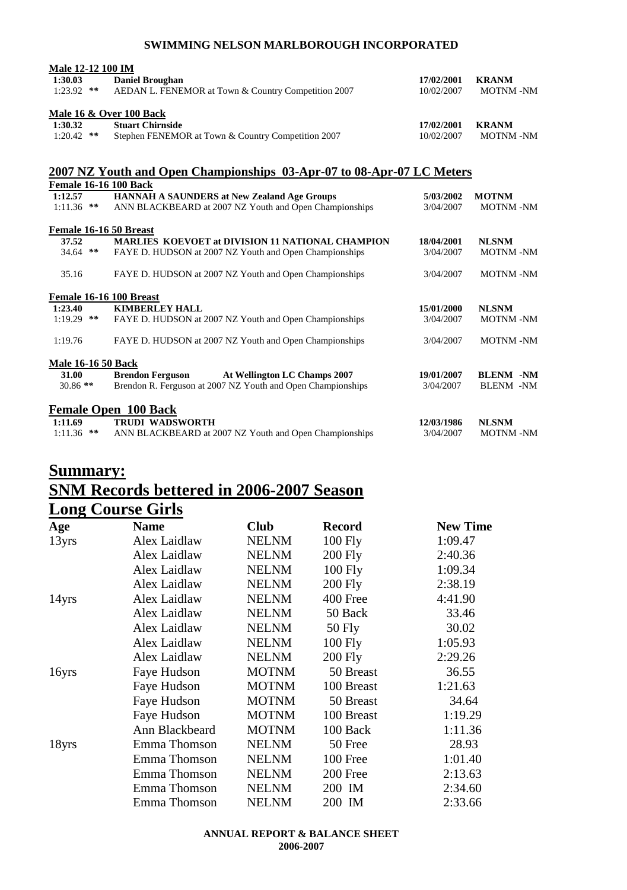**SWIMMING NELSON MARLBOROUGH INCORPORATED**

**Male 12-12 100 IM**

| | | | |
|---|---|---|---|
| **1:30.03** | **Daniel Broughan** | **17/02/2001** | **KRANM** |
| 1:23.92 ** | AEDAN L. FENEMOR at Town & Country Competition 2007 | 10/02/2007 | MOTNM -NM |

**Male 16 & Over 100 Back**

| | | | |
|---|---|---|---|
| **1:30.32** | **Stuart Chirnside** | **17/02/2001** | **KRANM** |
| 1:20.42 ** | Stephen FENEMOR at Town & Country Competition 2007 | 10/02/2007 | MOTNM -NM |

## 2007 NZ Youth and Open Championships 03-Apr-07 to 08-Apr-07 LC Meters

**Female 16-16 100 Back**

| | | | |
|---|---|---|---|
| **1:12.57** | **HANNAH A SAUNDERS at New Zealand Age Groups** | **5/03/2002** | **MOTNM** |
| 1:11.36 ** | ANN BLACKBEARD at 2007 NZ Youth and Open Championships | 3/04/2007 | MOTNM -NM |

**Female 16-16 50 Breast**

| | | | |
|---|---|---|---|
| **37.52** | **MARLIES KOEVOET at DIVISION 11 NATIONAL CHAMPION** | **18/04/2001** | **NLSNM** |
| 34.64 ** | FAYE D. HUDSON at 2007 NZ Youth and Open Championships | 3/04/2007 | MOTNM -NM |
| 35.16 | FAYE D. HUDSON at 2007 NZ Youth and Open Championships | 3/04/2007 | MOTNM -NM |

**Female 16-16 100 Breast**

| | | | |
|---|---|---|---|
| **1:23.40** | **KIMBERLEY HALL** | **15/01/2000** | **NLSNM** |
| 1:19.29 ** | FAYE D. HUDSON at 2007 NZ Youth and Open Championships | 3/04/2007 | MOTNM -NM |
| 1:19.76 | FAYE D. HUDSON at 2007 NZ Youth and Open Championships | 3/04/2007 | MOTNM -NM |

**Male 16-16 50 Back**

| | | | |
|---|---|---|---|
| **31.00** | **Brendon Ferguson At Wellington LC Champs 2007** | **19/01/2007** | **BLENM -NM** |
| 30.86 ** | Brendon R. Ferguson at 2007 NZ Youth and Open Championships | 3/04/2007 | BLENM -NM |

**Female Open 100 Back**

| | | | |
|---|---|---|---|
| **1:11.69** | **TRUDI WADSWORTH** | **12/03/1986** | **NLSNM** |
| 1:11.36 ** | ANN BLACKBEARD at 2007 NZ Youth and Open Championships | 3/04/2007 | MOTNM -NM |

# Summary:

# SNM Records bettered in 2006-2007 Season

## Long Course Girls

| Age | Name | Club | Record | New Time |
|---|---|---|---|---|
| 13yrs | Alex Laidlaw | NELNM | 100 Fly | 1:09.47 |
| | Alex Laidlaw | NELNM | 200 Fly | 2:40.36 |
| | Alex Laidlaw | NELNM | 100 Fly | 1:09.34 |
| | Alex Laidlaw | NELNM | 200 Fly | 2:38.19 |
| 14yrs | Alex Laidlaw | NELNM | 400 Free | 4:41.90 |
| | Alex Laidlaw | NELNM | 50 Back | 33.46 |
| | Alex Laidlaw | NELNM | 50 Fly | 30.02 |
| | Alex Laidlaw | NELNM | 100 Fly | 1:05.93 |
| | Alex Laidlaw | NELNM | 200 Fly | 2:29.26 |
| 16yrs | Faye Hudson | MOTNM | 50 Breast | 36.55 |
| | Faye Hudson | MOTNM | 100 Breast | 1:21.63 |
| | Faye Hudson | MOTNM | 50 Breast | 34.64 |
| | Faye Hudson | MOTNM | 100 Breast | 1:19.29 |
| | Ann Blackbeard | MOTNM | 100 Back | 1:11.36 |
| 18yrs | Emma Thomson | NELNM | 50 Free | 28.93 |
| | Emma Thomson | NELNM | 100 Free | 1:01.40 |
| | Emma Thomson | NELNM | 200 Free | 2:13.63 |
| | Emma Thomson | NELNM | 200 IM | 2:34.60 |
| | Emma Thomson | NELNM | 200 IM | 2:33.66 |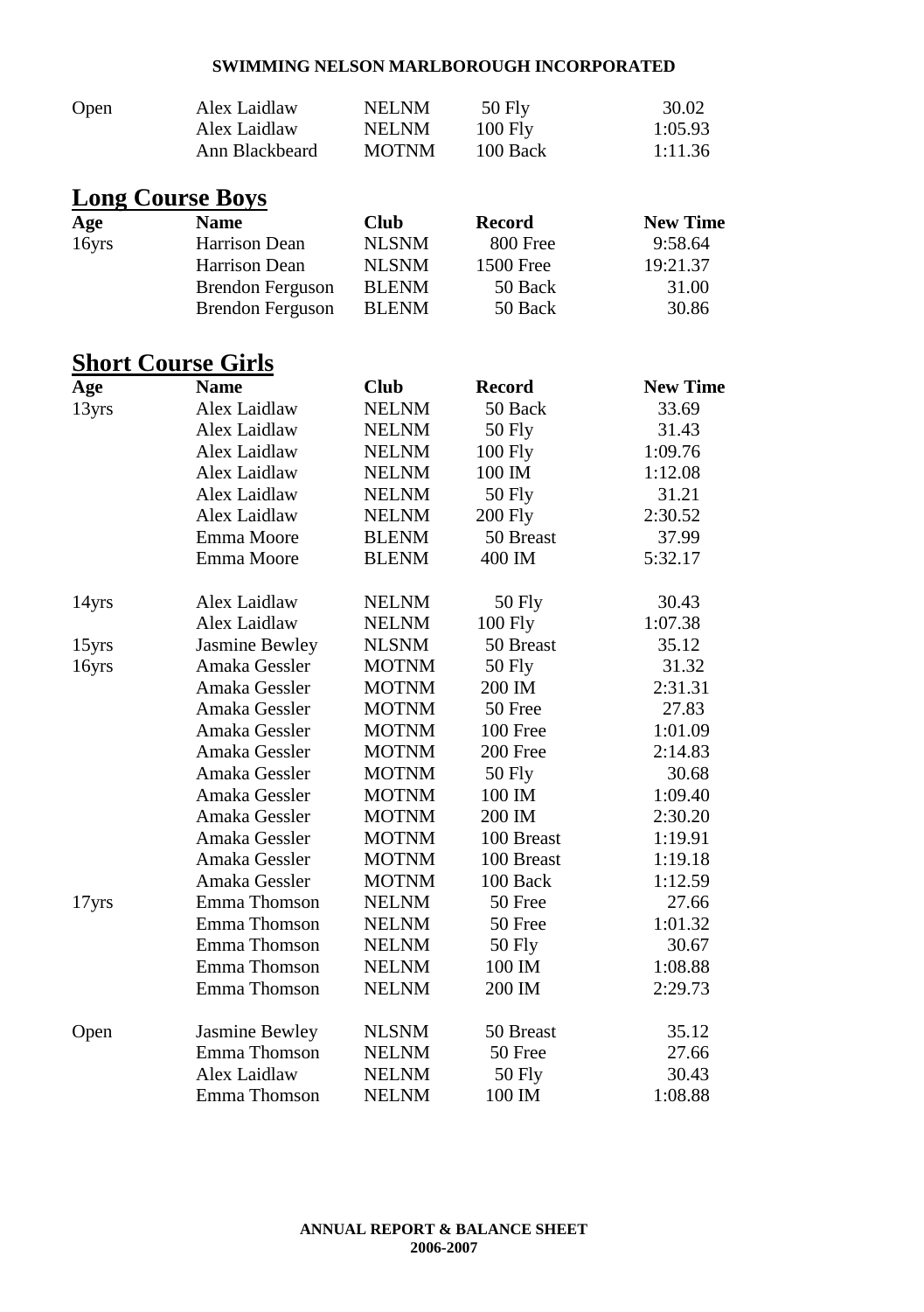| Open | Alex Laidlaw | NELNM | 50 Fly | 30.02 |
|---|---|---|---|---|
| | Alex Laidlaw | NELNM | 100 Fly | 1:05.93 |
| | Ann Blackbeard | MOTNM | 100 Back | 1:11.36 |

## Long Course Boys

| Age | Name | Club | Record | New Time |
|---|---|---|---|---|
| 16yrs | Harrison Dean | NLSNM | 800 Free | 9:58.64 |
| | Harrison Dean | NLSNM | 1500 Free | 19:21.37 |
| | Brendon Ferguson | BLENM | 50 Back | 31.00 |
| | Brendon Ferguson | BLENM | 50 Back | 30.86 |

## Short Course Girls

| Age | Name | Club | Record | New Time |
|---|---|---|---|---|
| 13yrs | Alex Laidlaw | NELNM | 50 Back | 33.69 |
| | Alex Laidlaw | NELNM | 50 Fly | 31.43 |
| | Alex Laidlaw | NELNM | 100 Fly | 1:09.76 |
| | Alex Laidlaw | NELNM | 100 IM | 1:12.08 |
| | Alex Laidlaw | NELNM | 50 Fly | 31.21 |
| | Alex Laidlaw | NELNM | 200 Fly | 2:30.52 |
| | Emma Moore | BLENM | 50 Breast | 37.99 |
| | Emma Moore | BLENM | 400 IM | 5:32.17 |
| 14yrs | Alex Laidlaw | NELNM | 50 Fly | 30.43 |
| | Alex Laidlaw | NELNM | 100 Fly | 1:07.38 |
| 15yrs | Jasmine Bewley | NLSNM | 50 Breast | 35.12 |
| 16yrs | Amaka Gessler | MOTNM | 50 Fly | 31.32 |
| | Amaka Gessler | MOTNM | 200 IM | 2:31.31 |
| | Amaka Gessler | MOTNM | 50 Free | 27.83 |
| | Amaka Gessler | MOTNM | 100 Free | 1:01.09 |
| | Amaka Gessler | MOTNM | 200 Free | 2:14.83 |
| | Amaka Gessler | MOTNM | 50 Fly | 30.68 |
| | Amaka Gessler | MOTNM | 100 IM | 1:09.40 |
| | Amaka Gessler | MOTNM | 200 IM | 2:30.20 |
| | Amaka Gessler | MOTNM | 100 Breast | 1:19.91 |
| | Amaka Gessler | MOTNM | 100 Breast | 1:19.18 |
| | Amaka Gessler | MOTNM | 100 Back | 1:12.59 |
| 17yrs | Emma Thomson | NELNM | 50 Free | 27.66 |
| | Emma Thomson | NELNM | 50 Free | 1:01.32 |
| | Emma Thomson | NELNM | 50 Fly | 30.67 |
| | Emma Thomson | NELNM | 100 IM | 1:08.88 |
| | Emma Thomson | NELNM | 200 IM | 2:29.73 |
| Open | Jasmine Bewley | NLSNM | 50 Breast | 35.12 |
| | Emma Thomson | NELNM | 50 Free | 27.66 |
| | Alex Laidlaw | NELNM | 50 Fly | 30.43 |
| | Emma Thomson | NELNM | 100 IM | 1:08.88 |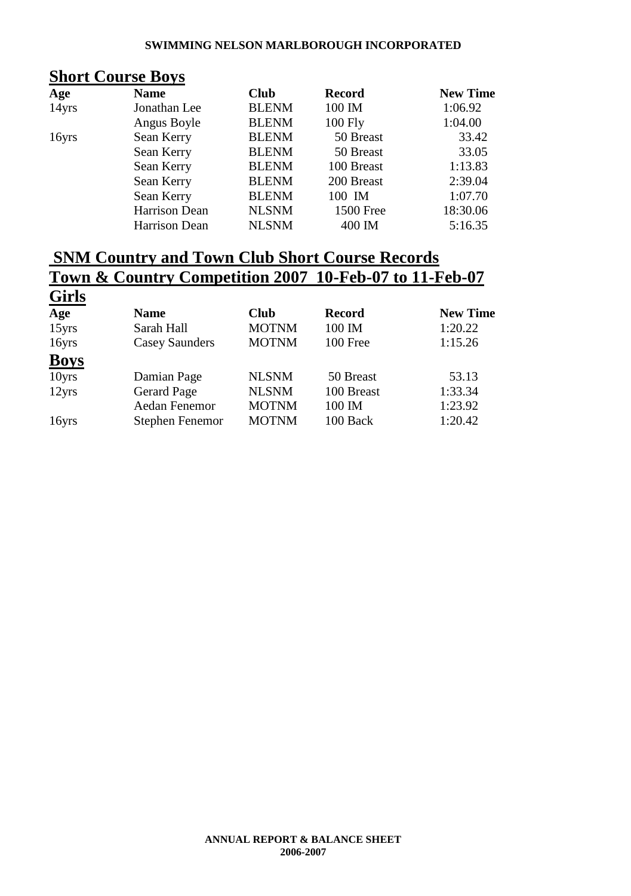## Short Course Boys

| Age | Name | Club | Record | New Time |
|---|---|---|---|---|
| 14yrs | Jonathan Lee | BLENM | 100 IM | 1:06.92 |
| | Angus Boyle | BLENM | 100 Fly | 1:04.00 |
| 16yrs | Sean Kerry | BLENM | 50 Breast | 33.42 |
| | Sean Kerry | BLENM | 50 Breast | 33.05 |
| | Sean Kerry | BLENM | 100 Breast | 1:13.83 |
| | Sean Kerry | BLENM | 200 Breast | 2:39.04 |
| | Sean Kerry | BLENM | 100 IM | 1:07.70 |
| | Harrison Dean | NLSNM | 1500 Free | 18:30.06 |
| | Harrison Dean | NLSNM | 400 IM | 5:16.35 |

## SNM Country and Town Club Short Course Records

## Town & Country Competition 2007 10-Feb-07 to 11-Feb-07

### Girls

| Age | Name | Club | Record | New Time |
|---|---|---|---|---|
| 15yrs | Sarah Hall | MOTNM | 100 IM | 1:20.22 |
| 16yrs | Casey Saunders | MOTNM | 100 Free | 1:15.26 |

### Boys

| Age | Name | Club | Record | New Time |
|---|---|---|---|---|
| 10yrs | Damian Page | NLSNM | 50 Breast | 53.13 |
| 12yrs | Gerard Page | NLSNM | 100 Breast | 1:33.34 |
| | Aedan Fenemor | MOTNM | 100 IM | 1:23.92 |
| 16yrs | Stephen Fenemor | MOTNM | 100 Back | 1:20.42 |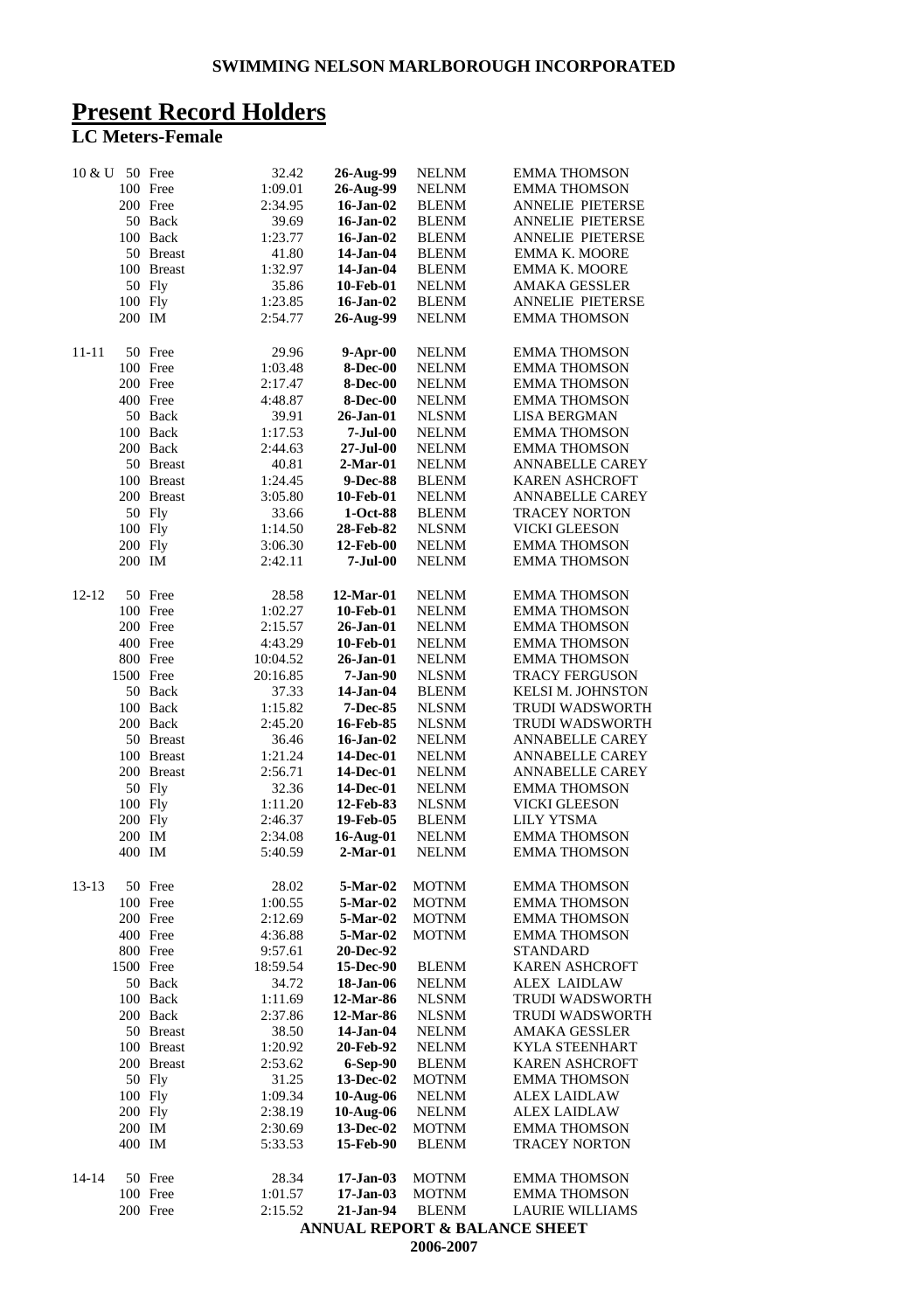**SWIMMING NELSON MARLBOROUGH INCORPORATED**

# Present Record Holders

## LC Meters-Female

| Age | Distance | Stroke | Time | Date | Club | Name |
|---|---|---|---|---|---|---|
| 10 & U | 50 | Free | 32.42 | 26-Aug-99 | NELNM | EMMA THOMSON |
| | 100 | Free | 1:09.01 | 26-Aug-99 | NELNM | EMMA THOMSON |
| | 200 | Free | 2:34.95 | 16-Jan-02 | BLENM | ANNELIE PIETERSE |
| | 50 | Back | 39.69 | 16-Jan-02 | BLENM | ANNELIE PIETERSE |
| | 100 | Back | 1:23.77 | 16-Jan-02 | BLENM | ANNELIE PIETERSE |
| | 50 | Breast | 41.80 | 14-Jan-04 | BLENM | EMMA K. MOORE |
| | 100 | Breast | 1:32.97 | 14-Jan-04 | BLENM | EMMA K. MOORE |
| | 50 | Fly | 35.86 | 10-Feb-01 | NELNM | AMAKA GESSLER |
| | 100 | Fly | 1:23.85 | 16-Jan-02 | BLENM | ANNELIE PIETERSE |
| | 200 | IM | 2:54.77 | 26-Aug-99 | NELNM | EMMA THOMSON |
| 11-11 | 50 | Free | 29.96 | 9-Apr-00 | NELNM | EMMA THOMSON |
| | 100 | Free | 1:03.48 | 8-Dec-00 | NELNM | EMMA THOMSON |
| | 200 | Free | 2:17.47 | 8-Dec-00 | NELNM | EMMA THOMSON |
| | 400 | Free | 4:48.87 | 8-Dec-00 | NELNM | EMMA THOMSON |
| | 50 | Back | 39.91 | 26-Jan-01 | NLSNM | LISA BERGMAN |
| | 100 | Back | 1:17.53 | 7-Jul-00 | NELNM | EMMA THOMSON |
| | 200 | Back | 2:44.63 | 27-Jul-00 | NELNM | EMMA THOMSON |
| | 50 | Breast | 40.81 | 2-Mar-01 | NELNM | ANNABELLE CAREY |
| | 100 | Breast | 1:24.45 | 9-Dec-88 | BLENM | KAREN ASHCROFT |
| | 200 | Breast | 3:05.80 | 10-Feb-01 | NELNM | ANNABELLE CAREY |
| | 50 | Fly | 33.66 | 1-Oct-88 | BLENM | TRACEY NORTON |
| | 100 | Fly | 1:14.50 | 28-Feb-82 | NLSNM | VICKI GLEESON |
| | 200 | Fly | 3:06.30 | 12-Feb-00 | NELNM | EMMA THOMSON |
| | 200 | IM | 2:42.11 | 7-Jul-00 | NELNM | EMMA THOMSON |
| 12-12 | 50 | Free | 28.58 | 12-Mar-01 | NELNM | EMMA THOMSON |
| | 100 | Free | 1:02.27 | 10-Feb-01 | NELNM | EMMA THOMSON |
| | 200 | Free | 2:15.57 | 26-Jan-01 | NELNM | EMMA THOMSON |
| | 400 | Free | 4:43.29 | 10-Feb-01 | NELNM | EMMA THOMSON |
| | 800 | Free | 10:04.52 | 26-Jan-01 | NELNM | EMMA THOMSON |
| | 1500 | Free | 20:16.85 | 7-Jan-90 | NLSNM | TRACY FERGUSON |
| | 50 | Back | 37.33 | 14-Jan-04 | BLENM | KELSI M. JOHNSTON |
| | 100 | Back | 1:15.82 | 7-Dec-85 | NLSNM | TRUDI WADSWORTH |
| | 200 | Back | 2:45.20 | 16-Feb-85 | NLSNM | TRUDI WADSWORTH |
| | 50 | Breast | 36.46 | 16-Jan-02 | NELNM | ANNABELLE CAREY |
| | 100 | Breast | 1:21.24 | 14-Dec-01 | NELNM | ANNABELLE CAREY |
| | 200 | Breast | 2:56.71 | 14-Dec-01 | NELNM | ANNABELLE CAREY |
| | 50 | Fly | 32.36 | 14-Dec-01 | NELNM | EMMA THOMSON |
| | 100 | Fly | 1:11.20 | 12-Feb-83 | NLSNM | VICKI GLEESON |
| | 200 | Fly | 2:46.37 | 19-Feb-05 | BLENM | LILY YTSMA |
| | 200 | IM | 2:34.08 | 16-Aug-01 | NELNM | EMMA THOMSON |
| | 400 | IM | 5:40.59 | 2-Mar-01 | NELNM | EMMA THOMSON |
| 13-13 | 50 | Free | 28.02 | 5-Mar-02 | MOTNM | EMMA THOMSON |
| | 100 | Free | 1:00.55 | 5-Mar-02 | MOTNM | EMMA THOMSON |
| | 200 | Free | 2:12.69 | 5-Mar-02 | MOTNM | EMMA THOMSON |
| | 400 | Free | 4:36.88 | 5-Mar-02 | MOTNM | EMMA THOMSON |
| | 800 | Free | 9:57.61 | 20-Dec-92 | | STANDARD |
| | 1500 | Free | 18:59.54 | 15-Dec-90 | BLENM | KAREN ASHCROFT |
| | 50 | Back | 34.72 | 18-Jan-06 | NELNM | ALEX LAIDLAW |
| | 100 | Back | 1:11.69 | 12-Mar-86 | NLSNM | TRUDI WADSWORTH |
| | 200 | Back | 2:37.86 | 12-Mar-86 | NLSNM | TRUDI WADSWORTH |
| | 50 | Breast | 38.50 | 14-Jan-04 | NELNM | AMAKA GESSLER |
| | 100 | Breast | 1:20.92 | 20-Feb-92 | NELNM | KYLA STEENHART |
| | 200 | Breast | 2:53.62 | 6-Sep-90 | BLENM | KAREN ASHCROFT |
| | 50 | Fly | 31.25 | 13-Dec-02 | MOTNM | EMMA THOMSON |
| | 100 | Fly | 1:09.34 | 10-Aug-06 | NELNM | ALEX LAIDLAW |
| | 200 | Fly | 2:38.19 | 10-Aug-06 | NELNM | ALEX LAIDLAW |
| | 200 | IM | 2:30.69 | 13-Dec-02 | MOTNM | EMMA THOMSON |
| | 400 | IM | 5:33.53 | 15-Feb-90 | BLENM | TRACEY NORTON |
| 14-14 | 50 | Free | 28.34 | 17-Jan-03 | MOTNM | EMMA THOMSON |
| | 100 | Free | 1:01.57 | 17-Jan-03 | MOTNM | EMMA THOMSON |
| | 200 | Free | 2:15.52 | 21-Jan-94 | BLENM | LAURIE WILLIAMS |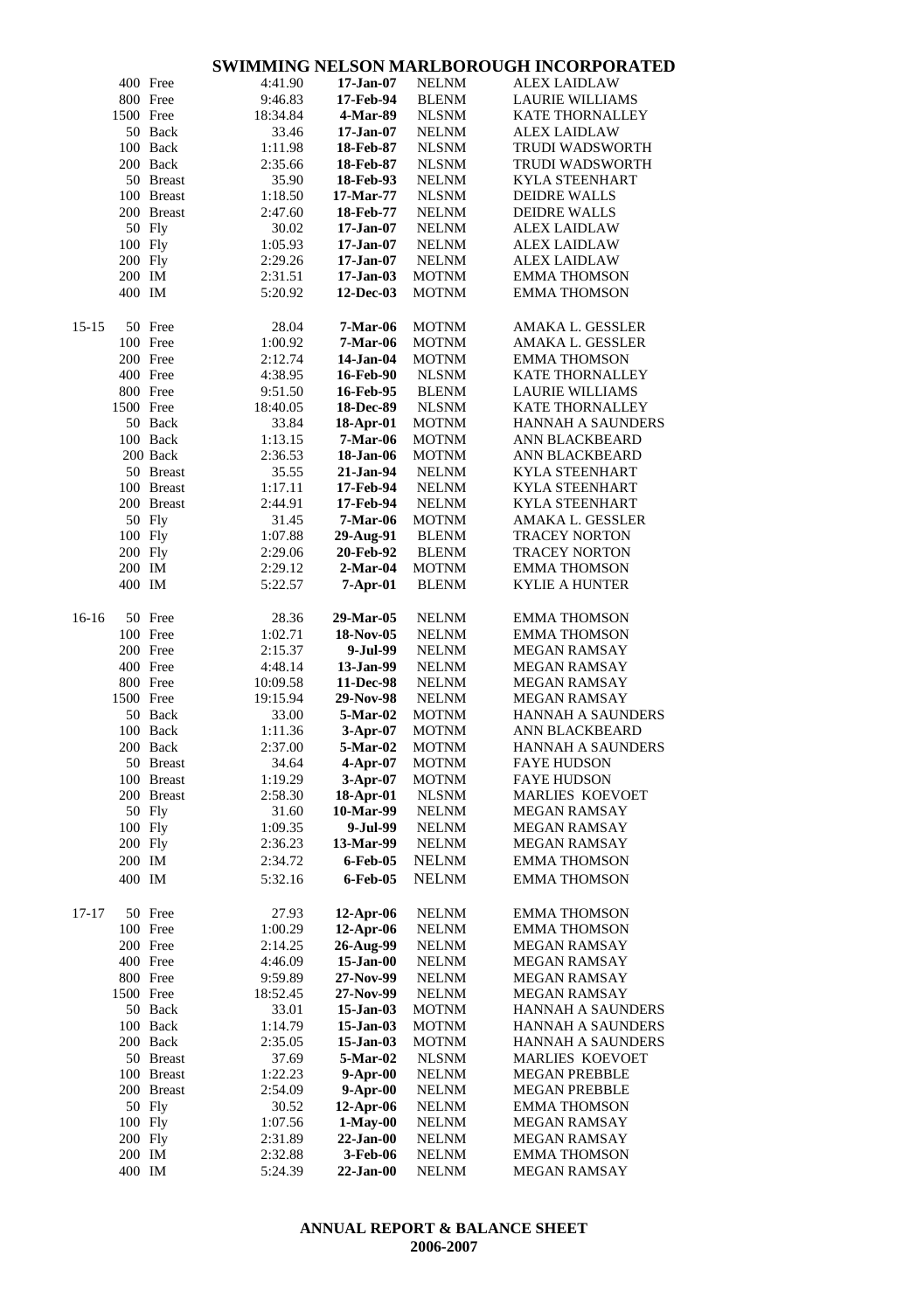| Age | Dist | Stroke | Time | Date | Club | Name |
|---|---|---|---|---|---|---|
| | 400 | Free | 4:41.90 | **17-Jan-07** | NELNM | ALEX LAIDLAW |
| | 800 | Free | 9:46.83 | **17-Feb-94** | BLENM | LAURIE WILLIAMS |
| | 1500 | Free | 18:34.84 | **4-Mar-89** | NLSNM | KATE THORNALLEY |
| | 50 | Back | 33.46 | **17-Jan-07** | NELNM | ALEX LAIDLAW |
| | 100 | Back | 1:11.98 | **18-Feb-87** | NLSNM | TRUDI WADSWORTH |
| | 200 | Back | 2:35.66 | **18-Feb-87** | NLSNM | TRUDI WADSWORTH |
| | 50 | Breast | 35.90 | **18-Feb-93** | NELNM | KYLA STEENHART |
| | 100 | Breast | 1:18.50 | **17-Mar-77** | NLSNM | DEIDRE WALLS |
| | 200 | Breast | 2:47.60 | **18-Feb-77** | NELNM | DEIDRE WALLS |
| | 50 | Fly | 30.02 | **17-Jan-07** | NELNM | ALEX LAIDLAW |
| | 100 | Fly | 1:05.93 | **17-Jan-07** | NELNM | ALEX LAIDLAW |
| | 200 | Fly | 2:29.26 | **17-Jan-07** | NELNM | ALEX LAIDLAW |
| | 200 | IM | 2:31.51 | **17-Jan-03** | MOTNM | EMMA THOMSON |
| | 400 | IM | 5:20.92 | **12-Dec-03** | MOTNM | EMMA THOMSON |
| 15-15 | 50 | Free | 28.04 | **7-Mar-06** | MOTNM | AMAKA L. GESSLER |
| | 100 | Free | 1:00.92 | **7-Mar-06** | MOTNM | AMAKA L. GESSLER |
| | 200 | Free | 2:12.74 | **14-Jan-04** | MOTNM | EMMA THOMSON |
| | 400 | Free | 4:38.95 | **16-Feb-90** | NLSNM | KATE THORNALLEY |
| | 800 | Free | 9:51.50 | **16-Feb-95** | BLENM | LAURIE WILLIAMS |
| | 1500 | Free | 18:40.05 | **18-Dec-89** | NLSNM | KATE THORNALLEY |
| | 50 | Back | 33.84 | **18-Apr-01** | MOTNM | HANNAH A SAUNDERS |
| | 100 | Back | 1:13.15 | **7-Mar-06** | MOTNM | ANN BLACKBEARD |
| | 200 | Back | 2:36.53 | **18-Jan-06** | MOTNM | ANN BLACKBEARD |
| | 50 | Breast | 35.55 | **21-Jan-94** | NELNM | KYLA STEENHART |
| | 100 | Breast | 1:17.11 | **17-Feb-94** | NELNM | KYLA STEENHART |
| | 200 | Breast | 2:44.91 | **17-Feb-94** | NELNM | KYLA STEENHART |
| | 50 | Fly | 31.45 | **7-Mar-06** | MOTNM | AMAKA L. GESSLER |
| | 100 | Fly | 1:07.88 | **29-Aug-91** | BLENM | TRACEY NORTON |
| | 200 | Fly | 2:29.06 | **20-Feb-92** | BLENM | TRACEY NORTON |
| | 200 | IM | 2:29.12 | **2-Mar-04** | MOTNM | EMMA THOMSON |
| | 400 | IM | 5:22.57 | **7-Apr-01** | BLENM | KYLIE A HUNTER |
| 16-16 | 50 | Free | 28.36 | **29-Mar-05** | NELNM | EMMA THOMSON |
| | 100 | Free | 1:02.71 | **18-Nov-05** | NELNM | EMMA THOMSON |
| | 200 | Free | 2:15.37 | **9-Jul-99** | NELNM | MEGAN RAMSAY |
| | 400 | Free | 4:48.14 | **13-Jan-99** | NELNM | MEGAN RAMSAY |
| | 800 | Free | 10:09.58 | **11-Dec-98** | NELNM | MEGAN RAMSAY |
| | 1500 | Free | 19:15.94 | **29-Nov-98** | NELNM | MEGAN RAMSAY |
| | 50 | Back | 33.00 | **5-Mar-02** | MOTNM | HANNAH A SAUNDERS |
| | 100 | Back | 1:11.36 | **3-Apr-07** | MOTNM | ANN BLACKBEARD |
| | 200 | Back | 2:37.00 | **5-Mar-02** | MOTNM | HANNAH A SAUNDERS |
| | 50 | Breast | 34.64 | **4-Apr-07** | MOTNM | FAYE HUDSON |
| | 100 | Breast | 1:19.29 | **3-Apr-07** | MOTNM | FAYE HUDSON |
| | 200 | Breast | 2:58.30 | **18-Apr-01** | NLSNM | MARLIES KOEVOET |
| | 50 | Fly | 31.60 | **10-Mar-99** | NELNM | MEGAN RAMSAY |
| | 100 | Fly | 1:09.35 | **9-Jul-99** | NELNM | MEGAN RAMSAY |
| | 200 | Fly | 2:36.23 | **13-Mar-99** | NELNM | MEGAN RAMSAY |
| | 200 | IM | 2:34.72 | **6-Feb-05** | NELNM | EMMA THOMSON |
| | 400 | IM | 5:32.16 | **6-Feb-05** | NELNM | EMMA THOMSON |
| 17-17 | 50 | Free | 27.93 | **12-Apr-06** | NELNM | EMMA THOMSON |
| | 100 | Free | 1:00.29 | **12-Apr-06** | NELNM | EMMA THOMSON |
| | 200 | Free | 2:14.25 | **26-Aug-99** | NELNM | MEGAN RAMSAY |
| | 400 | Free | 4:46.09 | **15-Jan-00** | NELNM | MEGAN RAMSAY |
| | 800 | Free | 9:59.89 | **27-Nov-99** | NELNM | MEGAN RAMSAY |
| | 1500 | Free | 18:52.45 | **27-Nov-99** | NELNM | MEGAN RAMSAY |
| | 50 | Back | 33.01 | **15-Jan-03** | MOTNM | HANNAH A SAUNDERS |
| | 100 | Back | 1:14.79 | **15-Jan-03** | MOTNM | HANNAH A SAUNDERS |
| | 200 | Back | 2:35.05 | **15-Jan-03** | MOTNM | HANNAH A SAUNDERS |
| | 50 | Breast | 37.69 | **5-Mar-02** | NLSNM | MARLIES KOEVOET |
| | 100 | Breast | 1:22.23 | **9-Apr-00** | NELNM | MEGAN PREBBLE |
| | 200 | Breast | 2:54.09 | **9-Apr-00** | NELNM | MEGAN PREBBLE |
| | 50 | Fly | 30.52 | **12-Apr-06** | NELNM | EMMA THOMSON |
| | 100 | Fly | 1:07.56 | **1-May-00** | NELNM | MEGAN RAMSAY |
| | 200 | Fly | 2:31.89 | **22-Jan-00** | NELNM | MEGAN RAMSAY |
| | 200 | IM | 2:32.88 | **3-Feb-06** | NELNM | EMMA THOMSON |
| | 400 | IM | 5:24.39 | **22-Jan-00** | NELNM | MEGAN RAMSAY |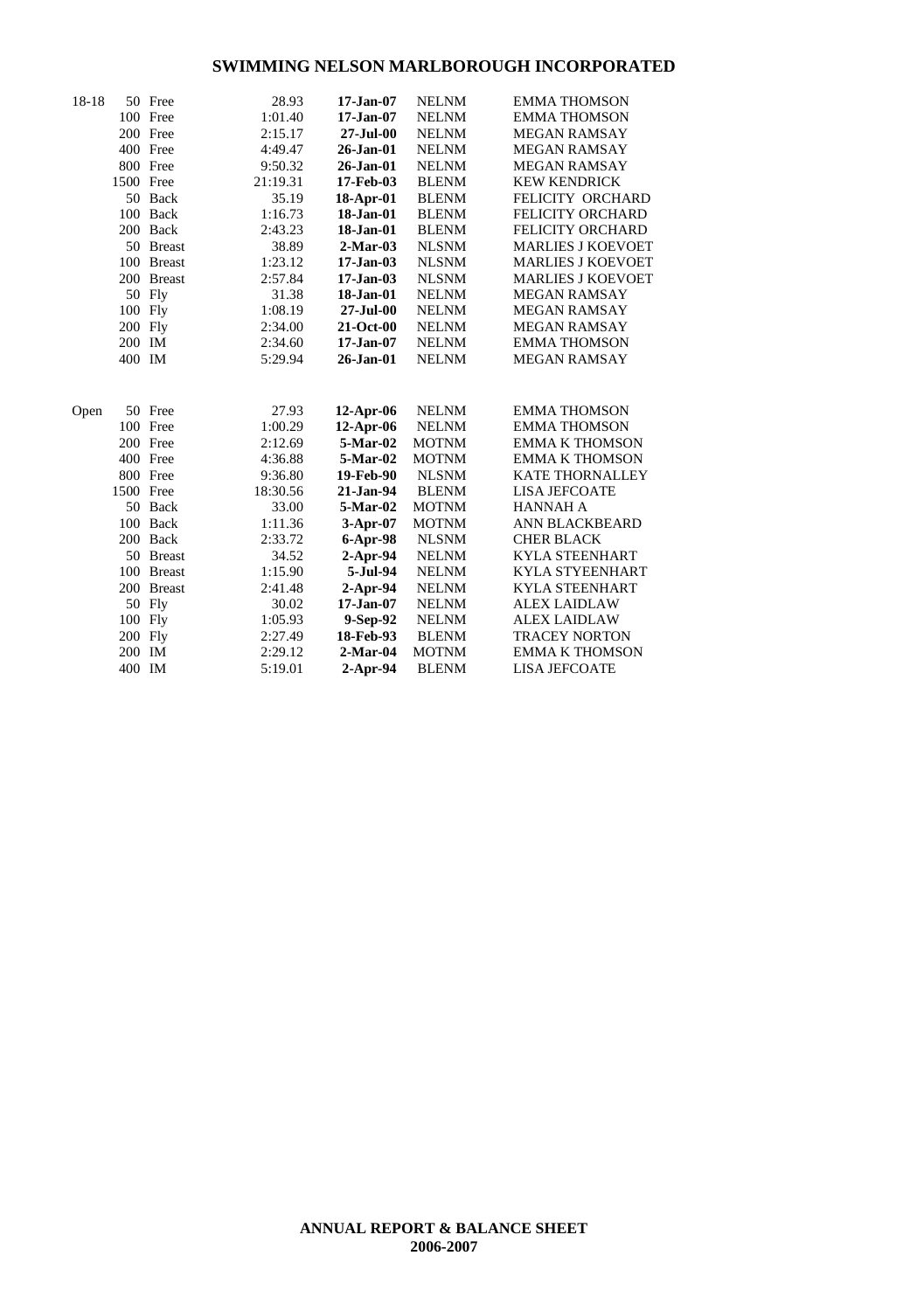# SWIMMING NELSON MARLBOROUGH INCORPORATED

| | | | | | | |
|---|---|---|---|---|---|---|
| 18-18 | 50 | Free | 28.93 | **17-Jan-07** | NELNM | EMMA THOMSON |
| | 100 | Free | 1:01.40 | **17-Jan-07** | NELNM | EMMA THOMSON |
| | 200 | Free | 2:15.17 | **27-Jul-00** | NELNM | MEGAN RAMSAY |
| | 400 | Free | 4:49.47 | **26-Jan-01** | NELNM | MEGAN RAMSAY |
| | 800 | Free | 9:50.32 | **26-Jan-01** | NELNM | MEGAN RAMSAY |
| | 1500 | Free | 21:19.31 | **17-Feb-03** | BLENM | KEW KENDRICK |
| | 50 | Back | 35.19 | **18-Apr-01** | BLENM | FELICITY ORCHARD |
| | 100 | Back | 1:16.73 | **18-Jan-01** | BLENM | FELICITY ORCHARD |
| | 200 | Back | 2:43.23 | **18-Jan-01** | BLENM | FELICITY ORCHARD |
| | 50 | Breast | 38.89 | **2-Mar-03** | NLSNM | MARLIES J KOEVOET |
| | 100 | Breast | 1:23.12 | **17-Jan-03** | NLSNM | MARLIES J KOEVOET |
| | 200 | Breast | 2:57.84 | **17-Jan-03** | NLSNM | MARLIES J KOEVOET |
| | 50 | Fly | 31.38 | **18-Jan-01** | NELNM | MEGAN RAMSAY |
| | 100 | Fly | 1:08.19 | **27-Jul-00** | NELNM | MEGAN RAMSAY |
| | 200 | Fly | 2:34.00 | **21-Oct-00** | NELNM | MEGAN RAMSAY |
| | 200 | IM | 2:34.60 | **17-Jan-07** | NELNM | EMMA THOMSON |
| | 400 | IM | 5:29.94 | **26-Jan-01** | NELNM | MEGAN RAMSAY |
| | | | | | | |
| Open | 50 | Free | 27.93 | **12-Apr-06** | NELNM | EMMA THOMSON |
| | 100 | Free | 1:00.29 | **12-Apr-06** | NELNM | EMMA THOMSON |
| | 200 | Free | 2:12.69 | **5-Mar-02** | MOTNM | EMMA K THOMSON |
| | 400 | Free | 4:36.88 | **5-Mar-02** | MOTNM | EMMA K THOMSON |
| | 800 | Free | 9:36.80 | **19-Feb-90** | NLSNM | KATE THORNALLEY |
| | 1500 | Free | 18:30.56 | **21-Jan-94** | BLENM | LISA JEFCOATE |
| | 50 | Back | 33.00 | **5-Mar-02** | MOTNM | HANNAH A |
| | 100 | Back | 1:11.36 | **3-Apr-07** | MOTNM | ANN BLACKBEARD |
| | 200 | Back | 2:33.72 | **6-Apr-98** | NLSNM | CHER BLACK |
| | 50 | Breast | 34.52 | **2-Apr-94** | NELNM | KYLA STEENHART |
| | 100 | Breast | 1:15.90 | **5-Jul-94** | NELNM | KYLA STYEENHART |
| | 200 | Breast | 2:41.48 | **2-Apr-94** | NELNM | KYLA STEENHART |
| | 50 | Fly | 30.02 | **17-Jan-07** | NELNM | ALEX LAIDLAW |
| | 100 | Fly | 1:05.93 | **9-Sep-92** | NELNM | ALEX LAIDLAW |
| | 200 | Fly | 2:27.49 | **18-Feb-93** | BLENM | TRACEY NORTON |
| | 200 | IM | 2:29.12 | **2-Mar-04** | MOTNM | EMMA K THOMSON |
| | 400 | IM | 5:19.01 | **2-Apr-94** | BLENM | LISA JEFCOATE |

**ANNUAL REPORT & BALANCE SHEET**
**2006-2007**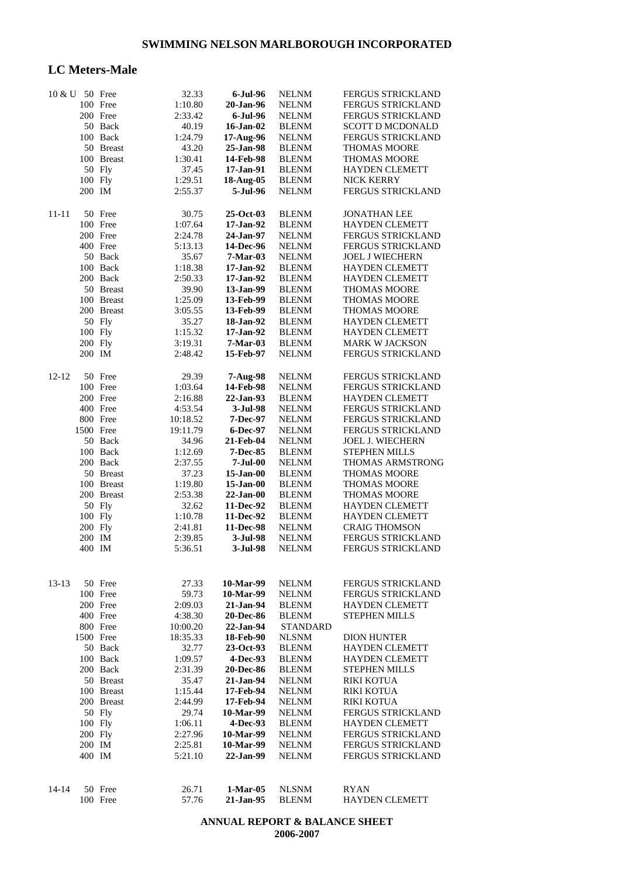## SWIMMING NELSON MARLBOROUGH INCORPORATED

## LC Meters-Male

| Age | Event | Time | Date | Club | Name |
|---|---|---|---|---|---|
| 10 & U | 50 Free | 32.33 | **6-Jul-96** | NELNM | FERGUS STRICKLAND |
| | 100 Free | 1:10.80 | **20-Jan-96** | NELNM | FERGUS STRICKLAND |
| | 200 Free | 2:33.42 | **6-Jul-96** | NELNM | FERGUS STRICKLAND |
| | 50 Back | 40.19 | **16-Jan-02** | BLENM | SCOTT D MCDONALD |
| | 100 Back | 1:24.79 | **17-Aug-96** | NELNM | FERGUS STRICKLAND |
| | 50 Breast | 43.20 | **25-Jan-98** | BLENM | THOMAS MOORE |
| | 100 Breast | 1:30.41 | **14-Feb-98** | BLENM | THOMAS MOORE |
| | 50 Fly | 37.45 | **17-Jan-91** | BLENM | HAYDEN CLEMETT |
| | 100 Fly | 1:29.51 | **18-Aug-05** | BLENM | NICK KERRY |
| | 200 IM | 2:55.37 | **5-Jul-96** | NELNM | FERGUS STRICKLAND |
| 11-11 | 50 Free | 30.75 | **25-Oct-03** | BLENM | JONATHAN LEE |
| | 100 Free | 1:07.64 | **17-Jan-92** | BLENM | HAYDEN CLEMETT |
| | 200 Free | 2:24.78 | **24-Jan-97** | NELNM | FERGUS STRICKLAND |
| | 400 Free | 5:13.13 | **14-Dec-96** | NELNM | FERGUS STRICKLAND |
| | 50 Back | 35.67 | **7-Mar-03** | NELNM | JOEL J WIECHERN |
| | 100 Back | 1:18.38 | **17-Jan-92** | BLENM | HAYDEN CLEMETT |
| | 200 Back | 2:50.33 | **17-Jan-92** | BLENM | HAYDEN CLEMETT |
| | 50 Breast | 39.90 | **13-Jan-99** | BLENM | THOMAS MOORE |
| | 100 Breast | 1:25.09 | **13-Feb-99** | BLENM | THOMAS MOORE |
| | 200 Breast | 3:05.55 | **13-Feb-99** | BLENM | THOMAS MOORE |
| | 50 Fly | 35.27 | **18-Jan-92** | BLENM | HAYDEN CLEMETT |
| | 100 Fly | 1:15.32 | **17-Jan-92** | BLENM | HAYDEN CLEMETT |
| | 200 Fly | 3:19.31 | **7-Mar-03** | BLENM | MARK W JACKSON |
| | 200 IM | 2:48.42 | **15-Feb-97** | NELNM | FERGUS STRICKLAND |
| 12-12 | 50 Free | 29.39 | **7-Aug-98** | NELNM | FERGUS STRICKLAND |
| | 100 Free | 1:03.64 | **14-Feb-98** | NELNM | FERGUS STRICKLAND |
| | 200 Free | 2:16.88 | **22-Jan-93** | BLENM | HAYDEN CLEMETT |
| | 400 Free | 4:53.54 | **3-Jul-98** | NELNM | FERGUS STRICKLAND |
| | 800 Free | 10:18.52 | **7-Dec-97** | NELNM | FERGUS STRICKLAND |
| | 1500 Free | 19:11.79 | **6-Dec-97** | NELNM | FERGUS STRICKLAND |
| | 50 Back | 34.96 | **21-Feb-04** | NELNM | JOEL J. WIECHERN |
| | 100 Back | 1:12.69 | **7-Dec-85** | BLENM | STEPHEN MILLS |
| | 200 Back | 2:37.55 | **7-Jul-00** | NELNM | THOMAS ARMSTRONG |
| | 50 Breast | 37.23 | **15-Jan-00** | BLENM | THOMAS MOORE |
| | 100 Breast | 1:19.80 | **15-Jan-00** | BLENM | THOMAS MOORE |
| | 200 Breast | 2:53.38 | **22-Jan-00** | BLENM | THOMAS MOORE |
| | 50 Fly | 32.62 | **11-Dec-92** | BLENM | HAYDEN CLEMETT |
| | 100 Fly | 1:10.78 | **11-Dec-92** | BLENM | HAYDEN CLEMETT |
| | 200 Fly | 2:41.81 | **11-Dec-98** | NELNM | CRAIG THOMSON |
| | 200 IM | 2:39.85 | **3-Jul-98** | NELNM | FERGUS STRICKLAND |
| | 400 IM | 5:36.51 | **3-Jul-98** | NELNM | FERGUS STRICKLAND |
| 13-13 | 50 Free | 27.33 | **10-Mar-99** | NELNM | FERGUS STRICKLAND |
| | 100 Free | 59.73 | **10-Mar-99** | NELNM | FERGUS STRICKLAND |
| | 200 Free | 2:09.03 | **21-Jan-94** | BLENM | HAYDEN CLEMETT |
| | 400 Free | 4:38.30 | **20-Dec-86** | BLENM | STEPHEN MILLS |
| | 800 Free | 10:00.20 | **22-Jan-94** | STANDARD | |
| | 1500 Free | 18:35.33 | **18-Feb-90** | NLSNM | DION HUNTER |
| | 50 Back | 32.77 | **23-Oct-93** | BLENM | HAYDEN CLEMETT |
| | 100 Back | 1:09.57 | **4-Dec-93** | BLENM | HAYDEN CLEMETT |
| | 200 Back | 2:31.39 | **20-Dec-86** | BLENM | STEPHEN MILLS |
| | 50 Breast | 35.47 | **21-Jan-94** | NELNM | RIKI KOTUA |
| | 100 Breast | 1:15.44 | **17-Feb-94** | NELNM | RIKI KOTUA |
| | 200 Breast | 2:44.99 | **17-Feb-94** | NELNM | RIKI KOTUA |
| | 50 Fly | 29.74 | **10-Mar-99** | NELNM | FERGUS STRICKLAND |
| | 100 Fly | 1:06.11 | **4-Dec-93** | BLENM | HAYDEN CLEMETT |
| | 200 Fly | 2:27.96 | **10-Mar-99** | NELNM | FERGUS STRICKLAND |
| | 200 IM | 2:25.81 | **10-Mar-99** | NELNM | FERGUS STRICKLAND |
| | 400 IM | 5:21.10 | **22-Jan-99** | NELNM | FERGUS STRICKLAND |
| 14-14 | 50 Free | 26.71 | **1-Mar-05** | NLSNM | RYAN |
| | 100 Free | 57.76 | **21-Jan-95** | BLENM | HAYDEN CLEMETT |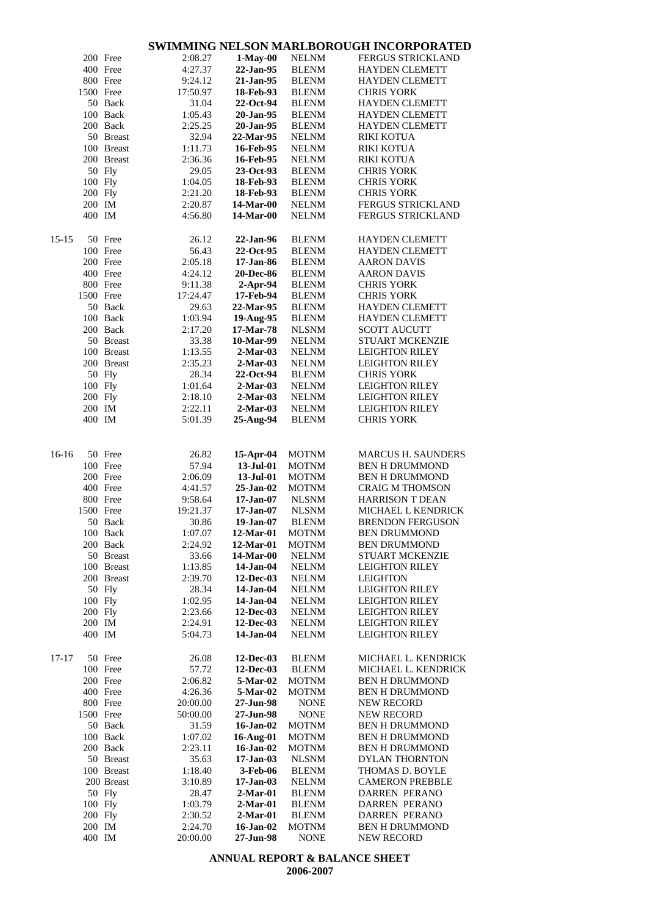# SWIMMING NELSON MARLBOROUGH INCORPORATED

| Age | Event | Time | Date | Club | Name |
|---|---|---|---|---|---|
| | 200 Free | 2:08.27 | **1-May-00** | NELNM | FERGUS STRICKLAND |
| | 400 Free | 4:27.37 | **22-Jan-95** | BLENM | HAYDEN CLEMETT |
| | 800 Free | 9:24.12 | **21-Jan-95** | BLENM | HAYDEN CLEMETT |
| | 1500 Free | 17:50.97 | **18-Feb-93** | BLENM | CHRIS YORK |
| | 50 Back | 31.04 | **22-Oct-94** | BLENM | HAYDEN CLEMETT |
| | 100 Back | 1:05.43 | **20-Jan-95** | BLENM | HAYDEN CLEMETT |
| | 200 Back | 2:25.25 | **20-Jan-95** | BLENM | HAYDEN CLEMETT |
| | 50 Breast | 32.94 | **22-Mar-95** | NELNM | RIKI KOTUA |
| | 100 Breast | 1:11.73 | **16-Feb-95** | NELNM | RIKI KOTUA |
| | 200 Breast | 2:36.36 | **16-Feb-95** | NELNM | RIKI KOTUA |
| | 50 Fly | 29.05 | **23-Oct-93** | BLENM | CHRIS YORK |
| | 100 Fly | 1:04.05 | **18-Feb-93** | BLENM | CHRIS YORK |
| | 200 Fly | 2:21.20 | **18-Feb-93** | BLENM | CHRIS YORK |
| | 200 IM | 2:20.87 | **14-Mar-00** | NELNM | FERGUS STRICKLAND |
| | 400 IM | 4:56.80 | **14-Mar-00** | NELNM | FERGUS STRICKLAND |
| 15-15 | 50 Free | 26.12 | **22-Jan-96** | BLENM | HAYDEN CLEMETT |
| | 100 Free | 56.43 | **22-Oct-95** | BLENM | HAYDEN CLEMETT |
| | 200 Free | 2:05.18 | **17-Jan-86** | BLENM | AARON DAVIS |
| | 400 Free | 4:24.12 | **20-Dec-86** | BLENM | AARON DAVIS |
| | 800 Free | 9:11.38 | **2-Apr-94** | BLENM | CHRIS YORK |
| | 1500 Free | 17:24.47 | **17-Feb-94** | BLENM | CHRIS YORK |
| | 50 Back | 29.63 | **22-Mar-95** | BLENM | HAYDEN CLEMETT |
| | 100 Back | 1:03.94 | **19-Aug-95** | BLENM | HAYDEN CLEMETT |
| | 200 Back | 2:17.20 | **17-Mar-78** | NLSNM | SCOTT AUCUTT |
| | 50 Breast | 33.38 | **10-Mar-99** | NELNM | STUART MCKENZIE |
| | 100 Breast | 1:13.55 | **2-Mar-03** | NELNM | LEIGHTON RILEY |
| | 200 Breast | 2:35.23 | **2-Mar-03** | NELNM | LEIGHTON RILEY |
| | 50 Fly | 28.34 | **22-Oct-94** | BLENM | CHRIS YORK |
| | 100 Fly | 1:01.64 | **2-Mar-03** | NELNM | LEIGHTON RILEY |
| | 200 Fly | 2:18.10 | **2-Mar-03** | NELNM | LEIGHTON RILEY |
| | 200 IM | 2:22.11 | **2-Mar-03** | NELNM | LEIGHTON RILEY |
| | 400 IM | 5:01.39 | **25-Aug-94** | BLENM | CHRIS YORK |
| 16-16 | 50 Free | 26.82 | **15-Apr-04** | MOTNM | MARCUS H. SAUNDERS |
| | 100 Free | 57.94 | **13-Jul-01** | MOTNM | BEN H DRUMMOND |
| | 200 Free | 2:06.09 | **13-Jul-01** | MOTNM | BEN H DRUMMOND |
| | 400 Free | 4:41.57 | **25-Jan-02** | MOTNM | CRAIG M THOMSON |
| | 800 Free | 9:58.64 | **17-Jan-07** | NLSNM | HARRISON T DEAN |
| | 1500 Free | 19:21.37 | **17-Jan-07** | NLSNM | MICHAEL L KENDRICK |
| | 50 Back | 30.86 | **19-Jan-07** | BLENM | BRENDON FERGUSON |
| | 100 Back | 1:07.07 | **12-Mar-01** | MOTNM | BEN DRUMMOND |
| | 200 Back | 2:24.92 | **12-Mar-01** | MOTNM | BEN DRUMMOND |
| | 50 Breast | 33.66 | **14-Mar-00** | NELNM | STUART MCKENZIE |
| | 100 Breast | 1:13.85 | **14-Jan-04** | NELNM | LEIGHTON RILEY |
| | 200 Breast | 2:39.70 | **12-Dec-03** | NELNM | LEIGHTON |
| | 50 Fly | 28.34 | **14-Jan-04** | NELNM | LEIGHTON RILEY |
| | 100 Fly | 1:02.95 | **14-Jan-04** | NELNM | LEIGHTON RILEY |
| | 200 Fly | 2:23.66 | **12-Dec-03** | NELNM | LEIGHTON RILEY |
| | 200 IM | 2:24.91 | **12-Dec-03** | NELNM | LEIGHTON RILEY |
| | 400 IM | 5:04.73 | **14-Jan-04** | NELNM | LEIGHTON RILEY |
| 17-17 | 50 Free | 26.08 | **12-Dec-03** | BLENM | MICHAEL L. KENDRICK |
| | 100 Free | 57.72 | **12-Dec-03** | BLENM | MICHAEL L. KENDRICK |
| | 200 Free | 2:06.82 | **5-Mar-02** | MOTNM | BEN H DRUMMOND |
| | 400 Free | 4:26.36 | **5-Mar-02** | MOTNM | BEN H DRUMMOND |
| | 800 Free | 20:00.00 | **27-Jun-98** | NONE | NEW RECORD |
| | 1500 Free | 50:00.00 | **27-Jun-98** | NONE | NEW RECORD |
| | 50 Back | 31.59 | **16-Jan-02** | MOTNM | BEN H DRUMMOND |
| | 100 Back | 1:07.02 | **16-Aug-01** | MOTNM | BEN H DRUMMOND |
| | 200 Back | 2:23.11 | **16-Jan-02** | MOTNM | BEN H DRUMMOND |
| | 50 Breast | 35.63 | **17-Jan-03** | NLSNM | DYLAN THORNTON |
| | 100 Breast | 1:18.40 | **3-Feb-06** | BLENM | THOMAS D. BOYLE |
| | 200 Breast | 3:10.89 | **17-Jan-03** | NELNM | CAMERON PREBBLE |
| | 50 Fly | 28.47 | **2-Mar-01** | BLENM | DARREN PERANO |
| | 100 Fly | 1:03.79 | **2-Mar-01** | BLENM | DARREN PERANO |
| | 200 Fly | 2:30.52 | **2-Mar-01** | BLENM | DARREN PERANO |
| | 200 IM | 2:24.70 | **16-Jan-02** | MOTNM | BEN H DRUMMOND |
| | 400 IM | 20:00.00 | **27-Jun-98** | NONE | NEW RECORD |

**ANNUAL REPORT & BALANCE SHEET**
**2006-2007**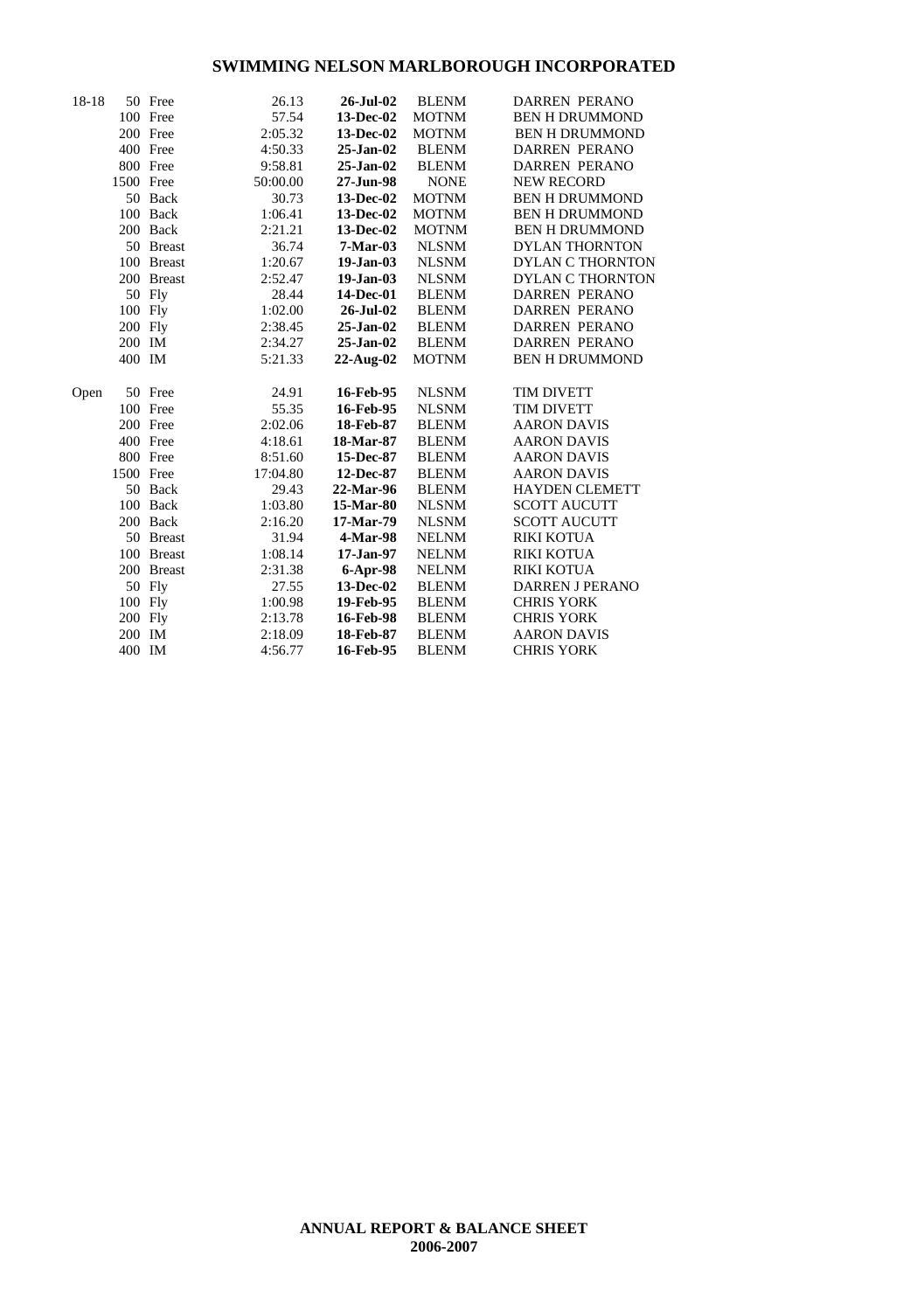# SWIMMING NELSON MARLBOROUGH INCORPORATED

| Age | Distance | Stroke | Time | Date | Club | Name |
|---|---|---|---|---|---|---|
| 18-18 | 50 | Free | 26.13 | **26-Jul-02** | BLENM | DARREN PERANO |
| | 100 | Free | 57.54 | **13-Dec-02** | MOTNM | BEN H DRUMMOND |
| | 200 | Free | 2:05.32 | **13-Dec-02** | MOTNM | BEN H DRUMMOND |
| | 400 | Free | 4:50.33 | **25-Jan-02** | BLENM | DARREN PERANO |
| | 800 | Free | 9:58.81 | **25-Jan-02** | BLENM | DARREN PERANO |
| | 1500 | Free | 50:00.00 | **27-Jun-98** | NONE | NEW RECORD |
| | 50 | Back | 30.73 | **13-Dec-02** | MOTNM | BEN H DRUMMOND |
| | 100 | Back | 1:06.41 | **13-Dec-02** | MOTNM | BEN H DRUMMOND |
| | 200 | Back | 2:21.21 | **13-Dec-02** | MOTNM | BEN H DRUMMOND |
| | 50 | Breast | 36.74 | **7-Mar-03** | NLSNM | DYLAN THORNTON |
| | 100 | Breast | 1:20.67 | **19-Jan-03** | NLSNM | DYLAN C THORNTON |
| | 200 | Breast | 2:52.47 | **19-Jan-03** | NLSNM | DYLAN C THORNTON |
| | 50 | Fly | 28.44 | **14-Dec-01** | BLENM | DARREN PERANO |
| | 100 | Fly | 1:02.00 | **26-Jul-02** | BLENM | DARREN PERANO |
| | 200 | Fly | 2:38.45 | **25-Jan-02** | BLENM | DARREN PERANO |
| | 200 | IM | 2:34.27 | **25-Jan-02** | BLENM | DARREN PERANO |
| | 400 | IM | 5:21.33 | **22-Aug-02** | MOTNM | BEN H DRUMMOND |
| Open | 50 | Free | 24.91 | **16-Feb-95** | NLSNM | TIM DIVETT |
| | 100 | Free | 55.35 | **16-Feb-95** | NLSNM | TIM DIVETT |
| | 200 | Free | 2:02.06 | **18-Feb-87** | BLENM | AARON DAVIS |
| | 400 | Free | 4:18.61 | **18-Mar-87** | BLENM | AARON DAVIS |
| | 800 | Free | 8:51.60 | **15-Dec-87** | BLENM | AARON DAVIS |
| | 1500 | Free | 17:04.80 | **12-Dec-87** | BLENM | AARON DAVIS |
| | 50 | Back | 29.43 | **22-Mar-96** | BLENM | HAYDEN CLEMETT |
| | 100 | Back | 1:03.80 | **15-Mar-80** | NLSNM | SCOTT AUCUTT |
| | 200 | Back | 2:16.20 | **17-Mar-79** | NLSNM | SCOTT AUCUTT |
| | 50 | Breast | 31.94 | **4-Mar-98** | NELNM | RIKI KOTUA |
| | 100 | Breast | 1:08.14 | **17-Jan-97** | NELNM | RIKI KOTUA |
| | 200 | Breast | 2:31.38 | **6-Apr-98** | NELNM | RIKI KOTUA |
| | 50 | Fly | 27.55 | **13-Dec-02** | BLENM | DARREN J PERANO |
| | 100 | Fly | 1:00.98 | **19-Feb-95** | BLENM | CHRIS YORK |
| | 200 | Fly | 2:13.78 | **16-Feb-98** | BLENM | CHRIS YORK |
| | 200 | IM | 2:18.09 | **18-Feb-87** | BLENM | AARON DAVIS |
| | 400 | IM | 4:56.77 | **16-Feb-95** | BLENM | CHRIS YORK |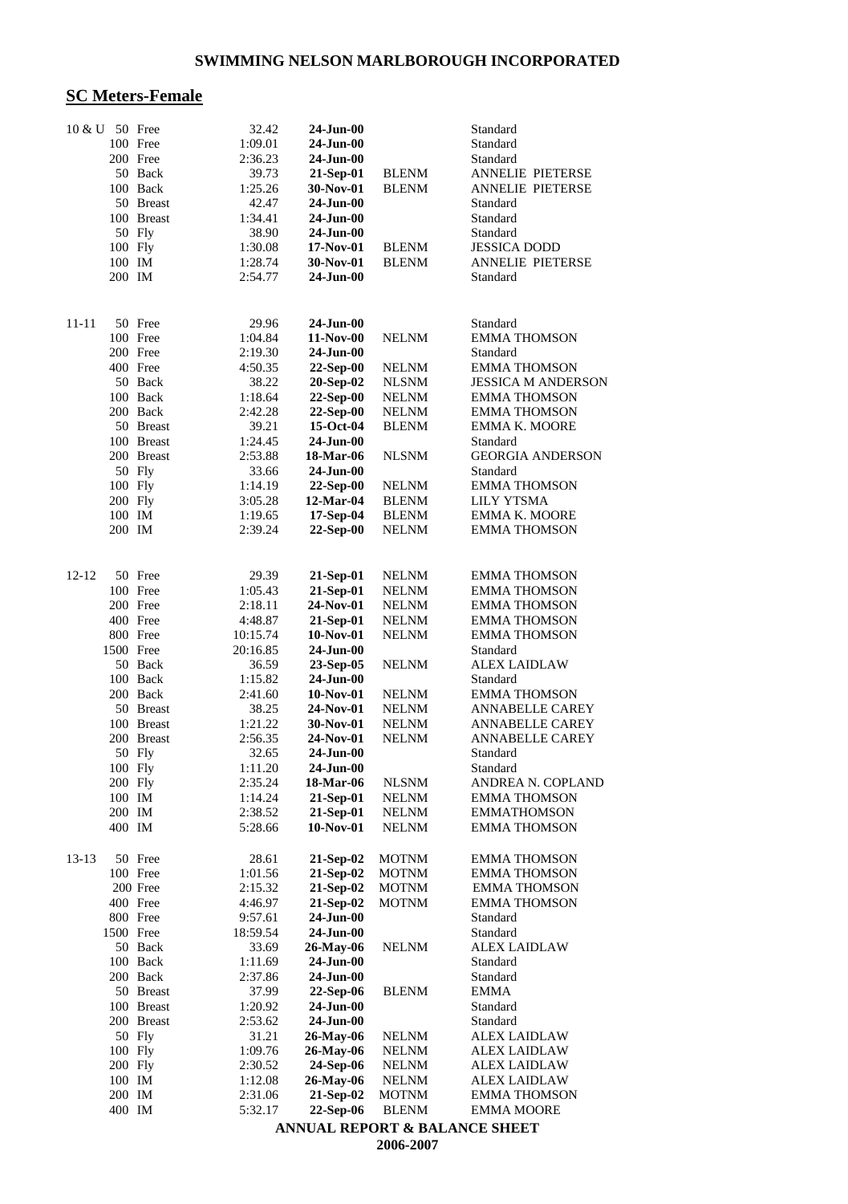## SWIMMING NELSON MARLBOROUGH INCORPORATED

## SC Meters-Female

| Age | Event | Time | Date | Club | Name |
|---|---|---|---|---|---|
| 10 & U | 50 Free | 32.42 | **24-Jun-00** | | Standard |
| | 100 Free | 1:09.01 | **24-Jun-00** | | Standard |
| | 200 Free | 2:36.23 | **24-Jun-00** | | Standard |
| | 50 Back | 39.73 | **21-Sep-01** | BLENM | ANNELIE PIETERSE |
| | 100 Back | 1:25.26 | **30-Nov-01** | BLENM | ANNELIE PIETERSE |
| | 50 Breast | 42.47 | **24-Jun-00** | | Standard |
| | 100 Breast | 1:34.41 | **24-Jun-00** | | Standard |
| | 50 Fly | 38.90 | **24-Jun-00** | | Standard |
| | 100 Fly | 1:30.08 | **17-Nov-01** | BLENM | JESSICA DODD |
| | 100 IM | 1:28.74 | **30-Nov-01** | BLENM | ANNELIE PIETERSE |
| | 200 IM | 2:54.77 | **24-Jun-00** | | Standard |
| 11-11 | 50 Free | 29.96 | **24-Jun-00** | | Standard |
| | 100 Free | 1:04.84 | **11-Nov-00** | NELNM | EMMA THOMSON |
| | 200 Free | 2:19.30 | **24-Jun-00** | | Standard |
| | 400 Free | 4:50.35 | **22-Sep-00** | NELNM | EMMA THOMSON |
| | 50 Back | 38.22 | **20-Sep-02** | NLSNM | JESSICA M ANDERSON |
| | 100 Back | 1:18.64 | **22-Sep-00** | NELNM | EMMA THOMSON |
| | 200 Back | 2:42.28 | **22-Sep-00** | NELNM | EMMA THOMSON |
| | 50 Breast | 39.21 | **15-Oct-04** | BLENM | EMMA K. MOORE |
| | 100 Breast | 1:24.45 | **24-Jun-00** | | Standard |
| | 200 Breast | 2:53.88 | **18-Mar-06** | NLSNM | GEORGIA ANDERSON |
| | 50 Fly | 33.66 | **24-Jun-00** | | Standard |
| | 100 Fly | 1:14.19 | **22-Sep-00** | NELNM | EMMA THOMSON |
| | 200 Fly | 3:05.28 | **12-Mar-04** | BLENM | LILY YTSMA |
| | 100 IM | 1:19.65 | **17-Sep-04** | BLENM | EMMA K. MOORE |
| | 200 IM | 2:39.24 | **22-Sep-00** | NELNM | EMMA THOMSON |
| 12-12 | 50 Free | 29.39 | **21-Sep-01** | NELNM | EMMA THOMSON |
| | 100 Free | 1:05.43 | **21-Sep-01** | NELNM | EMMA THOMSON |
| | 200 Free | 2:18.11 | **24-Nov-01** | NELNM | EMMA THOMSON |
| | 400 Free | 4:48.87 | **21-Sep-01** | NELNM | EMMA THOMSON |
| | 800 Free | 10:15.74 | **10-Nov-01** | NELNM | EMMA THOMSON |
| | 1500 Free | 20:16.85 | **24-Jun-00** | | Standard |
| | 50 Back | 36.59 | **23-Sep-05** | NELNM | ALEX LAIDLAW |
| | 100 Back | 1:15.82 | **24-Jun-00** | | Standard |
| | 200 Back | 2:41.60 | **10-Nov-01** | NELNM | EMMA THOMSON |
| | 50 Breast | 38.25 | **24-Nov-01** | NELNM | ANNABELLE CAREY |
| | 100 Breast | 1:21.22 | **30-Nov-01** | NELNM | ANNABELLE CAREY |
| | 200 Breast | 2:56.35 | **24-Nov-01** | NELNM | ANNABELLE CAREY |
| | 50 Fly | 32.65 | **24-Jun-00** | | Standard |
| | 100 Fly | 1:11.20 | **24-Jun-00** | | Standard |
| | 200 Fly | 2:35.24 | **18-Mar-06** | NLSNM | ANDREA N. COPLAND |
| | 100 IM | 1:14.24 | **21-Sep-01** | NELNM | EMMA THOMSON |
| | 200 IM | 2:38.52 | **21-Sep-01** | NELNM | EMMATHOMSON |
| | 400 IM | 5:28.66 | **10-Nov-01** | NELNM | EMMA THOMSON |
| 13-13 | 50 Free | 28.61 | **21-Sep-02** | MOTNM | EMMA THOMSON |
| | 100 Free | 1:01.56 | **21-Sep-02** | MOTNM | EMMA THOMSON |
| | 200 Free | 2:15.32 | **21-Sep-02** | MOTNM | EMMA THOMSON |
| | 400 Free | 4:46.97 | **21-Sep-02** | MOTNM | EMMA THOMSON |
| | 800 Free | 9:57.61 | **24-Jun-00** | | Standard |
| | 1500 Free | 18:59.54 | **24-Jun-00** | | Standard |
| | 50 Back | 33.69 | **26-May-06** | NELNM | ALEX LAIDLAW |
| | 100 Back | 1:11.69 | **24-Jun-00** | | Standard |
| | 200 Back | 2:37.86 | **24-Jun-00** | | Standard |
| | 50 Breast | 37.99 | **22-Sep-06** | BLENM | EMMA |
| | 100 Breast | 1:20.92 | **24-Jun-00** | | Standard |
| | 200 Breast | 2:53.62 | **24-Jun-00** | | Standard |
| | 50 Fly | 31.21 | **26-May-06** | NELNM | ALEX LAIDLAW |
| | 100 Fly | 1:09.76 | **26-May-06** | NELNM | ALEX LAIDLAW |
| | 200 Fly | 2:30.52 | **24-Sep-06** | NELNM | ALEX LAIDLAW |
| | 100 IM | 1:12.08 | **26-May-06** | NELNM | ALEX LAIDLAW |
| | 200 IM | 2:31.06 | **21-Sep-02** | MOTNM | EMMA THOMSON |
| | 400 IM | 5:32.17 | **22-Sep-06** | BLENM | EMMA MOORE |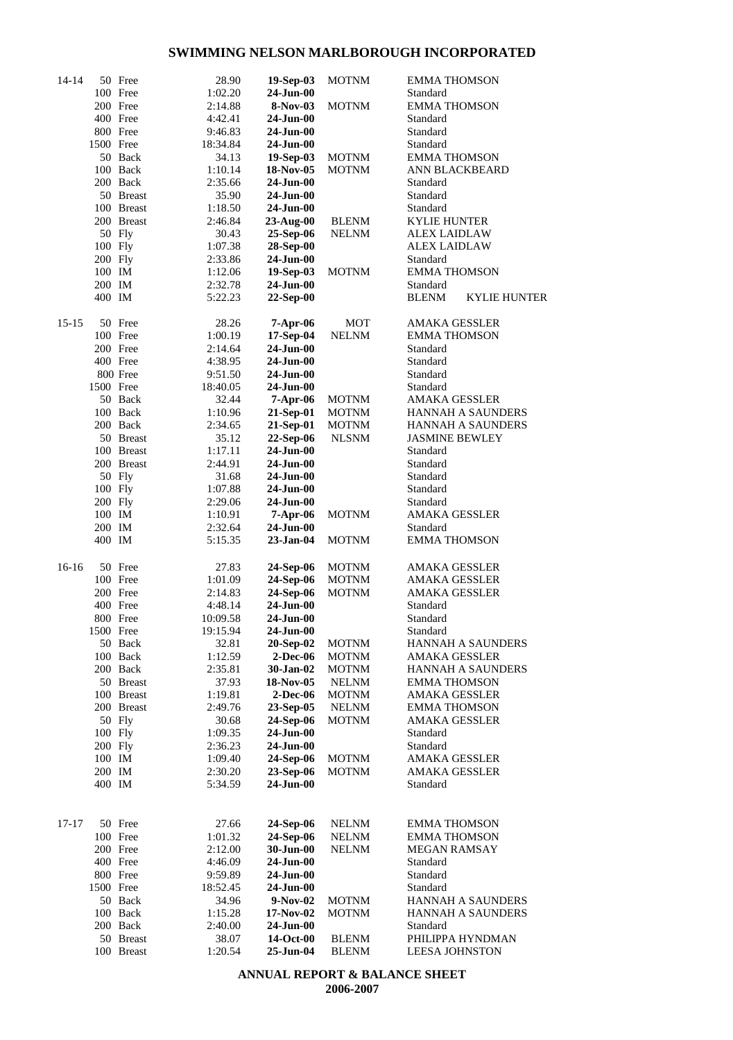# SWIMMING NELSON MARLBOROUGH INCORPORATED

| Age | Event | Time | Date | Club | Name |
|---|---|---|---|---|---|
| 14-14 | 50 Free | 28.90 | **19-Sep-03** | MOTNM | EMMA THOMSON |
| | 100 Free | 1:02.20 | **24-Jun-00** | | Standard |
| | 200 Free | 2:14.88 | **8-Nov-03** | MOTNM | EMMA THOMSON |
| | 400 Free | 4:42.41 | **24-Jun-00** | | Standard |
| | 800 Free | 9:46.83 | **24-Jun-00** | | Standard |
| | 1500 Free | 18:34.84 | **24-Jun-00** | | Standard |
| | 50 Back | 34.13 | **19-Sep-03** | MOTNM | EMMA THOMSON |
| | 100 Back | 1:10.14 | **18-Nov-05** | MOTNM | ANN BLACKBEARD |
| | 200 Back | 2:35.66 | **24-Jun-00** | | Standard |
| | 50 Breast | 35.90 | **24-Jun-00** | | Standard |
| | 100 Breast | 1:18.50 | **24-Jun-00** | | Standard |
| | 200 Breast | 2:46.84 | **23-Aug-00** | BLENM | KYLIE HUNTER |
| | 50 Fly | 30.43 | **25-Sep-06** | NELNM | ALEX LAIDLAW |
| | 100 Fly | 1:07.38 | **28-Sep-00** | | ALEX LAIDLAW |
| | 200 Fly | 2:33.86 | **24-Jun-00** | | Standard |
| | 100 IM | 1:12.06 | **19-Sep-03** | MOTNM | EMMA THOMSON |
| | 200 IM | 2:32.78 | **24-Jun-00** | | Standard |
| | 400 IM | 5:22.23 | **22-Sep-00** | | BLENM KYLIE HUNTER |
| 15-15 | 50 Free | 28.26 | **7-Apr-06** | MOT | AMAKA GESSLER |
| | 100 Free | 1:00.19 | **17-Sep-04** | NELNM | EMMA THOMSON |
| | 200 Free | 2:14.64 | **24-Jun-00** | | Standard |
| | 400 Free | 4:38.95 | **24-Jun-00** | | Standard |
| | 800 Free | 9:51.50 | **24-Jun-00** | | Standard |
| | 1500 Free | 18:40.05 | **24-Jun-00** | | Standard |
| | 50 Back | 32.44 | **7-Apr-06** | MOTNM | AMAKA GESSLER |
| | 100 Back | 1:10.96 | **21-Sep-01** | MOTNM | HANNAH A SAUNDERS |
| | 200 Back | 2:34.65 | **21-Sep-01** | MOTNM | HANNAH A SAUNDERS |
| | 50 Breast | 35.12 | **22-Sep-06** | NLSNM | JASMINE BEWLEY |
| | 100 Breast | 1:17.11 | **24-Jun-00** | | Standard |
| | 200 Breast | 2:44.91 | **24-Jun-00** | | Standard |
| | 50 Fly | 31.68 | **24-Jun-00** | | Standard |
| | 100 Fly | 1:07.88 | **24-Jun-00** | | Standard |
| | 200 Fly | 2:29.06 | **24-Jun-00** | | Standard |
| | 100 IM | 1:10.91 | **7-Apr-06** | MOTNM | AMAKA GESSLER |
| | 200 IM | 2:32.64 | **24-Jun-00** | | Standard |
| | 400 IM | 5:15.35 | **23-Jan-04** | MOTNM | EMMA THOMSON |
| 16-16 | 50 Free | 27.83 | **24-Sep-06** | MOTNM | AMAKA GESSLER |
| | 100 Free | 1:01.09 | **24-Sep-06** | MOTNM | AMAKA GESSLER |
| | 200 Free | 2:14.83 | **24-Sep-06** | MOTNM | AMAKA GESSLER |
| | 400 Free | 4:48.14 | **24-Jun-00** | | Standard |
| | 800 Free | 10:09.58 | **24-Jun-00** | | Standard |
| | 1500 Free | 19:15.94 | **24-Jun-00** | | Standard |
| | 50 Back | 32.81 | **20-Sep-02** | MOTNM | HANNAH A SAUNDERS |
| | 100 Back | 1:12.59 | **2-Dec-06** | MOTNM | AMAKA GESSLER |
| | 200 Back | 2:35.81 | **30-Jan-02** | MOTNM | HANNAH A SAUNDERS |
| | 50 Breast | 37.93 | **18-Nov-05** | NELNM | EMMA THOMSON |
| | 100 Breast | 1:19.81 | **2-Dec-06** | MOTNM | AMAKA GESSLER |
| | 200 Breast | 2:49.76 | **23-Sep-05** | NELNM | EMMA THOMSON |
| | 50 Fly | 30.68 | **24-Sep-06** | MOTNM | AMAKA GESSLER |
| | 100 Fly | 1:09.35 | **24-Jun-00** | | Standard |
| | 200 Fly | 2:36.23 | **24-Jun-00** | | Standard |
| | 100 IM | 1:09.40 | **24-Sep-06** | MOTNM | AMAKA GESSLER |
| | 200 IM | 2:30.20 | **23-Sep-06** | MOTNM | AMAKA GESSLER |
| | 400 IM | 5:34.59 | **24-Jun-00** | | Standard |
| 17-17 | 50 Free | 27.66 | **24-Sep-06** | NELNM | EMMA THOMSON |
| | 100 Free | 1:01.32 | **24-Sep-06** | NELNM | EMMA THOMSON |
| | 200 Free | 2:12.00 | **30-Jun-00** | NELNM | MEGAN RAMSAY |
| | 400 Free | 4:46.09 | **24-Jun-00** | | Standard |
| | 800 Free | 9:59.89 | **24-Jun-00** | | Standard |
| | 1500 Free | 18:52.45 | **24-Jun-00** | | Standard |
| | 50 Back | 34.96 | **9-Nov-02** | MOTNM | HANNAH A SAUNDERS |
| | 100 Back | 1:15.28 | **17-Nov-02** | MOTNM | HANNAH A SAUNDERS |
| | 200 Back | 2:40.00 | **24-Jun-00** | | Standard |
| | 50 Breast | 38.07 | **14-Oct-00** | BLENM | PHILIPPA HYNDMAN |
| | 100 Breast | 1:20.54 | **25-Jun-04** | BLENM | LEESA JOHNSTON |

**ANNUAL REPORT & BALANCE SHEET**
**2006-2007**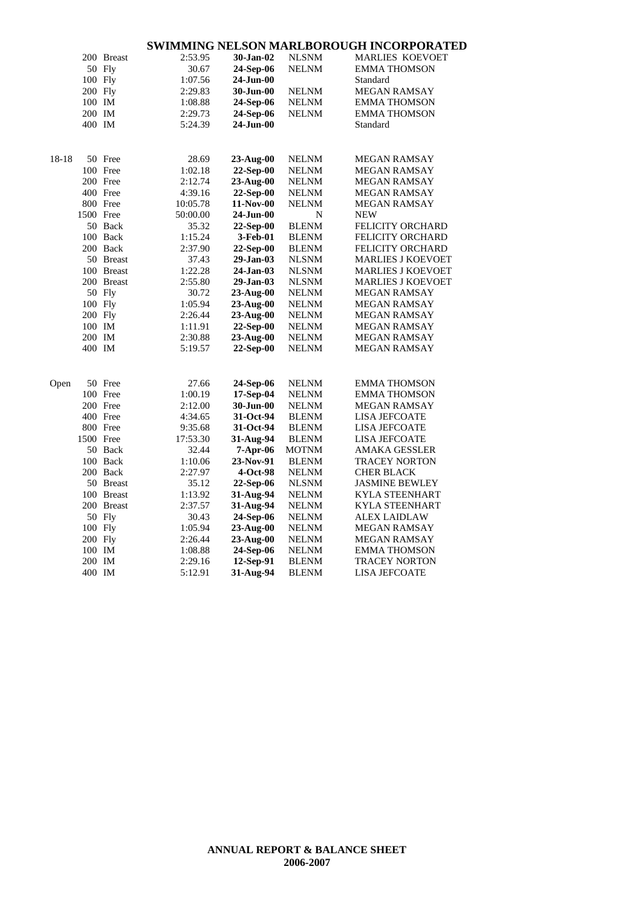## SWIMMING NELSON MARLBOROUGH INCORPORATED

| Age | Distance | Stroke | Time | Date | Club | Name |
|---|---|---|---|---|---|---|
| | 200 | Breast | 2:53.95 | **30-Jan-02** | NLSNM | MARLIES KOEVOET |
| | 50 | Fly | 30.67 | **24-Sep-06** | NELNM | EMMA THOMSON |
| | 100 | Fly | 1:07.56 | **24-Jun-00** | | Standard |
| | 200 | Fly | 2:29.83 | **30-Jun-00** | NELNM | MEGAN RAMSAY |
| | 100 | IM | 1:08.88 | **24-Sep-06** | NELNM | EMMA THOMSON |
| | 200 | IM | 2:29.73 | **24-Sep-06** | NELNM | EMMA THOMSON |
| | 400 | IM | 5:24.39 | **24-Jun-00** | | Standard |
| 18-18 | 50 | Free | 28.69 | **23-Aug-00** | NELNM | MEGAN RAMSAY |
| | 100 | Free | 1:02.18 | **22-Sep-00** | NELNM | MEGAN RAMSAY |
| | 200 | Free | 2:12.74 | **23-Aug-00** | NELNM | MEGAN RAMSAY |
| | 400 | Free | 4:39.16 | **22-Sep-00** | NELNM | MEGAN RAMSAY |
| | 800 | Free | 10:05.78 | **11-Nov-00** | NELNM | MEGAN RAMSAY |
| | 1500 | Free | 50:00.00 | **24-Jun-00** | N | NEW |
| | 50 | Back | 35.32 | **22-Sep-00** | BLENM | FELICITY ORCHARD |
| | 100 | Back | 1:15.24 | **3-Feb-01** | BLENM | FELICITY ORCHARD |
| | 200 | Back | 2:37.90 | **22-Sep-00** | BLENM | FELICITY ORCHARD |
| | 50 | Breast | 37.43 | **29-Jan-03** | NLSNM | MARLIES J KOEVOET |
| | 100 | Breast | 1:22.28 | **24-Jan-03** | NLSNM | MARLIES J KOEVOET |
| | 200 | Breast | 2:55.80 | **29-Jan-03** | NLSNM | MARLIES J KOEVOET |
| | 50 | Fly | 30.72 | **23-Aug-00** | NELNM | MEGAN RAMSAY |
| | 100 | Fly | 1:05.94 | **23-Aug-00** | NELNM | MEGAN RAMSAY |
| | 200 | Fly | 2:26.44 | **23-Aug-00** | NELNM | MEGAN RAMSAY |
| | 100 | IM | 1:11.91 | **22-Sep-00** | NELNM | MEGAN RAMSAY |
| | 200 | IM | 2:30.88 | **23-Aug-00** | NELNM | MEGAN RAMSAY |
| | 400 | IM | 5:19.57 | **22-Sep-00** | NELNM | MEGAN RAMSAY |
| Open | 50 | Free | 27.66 | **24-Sep-06** | NELNM | EMMA THOMSON |
| | 100 | Free | 1:00.19 | **17-Sep-04** | NELNM | EMMA THOMSON |
| | 200 | Free | 2:12.00 | **30-Jun-00** | NELNM | MEGAN RAMSAY |
| | 400 | Free | 4:34.65 | **31-Oct-94** | BLENM | LISA JEFCOATE |
| | 800 | Free | 9:35.68 | **31-Oct-94** | BLENM | LISA JEFCOATE |
| | 1500 | Free | 17:53.30 | **31-Aug-94** | BLENM | LISA JEFCOATE |
| | 50 | Back | 32.44 | **7-Apr-06** | MOTNM | AMAKA GESSLER |
| | 100 | Back | 1:10.06 | **23-Nov-91** | BLENM | TRACEY NORTON |
| | 200 | Back | 2:27.97 | **4-Oct-98** | NELNM | CHER BLACK |
| | 50 | Breast | 35.12 | **22-Sep-06** | NLSNM | JASMINE BEWLEY |
| | 100 | Breast | 1:13.92 | **31-Aug-94** | NELNM | KYLA STEENHART |
| | 200 | Breast | 2:37.57 | **31-Aug-94** | NELNM | KYLA STEENHART |
| | 50 | Fly | 30.43 | **24-Sep-06** | NELNM | ALEX LAIDLAW |
| | 100 | Fly | 1:05.94 | **23-Aug-00** | NELNM | MEGAN RAMSAY |
| | 200 | Fly | 2:26.44 | **23-Aug-00** | NELNM | MEGAN RAMSAY |
| | 100 | IM | 1:08.88 | **24-Sep-06** | NELNM | EMMA THOMSON |
| | 200 | IM | 2:29.16 | **12-Sep-91** | BLENM | TRACEY NORTON |
| | 400 | IM | 5:12.91 | **31-Aug-94** | BLENM | LISA JEFCOATE |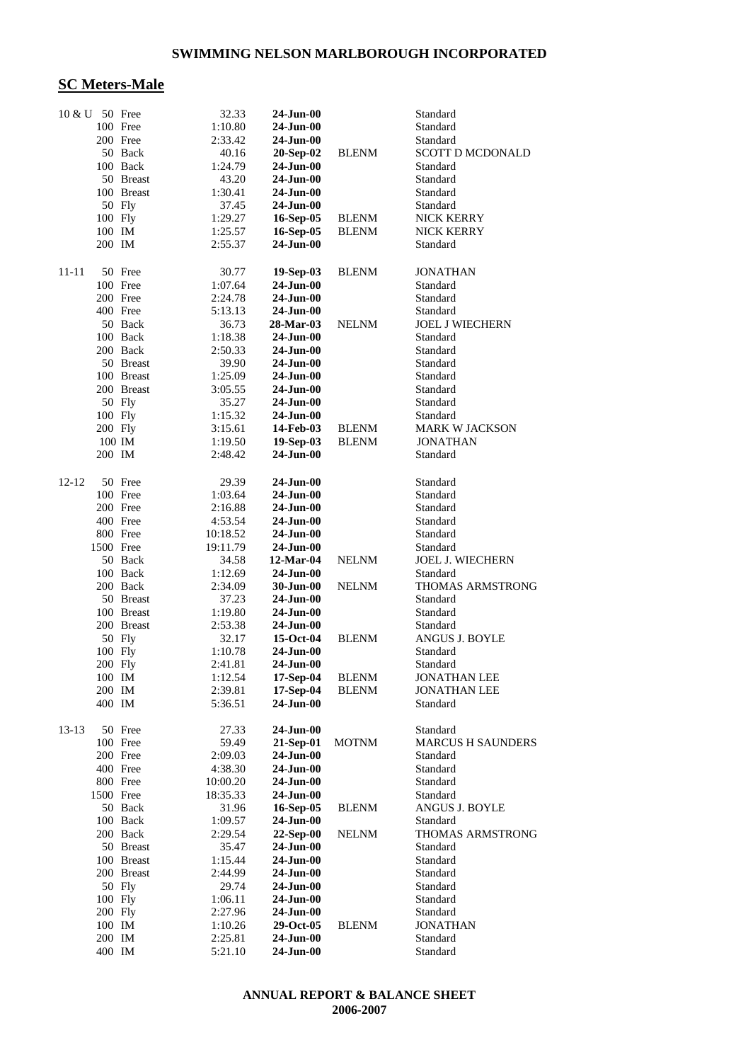**SWIMMING NELSON MARLBOROUGH INCORPORATED**

## SC Meters-Male

| Age | Event | Time | Date | Club | Name |
|---|---|---|---|---|---|
| 10 & U | 50 Free | 32.33 | **24-Jun-00** | | Standard |
| | 100 Free | 1:10.80 | **24-Jun-00** | | Standard |
| | 200 Free | 2:33.42 | **24-Jun-00** | | Standard |
| | 50 Back | 40.16 | **20-Sep-02** | BLENM | SCOTT D MCDONALD |
| | 100 Back | 1:24.79 | **24-Jun-00** | | Standard |
| | 50 Breast | 43.20 | **24-Jun-00** | | Standard |
| | 100 Breast | 1:30.41 | **24-Jun-00** | | Standard |
| | 50 Fly | 37.45 | **24-Jun-00** | | Standard |
| | 100 Fly | 1:29.27 | **16-Sep-05** | BLENM | NICK KERRY |
| | 100 IM | 1:25.57 | **16-Sep-05** | BLENM | NICK KERRY |
| | 200 IM | 2:55.37 | **24-Jun-00** | | Standard |
| 11-11 | 50 Free | 30.77 | **19-Sep-03** | BLENM | JONATHAN |
| | 100 Free | 1:07.64 | **24-Jun-00** | | Standard |
| | 200 Free | 2:24.78 | **24-Jun-00** | | Standard |
| | 400 Free | 5:13.13 | **24-Jun-00** | | Standard |
| | 50 Back | 36.73 | **28-Mar-03** | NELNM | JOEL J WIECHERN |
| | 100 Back | 1:18.38 | **24-Jun-00** | | Standard |
| | 200 Back | 2:50.33 | **24-Jun-00** | | Standard |
| | 50 Breast | 39.90 | **24-Jun-00** | | Standard |
| | 100 Breast | 1:25.09 | **24-Jun-00** | | Standard |
| | 200 Breast | 3:05.55 | **24-Jun-00** | | Standard |
| | 50 Fly | 35.27 | **24-Jun-00** | | Standard |
| | 100 Fly | 1:15.32 | **24-Jun-00** | | Standard |
| | 200 Fly | 3:15.61 | **14-Feb-03** | BLENM | MARK W JACKSON |
| | 100 IM | 1:19.50 | **19-Sep-03** | BLENM | JONATHAN |
| | 200 IM | 2:48.42 | **24-Jun-00** | | Standard |
| 12-12 | 50 Free | 29.39 | **24-Jun-00** | | Standard |
| | 100 Free | 1:03.64 | **24-Jun-00** | | Standard |
| | 200 Free | 2:16.88 | **24-Jun-00** | | Standard |
| | 400 Free | 4:53.54 | **24-Jun-00** | | Standard |
| | 800 Free | 10:18.52 | **24-Jun-00** | | Standard |
| | 1500 Free | 19:11.79 | **24-Jun-00** | | Standard |
| | 50 Back | 34.58 | **12-Mar-04** | NELNM | JOEL J. WIECHERN |
| | 100 Back | 1:12.69 | **24-Jun-00** | | Standard |
| | 200 Back | 2:34.09 | **30-Jun-00** | NELNM | THOMAS ARMSTRONG |
| | 50 Breast | 37.23 | **24-Jun-00** | | Standard |
| | 100 Breast | 1:19.80 | **24-Jun-00** | | Standard |
| | 200 Breast | 2:53.38 | **24-Jun-00** | | Standard |
| | 50 Fly | 32.17 | **15-Oct-04** | BLENM | ANGUS J. BOYLE |
| | 100 Fly | 1:10.78 | **24-Jun-00** | | Standard |
| | 200 Fly | 2:41.81 | **24-Jun-00** | | Standard |
| | 100 IM | 1:12.54 | **17-Sep-04** | BLENM | JONATHAN LEE |
| | 200 IM | 2:39.81 | **17-Sep-04** | BLENM | JONATHAN LEE |
| | 400 IM | 5:36.51 | **24-Jun-00** | | Standard |
| 13-13 | 50 Free | 27.33 | **24-Jun-00** | | Standard |
| | 100 Free | 59.49 | **21-Sep-01** | MOTNM | MARCUS H SAUNDERS |
| | 200 Free | 2:09.03 | **24-Jun-00** | | Standard |
| | 400 Free | 4:38.30 | **24-Jun-00** | | Standard |
| | 800 Free | 10:00.20 | **24-Jun-00** | | Standard |
| | 1500 Free | 18:35.33 | **24-Jun-00** | | Standard |
| | 50 Back | 31.96 | **16-Sep-05** | BLENM | ANGUS J. BOYLE |
| | 100 Back | 1:09.57 | **24-Jun-00** | | Standard |
| | 200 Back | 2:29.54 | **22-Sep-00** | NELNM | THOMAS ARMSTRONG |
| | 50 Breast | 35.47 | **24-Jun-00** | | Standard |
| | 100 Breast | 1:15.44 | **24-Jun-00** | | Standard |
| | 200 Breast | 2:44.99 | **24-Jun-00** | | Standard |
| | 50 Fly | 29.74 | **24-Jun-00** | | Standard |
| | 100 Fly | 1:06.11 | **24-Jun-00** | | Standard |
| | 200 Fly | 2:27.96 | **24-Jun-00** | | Standard |
| | 100 IM | 1:10.26 | **29-Oct-05** | BLENM | JONATHAN |
| | 200 IM | 2:25.81 | **24-Jun-00** | | Standard |
| | 400 IM | 5:21.10 | **24-Jun-00** | | Standard |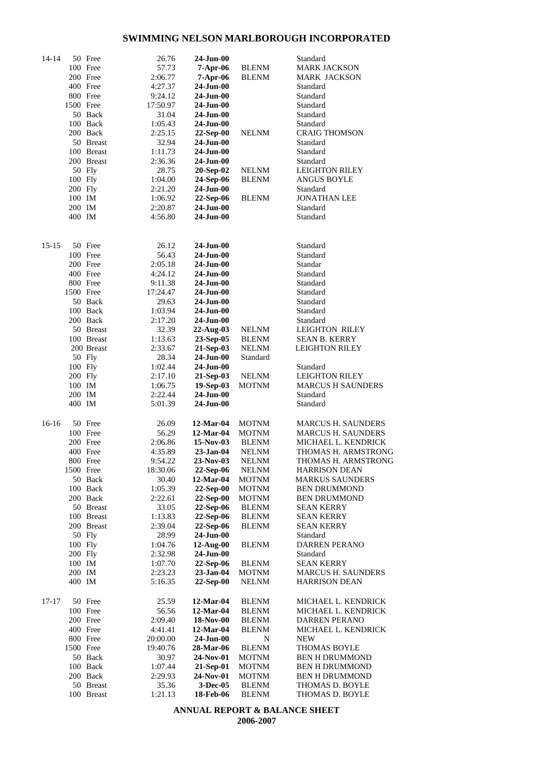| Age | Distance | Stroke | Time | Date | Club | Name |
|---|---|---|---|---|---|---|
| 14-14 | 50 | Free | 26.76 | **24-Jun-00** | | Standard |
| | 100 | Free | 57.73 | **7-Apr-06** | BLENM | MARK JACKSON |
| | 200 | Free | 2:06.77 | **7-Apr-06** | BLENM | MARK JACKSON |
| | 400 | Free | 4:27.37 | **24-Jun-00** | | Standard |
| | 800 | Free | 9:24.12 | **24-Jun-00** | | Standard |
| | 1500 | Free | 17:50.97 | **24-Jun-00** | | Standard |
| | 50 | Back | 31.04 | **24-Jun-00** | | Standard |
| | 100 | Back | 1:05.43 | **24-Jun-00** | | Standard |
| | 200 | Back | 2:25.15 | **22-Sep-00** | NELNM | CRAIG THOMSON |
| | 50 | Breast | 32.94 | **24-Jun-00** | | Standard |
| | 100 | Breast | 1:11.73 | **24-Jun-00** | | Standard |
| | 200 | Breast | 2:36.36 | **24-Jun-00** | | Standard |
| | 50 | Fly | 28.75 | **20-Sep-02** | NELNM | LEIGHTON RILEY |
| | 100 | Fly | 1:04.00 | **24-Sep-06** | BLENM | ANGUS BOYLE |
| | 200 | Fly | 2:21.20 | **24-Jun-00** | | Standard |
| | 100 | IM | 1:06.92 | **22-Sep-06** | BLENM | JONATHAN LEE |
| | 200 | IM | 2:20.87 | **24-Jun-00** | | Standard |
| | 400 | IM | 4:56.80 | **24-Jun-00** | | Standard |
| 15-15 | 50 | Free | 26.12 | **24-Jun-00** | | Standard |
| | 100 | Free | 56.43 | **24-Jun-00** | | Standard |
| | 200 | Free | 2:05.18 | **24-Jun-00** | | Standar |
| | 400 | Free | 4:24.12 | **24-Jun-00** | | Standard |
| | 800 | Free | 9:11.38 | **24-Jun-00** | | Standard |
| | 1500 | Free | 17:24.47 | **24-Jun-00** | | Standard |
| | 50 | Back | 29.63 | **24-Jun-00** | | Standard |
| | 100 | Back | 1:03.94 | **24-Jun-00** | | Standard |
| | 200 | Back | 2:17.20 | **24-Jun-00** | | Standard |
| | 50 | Breast | 32.39 | **22-Aug-03** | NELNM | LEIGHTON RILEY |
| | 100 | Breast | 1:13.63 | **23-Sep-05** | BLENM | SEAN B. KERRY |
| | 200 | Breast | 2:33.67 | **21-Sep-03** | NELNM | LEIGHTON RILEY |
| | 50 | Fly | 28.34 | **24-Jun-00** | Standard | |
| | 100 | Fly | 1:02.44 | **24-Jun-00** | | Standard |
| | 200 | Fly | 2:17.10 | **21-Sep-03** | NELNM | LEIGHTON RILEY |
| | 100 | IM | 1:06.75 | **19-Sep-03** | MOTNM | MARCUS H SAUNDERS |
| | 200 | IM | 2:22.44 | **24-Jun-00** | | Standard |
| | 400 | IM | 5:01.39 | **24-Jun-00** | | Standard |
| 16-16 | 50 | Free | 26.09 | **12-Mar-04** | MOTNM | MARCUS H. SAUNDERS |
| | 100 | Free | 56.29 | **12-Mar-04** | MOTNM | MARCUS H. SAUNDERS |
| | 200 | Free | 2:06.86 | **15-Nov-03** | BLENM | MICHAEL L. KENDRICK |
| | 400 | Free | 4:35.89 | **23-Jan-04** | NELNM | THOMAS H. ARMSTRONG |
| | 800 | Free | 9:54.22 | **23-Nov-03** | NELNM | THOMAS H. ARMSTRONG |
| | 1500 | Free | 18:30.06 | **22-Sep-06** | NELNM | HARRISON DEAN |
| | 50 | Back | 30.40 | **12-Mar-04** | MOTNM | MARKUS SAUNDERS |
| | 100 | Back | 1:05.39 | **22-Sep-00** | MOTNM | BEN DRUMMOND |
| | 200 | Back | 2:22.61 | **22-Sep-00** | MOTNM | BEN DRUMMOND |
| | 50 | Breast | 33.05 | **22-Sep-06** | BLENM | SEAN KERRY |
| | 100 | Breast | 1:13.83 | **22-Sep-06** | BLENM | SEAN KERRY |
| | 200 | Breast | 2:39.04 | **22-Sep-06** | BLENM | SEAN KERRY |
| | 50 | Fly | 28.99 | **24-Jun-00** | | Standard |
| | 100 | Fly | 1:04.76 | **12-Aug-00** | BLENM | DARREN PERANO |
| | 200 | Fly | 2:32.98 | **24-Jun-00** | | Standard |
| | 100 | IM | 1:07.70 | **22-Sep-06** | BLENM | SEAN KERRY |
| | 200 | IM | 2:23.23 | **23-Jan-04** | MOTNM | MARCUS H. SAUNDERS |
| | 400 | IM | 5:16.35 | **22-Sep-00** | NELNM | HARRISON DEAN |
| 17-17 | 50 | Free | 25.59 | **12-Mar-04** | BLENM | MICHAEL L. KENDRICK |
| | 100 | Free | 56.56 | **12-Mar-04** | BLENM | MICHAEL L. KENDRICK |
| | 200 | Free | 2:09.40 | **18-Nov-00** | BLENM | DARREN PERANO |
| | 400 | Free | 4:41.41 | **12-Mar-04** | BLENM | MICHAEL L. KENDRICK |
| | 800 | Free | 20:00.00 | **24-Jun-00** | N | NEW |
| | 1500 | Free | 19:40.76 | **28-Mar-06** | BLENM | THOMAS BOYLE |
| | 50 | Back | 30.97 | **24-Nov-01** | MOTNM | BEN H DRUMMOND |
| | 100 | Back | 1:07.44 | **21-Sep-01** | MOTNM | BEN H DRUMMOND |
| | 200 | Back | 2:29.93 | **24-Nov-01** | MOTNM | BEN H DRUMMOND |
| | 50 | Breast | 35.36 | **3-Dec-05** | BLENM | THOMAS D. BOYLE |
| | 100 | Breast | 1:21.13 | **18-Feb-06** | BLENM | THOMAS D. BOYLE |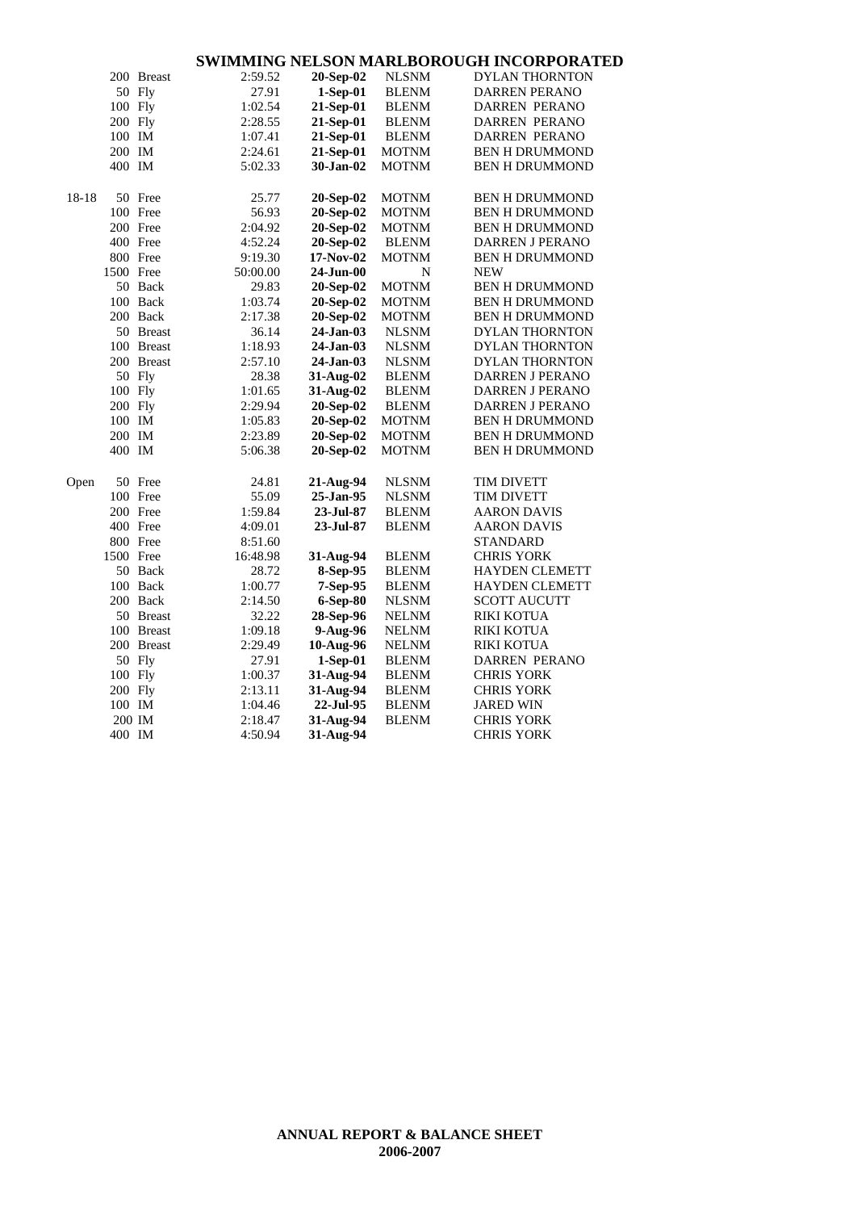# SWIMMING NELSON MARLBOROUGH INCORPORATED

| Age | Distance | Stroke | Time | Date | Club | Name |
|---|---|---|---|---|---|---|
| | 200 | Breast | 2:59.52 | **20-Sep-02** | NLSNM | DYLAN THORNTON |
| | 50 | Fly | 27.91 | **1-Sep-01** | BLENM | DARREN PERANO |
| | 100 | Fly | 1:02.54 | **21-Sep-01** | BLENM | DARREN PERANO |
| | 200 | Fly | 2:28.55 | **21-Sep-01** | BLENM | DARREN PERANO |
| | 100 | IM | 1:07.41 | **21-Sep-01** | BLENM | DARREN PERANO |
| | 200 | IM | 2:24.61 | **21-Sep-01** | MOTNM | BEN H DRUMMOND |
| | 400 | IM | 5:02.33 | **30-Jan-02** | MOTNM | BEN H DRUMMOND |
| 18-18 | 50 | Free | 25.77 | **20-Sep-02** | MOTNM | BEN H DRUMMOND |
| | 100 | Free | 56.93 | **20-Sep-02** | MOTNM | BEN H DRUMMOND |
| | 200 | Free | 2:04.92 | **20-Sep-02** | MOTNM | BEN H DRUMMOND |
| | 400 | Free | 4:52.24 | **20-Sep-02** | BLENM | DARREN J PERANO |
| | 800 | Free | 9:19.30 | **17-Nov-02** | MOTNM | BEN H DRUMMOND |
| | 1500 | Free | 50:00.00 | **24-Jun-00** | N | NEW |
| | 50 | Back | 29.83 | **20-Sep-02** | MOTNM | BEN H DRUMMOND |
| | 100 | Back | 1:03.74 | **20-Sep-02** | MOTNM | BEN H DRUMMOND |
| | 200 | Back | 2:17.38 | **20-Sep-02** | MOTNM | BEN H DRUMMOND |
| | 50 | Breast | 36.14 | **24-Jan-03** | NLSNM | DYLAN THORNTON |
| | 100 | Breast | 1:18.93 | **24-Jan-03** | NLSNM | DYLAN THORNTON |
| | 200 | Breast | 2:57.10 | **24-Jan-03** | NLSNM | DYLAN THORNTON |
| | 50 | Fly | 28.38 | **31-Aug-02** | BLENM | DARREN J PERANO |
| | 100 | Fly | 1:01.65 | **31-Aug-02** | BLENM | DARREN J PERANO |
| | 200 | Fly | 2:29.94 | **20-Sep-02** | BLENM | DARREN J PERANO |
| | 100 | IM | 1:05.83 | **20-Sep-02** | MOTNM | BEN H DRUMMOND |
| | 200 | IM | 2:23.89 | **20-Sep-02** | MOTNM | BEN H DRUMMOND |
| | 400 | IM | 5:06.38 | **20-Sep-02** | MOTNM | BEN H DRUMMOND |
| Open | 50 | Free | 24.81 | **21-Aug-94** | NLSNM | TIM DIVETT |
| | 100 | Free | 55.09 | **25-Jan-95** | NLSNM | TIM DIVETT |
| | 200 | Free | 1:59.84 | **23-Jul-87** | BLENM | AARON DAVIS |
| | 400 | Free | 4:09.01 | **23-Jul-87** | BLENM | AARON DAVIS |
| | 800 | Free | 8:51.60 | | | STANDARD |
| | 1500 | Free | 16:48.98 | **31-Aug-94** | BLENM | CHRIS YORK |
| | 50 | Back | 28.72 | **8-Sep-95** | BLENM | HAYDEN CLEMETT |
| | 100 | Back | 1:00.77 | **7-Sep-95** | BLENM | HAYDEN CLEMETT |
| | 200 | Back | 2:14.50 | **6-Sep-80** | NLSNM | SCOTT AUCUTT |
| | 50 | Breast | 32.22 | **28-Sep-96** | NELNM | RIKI KOTUA |
| | 100 | Breast | 1:09.18 | **9-Aug-96** | NELNM | RIKI KOTUA |
| | 200 | Breast | 2:29.49 | **10-Aug-96** | NELNM | RIKI KOTUA |
| | 50 | Fly | 27.91 | **1-Sep-01** | BLENM | DARREN PERANO |
| | 100 | Fly | 1:00.37 | **31-Aug-94** | BLENM | CHRIS YORK |
| | 200 | Fly | 2:13.11 | **31-Aug-94** | BLENM | CHRIS YORK |
| | 100 | IM | 1:04.46 | **22-Jul-95** | BLENM | JARED WIN |
| | 200 | IM | 2:18.47 | **31-Aug-94** | BLENM | CHRIS YORK |
| | 400 | IM | 4:50.94 | **31-Aug-94** | | CHRIS YORK |

**ANNUAL REPORT & BALANCE SHEET**
**2006-2007**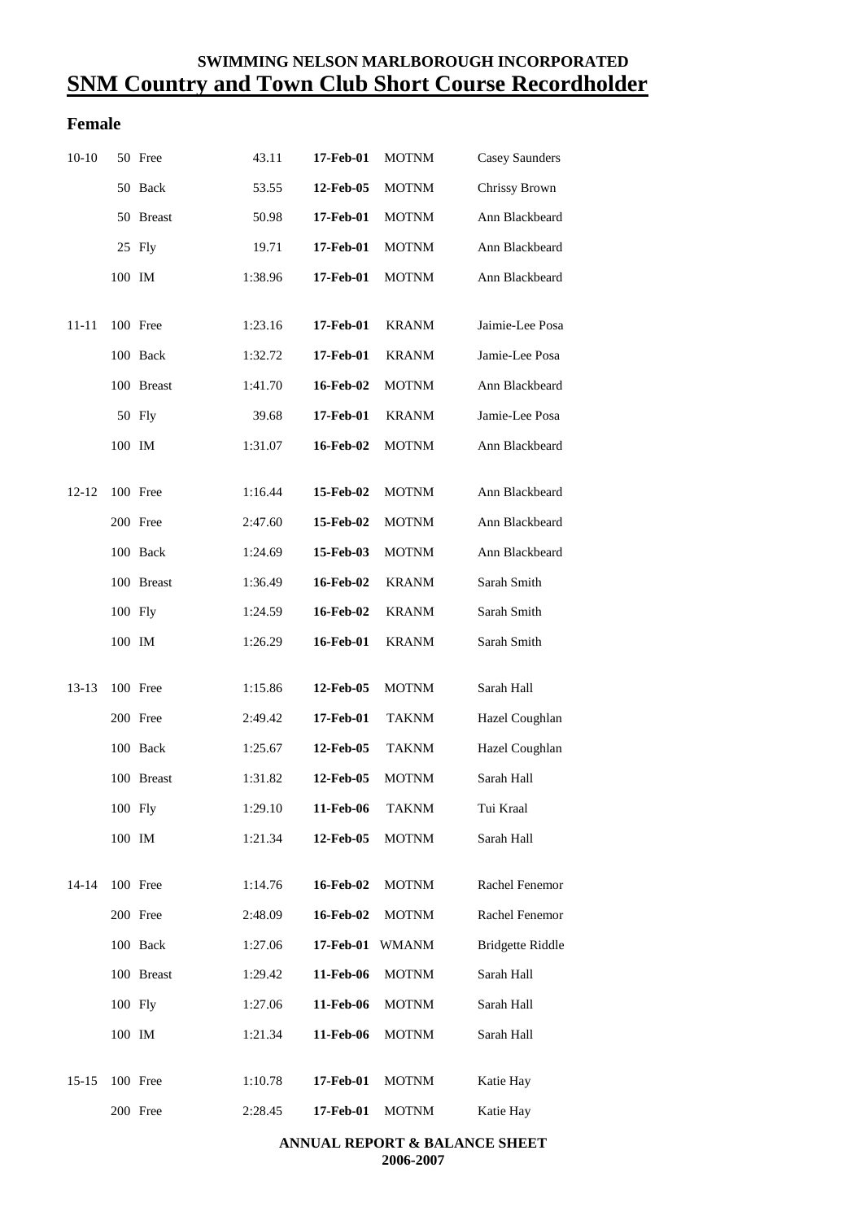**SWIMMING NELSON MARLBOROUGH INCORPORATED**

# SNM Country and Town Club Short Course Recordholder

## Female

| Age | Event | Time | Date | Club | Name |
|---|---|---|---|---|---|
| 10-10 | 50 Free | 43.11 | **17-Feb-01** | MOTNM | Casey Saunders |
| | 50 Back | 53.55 | **12-Feb-05** | MOTNM | Chrissy Brown |
| | 50 Breast | 50.98 | **17-Feb-01** | MOTNM | Ann Blackbeard |
| | 25 Fly | 19.71 | **17-Feb-01** | MOTNM | Ann Blackbeard |
| | 100 IM | 1:38.96 | **17-Feb-01** | MOTNM | Ann Blackbeard |
| 11-11 | 100 Free | 1:23.16 | **17-Feb-01** | KRANM | Jaimie-Lee Posa |
| | 100 Back | 1:32.72 | **17-Feb-01** | KRANM | Jamie-Lee Posa |
| | 100 Breast | 1:41.70 | **16-Feb-02** | MOTNM | Ann Blackbeard |
| | 50 Fly | 39.68 | **17-Feb-01** | KRANM | Jamie-Lee Posa |
| | 100 IM | 1:31.07 | **16-Feb-02** | MOTNM | Ann Blackbeard |
| 12-12 | 100 Free | 1:16.44 | **15-Feb-02** | MOTNM | Ann Blackbeard |
| | 200 Free | 2:47.60 | **15-Feb-02** | MOTNM | Ann Blackbeard |
| | 100 Back | 1:24.69 | **15-Feb-03** | MOTNM | Ann Blackbeard |
| | 100 Breast | 1:36.49 | **16-Feb-02** | KRANM | Sarah Smith |
| | 100 Fly | 1:24.59 | **16-Feb-02** | KRANM | Sarah Smith |
| | 100 IM | 1:26.29 | **16-Feb-01** | KRANM | Sarah Smith |
| 13-13 | 100 Free | 1:15.86 | **12-Feb-05** | MOTNM | Sarah Hall |
| | 200 Free | 2:49.42 | **17-Feb-01** | TAKNM | Hazel Coughlan |
| | 100 Back | 1:25.67 | **12-Feb-05** | TAKNM | Hazel Coughlan |
| | 100 Breast | 1:31.82 | **12-Feb-05** | MOTNM | Sarah Hall |
| | 100 Fly | 1:29.10 | **11-Feb-06** | TAKNM | Tui Kraal |
| | 100 IM | 1:21.34 | **12-Feb-05** | MOTNM | Sarah Hall |
| 14-14 | 100 Free | 1:14.76 | **16-Feb-02** | MOTNM | Rachel Fenemor |
| | 200 Free | 2:48.09 | **16-Feb-02** | MOTNM | Rachel Fenemor |
| | 100 Back | 1:27.06 | **17-Feb-01** | WMANM | Bridgette Riddle |
| | 100 Breast | 1:29.42 | **11-Feb-06** | MOTNM | Sarah Hall |
| | 100 Fly | 1:27.06 | **11-Feb-06** | MOTNM | Sarah Hall |
| | 100 IM | 1:21.34 | **11-Feb-06** | MOTNM | Sarah Hall |
| 15-15 | 100 Free | 1:10.78 | **17-Feb-01** | MOTNM | Katie Hay |
| | 200 Free | 2:28.45 | **17-Feb-01** | MOTNM | Katie Hay |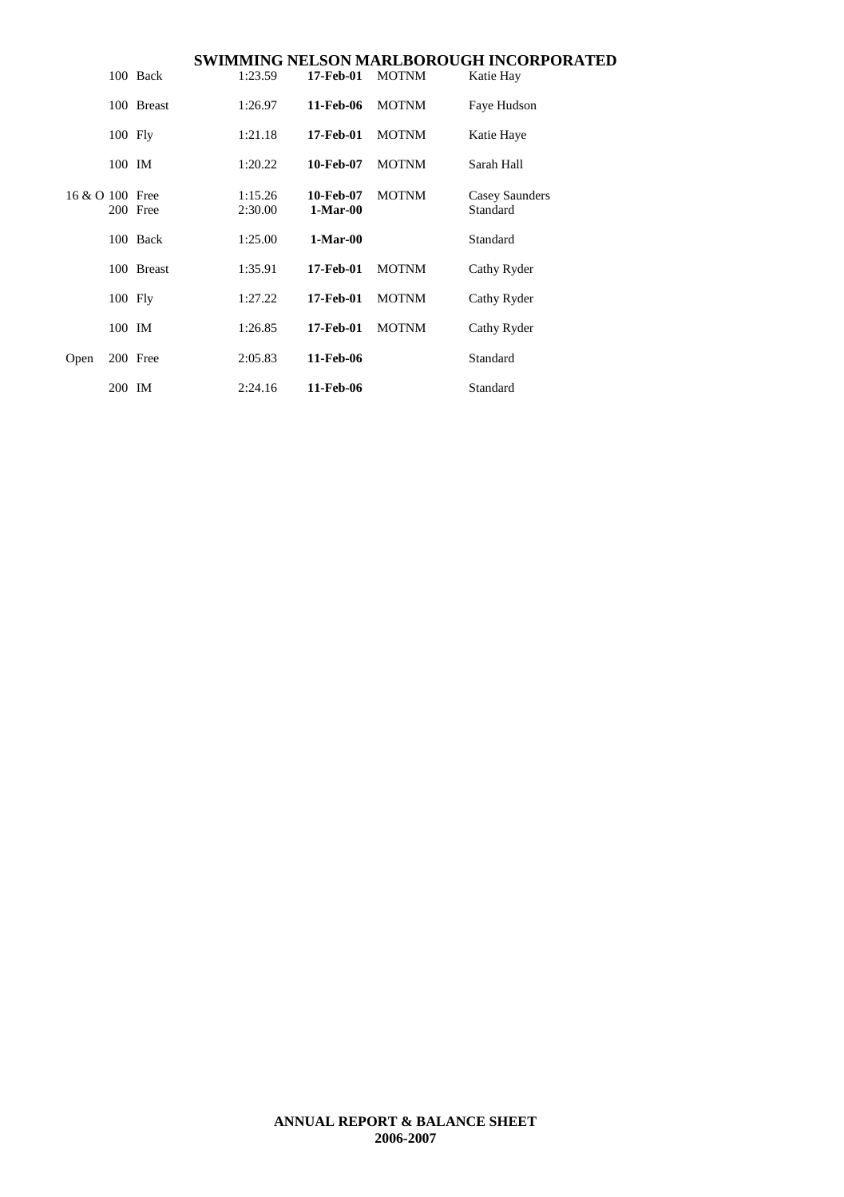| | | | | | |
|---|---|---|---|---|---|
| | 100 Back | 1:23.59 | **17-Feb-01** | MOTNM | Katie Hay |
| | 100 Breast | 1:26.97 | **11-Feb-06** | MOTNM | Faye Hudson |
| | 100 Fly | 1:21.18 | **17-Feb-01** | MOTNM | Katie Haye |
| | 100 IM | 1:20.22 | **10-Feb-07** | MOTNM | Sarah Hall |
| 16 & O | 100 Free | 1:15.26 | **10-Feb-07** | MOTNM | Casey Saunders |
| | 200 Free | 2:30.00 | **1-Mar-00** | | Standard |
| | 100 Back | 1:25.00 | **1-Mar-00** | | Standard |
| | 100 Breast | 1:35.91 | **17-Feb-01** | MOTNM | Cathy Ryder |
| | 100 Fly | 1:27.22 | **17-Feb-01** | MOTNM | Cathy Ryder |
| | 100 IM | 1:26.85 | **17-Feb-01** | MOTNM | Cathy Ryder |
| Open | 200 Free | 2:05.83 | **11-Feb-06** | | Standard |
| | 200 IM | 2:24.16 | **11-Feb-06** | | Standard |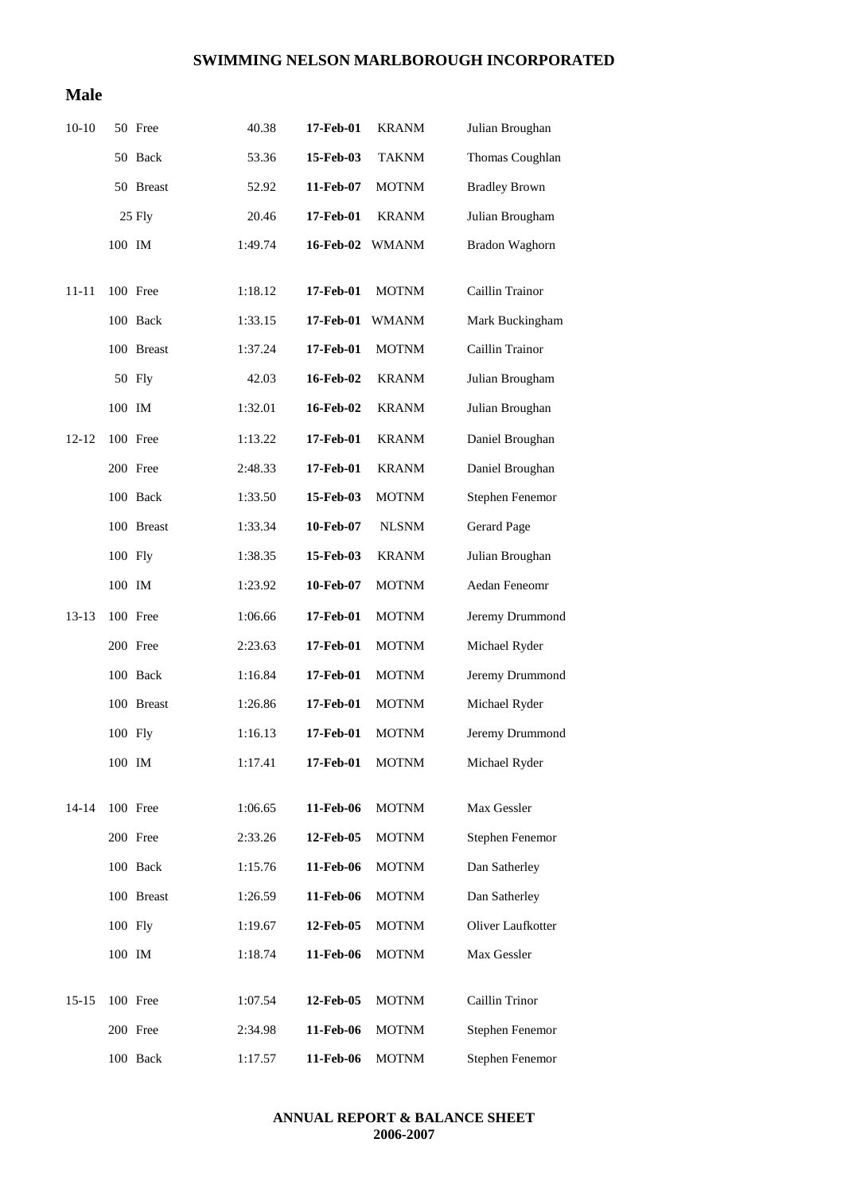**SWIMMING NELSON MARLBOROUGH INCORPORATED**

## Male

| Age | Event | Time | Date | Club | Name |
|---|---|---|---|---|---|
| 10-10 | 50 Free | 40.38 | **17-Feb-01** | KRANM | Julian Broughan |
| | 50 Back | 53.36 | **15-Feb-03** | TAKNM | Thomas Coughlan |
| | 50 Breast | 52.92 | **11-Feb-07** | MOTNM | Bradley Brown |
| | 25 Fly | 20.46 | **17-Feb-01** | KRANM | Julian Brougham |
| | 100 IM | 1:49.74 | **16-Feb-02** | WMANM | Bradon Waghorn |
| 11-11 | 100 Free | 1:18.12 | **17-Feb-01** | MOTNM | Caillin Trainor |
| | 100 Back | 1:33.15 | **17-Feb-01** | WMANM | Mark Buckingham |
| | 100 Breast | 1:37.24 | **17-Feb-01** | MOTNM | Caillin Trainor |
| | 50 Fly | 42.03 | **16-Feb-02** | KRANM | Julian Brougham |
| | 100 IM | 1:32.01 | **16-Feb-02** | KRANM | Julian Broughan |
| 12-12 | 100 Free | 1:13.22 | **17-Feb-01** | KRANM | Daniel Broughan |
| | 200 Free | 2:48.33 | **17-Feb-01** | KRANM | Daniel Broughan |
| | 100 Back | 1:33.50 | **15-Feb-03** | MOTNM | Stephen Fenemor |
| | 100 Breast | 1:33.34 | **10-Feb-07** | NLSNM | Gerard Page |
| | 100 Fly | 1:38.35 | **15-Feb-03** | KRANM | Julian Broughan |
| | 100 IM | 1:23.92 | **10-Feb-07** | MOTNM | Aedan Feneomr |
| 13-13 | 100 Free | 1:06.66 | **17-Feb-01** | MOTNM | Jeremy Drummond |
| | 200 Free | 2:23.63 | **17-Feb-01** | MOTNM | Michael Ryder |
| | 100 Back | 1:16.84 | **17-Feb-01** | MOTNM | Jeremy Drummond |
| | 100 Breast | 1:26.86 | **17-Feb-01** | MOTNM | Michael Ryder |
| | 100 Fly | 1:16.13 | **17-Feb-01** | MOTNM | Jeremy Drummond |
| | 100 IM | 1:17.41 | **17-Feb-01** | MOTNM | Michael Ryder |
| 14-14 | 100 Free | 1:06.65 | **11-Feb-06** | MOTNM | Max Gessler |
| | 200 Free | 2:33.26 | **12-Feb-05** | MOTNM | Stephen Fenemor |
| | 100 Back | 1:15.76 | **11-Feb-06** | MOTNM | Dan Satherley |
| | 100 Breast | 1:26.59 | **11-Feb-06** | MOTNM | Dan Satherley |
| | 100 Fly | 1:19.67 | **12-Feb-05** | MOTNM | Oliver Laufkotter |
| | 100 IM | 1:18.74 | **11-Feb-06** | MOTNM | Max Gessler |
| 15-15 | 100 Free | 1:07.54 | **12-Feb-05** | MOTNM | Caillin Trinor |
| | 200 Free | 2:34.98 | **11-Feb-06** | MOTNM | Stephen Fenemor |
| | 100 Back | 1:17.57 | **11-Feb-06** | MOTNM | Stephen Fenemor |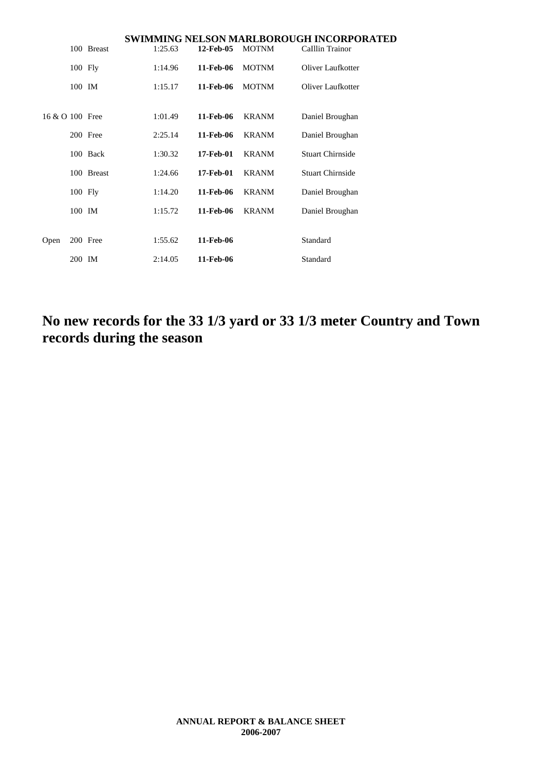| | | | | | |
|---|---|---|---|---|---|
| | 100 | Breast | 1:25.63 | **12-Feb-05** | MOTNM | CaIllin Trainor |
| | 100 | Fly | 1:14.96 | **11-Feb-06** | MOTNM | Oliver Laufkotter |
| | 100 | IM | 1:15.17 | **11-Feb-06** | MOTNM | Oliver Laufkotter |
| 16 & O | 100 | Free | 1:01.49 | **11-Feb-06** | KRANM | Daniel Broughan |
| | 200 | Free | 2:25.14 | **11-Feb-06** | KRANM | Daniel Broughan |
| | 100 | Back | 1:30.32 | **17-Feb-01** | KRANM | Stuart Chirnside |
| | 100 | Breast | 1:24.66 | **17-Feb-01** | KRANM | Stuart Chirnside |
| | 100 | Fly | 1:14.20 | **11-Feb-06** | KRANM | Daniel Broughan |
| | 100 | IM | 1:15.72 | **11-Feb-06** | KRANM | Daniel Broughan |
| Open | 200 | Free | 1:55.62 | **11-Feb-06** | | Standard |
| | 200 | IM | 2:14.05 | **11-Feb-06** | | Standard |

# No new records for the 33 1/3 yard or 33 1/3 meter Country and Town records during the season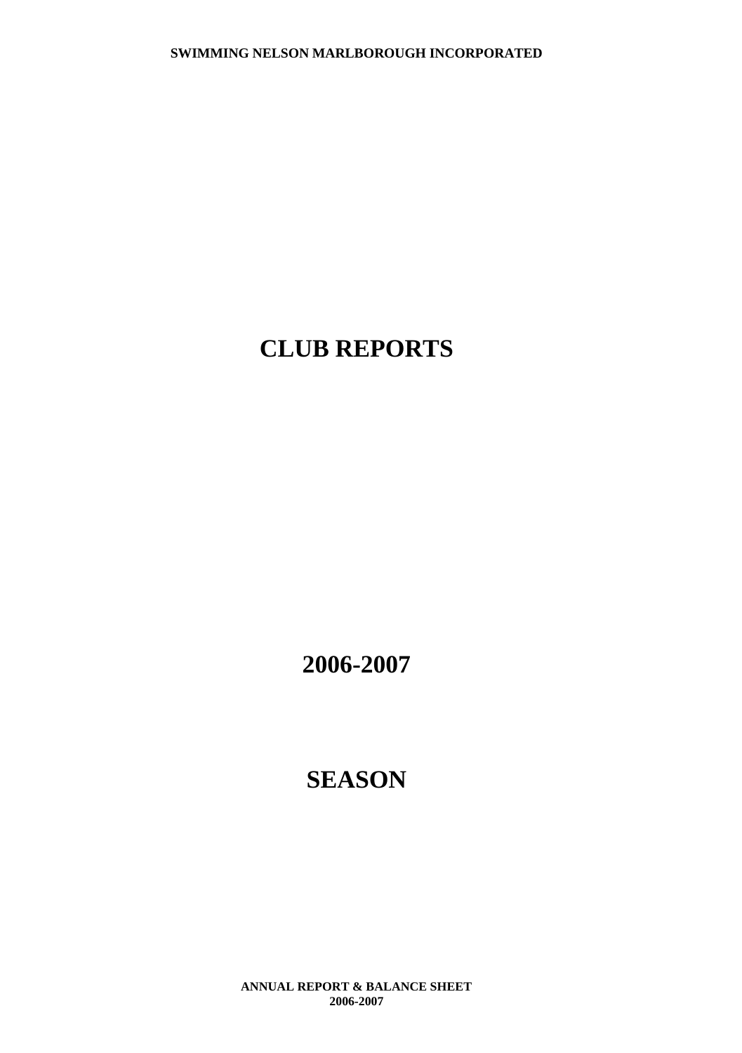# CLUB REPORTS

# 2006-2007

# SEASON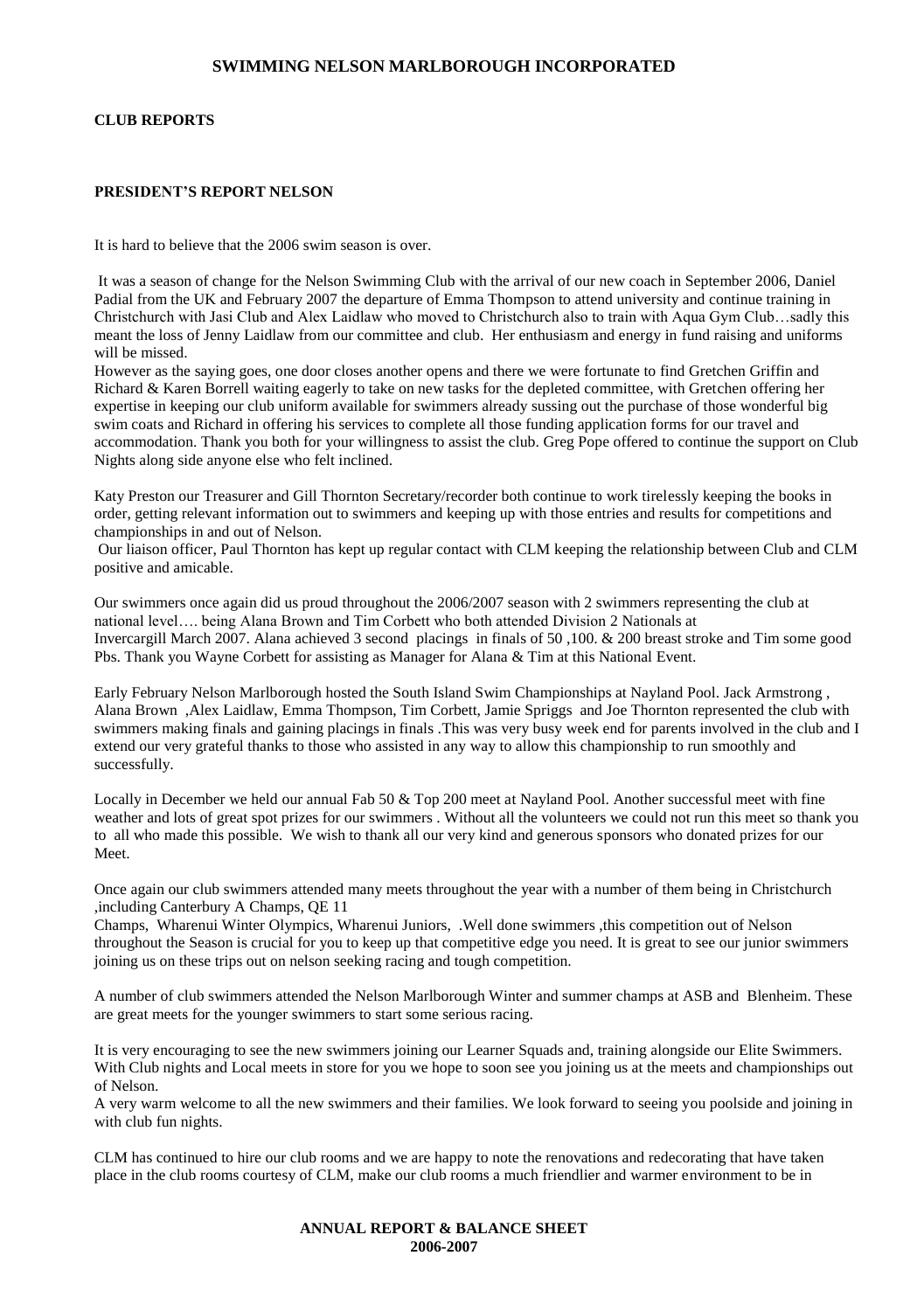# SWIMMING NELSON MARLBOROUGH INCORPORATED

**CLUB REPORTS**

**PRESIDENT'S REPORT NELSON**

It is hard to believe that the 2006 swim season is over.

It was a season of change for the Nelson Swimming Club with the arrival of our new coach in September 2006, Daniel Padial from the UK and February 2007 the departure of Emma Thompson to attend university and continue training in Christchurch with Jasi Club and Alex Laidlaw who moved to Christchurch also to train with Aqua Gym Club…sadly this meant the loss of Jenny Laidlaw from our committee and club. Her enthusiasm and energy in fund raising and uniforms will be missed.

However as the saying goes, one door closes another opens and there we were fortunate to find Gretchen Griffin and Richard & Karen Borrell waiting eagerly to take on new tasks for the depleted committee, with Gretchen offering her expertise in keeping our club uniform available for swimmers already sussing out the purchase of those wonderful big swim coats and Richard in offering his services to complete all those funding application forms for our travel and accommodation. Thank you both for your willingness to assist the club. Greg Pope offered to continue the support on Club Nights along side anyone else who felt inclined.

Katy Preston our Treasurer and Gill Thornton Secretary/recorder both continue to work tirelessly keeping the books in order, getting relevant information out to swimmers and keeping up with those entries and results for competitions and championships in and out of Nelson.

Our liaison officer, Paul Thornton has kept up regular contact with CLM keeping the relationship between Club and CLM positive and amicable.

Our swimmers once again did us proud throughout the 2006/2007 season with 2 swimmers representing the club at national level…. being Alana Brown and Tim Corbett who both attended Division 2 Nationals at Invercargill March 2007. Alana achieved 3 second placings in finals of 50 ,100. & 200 breast stroke and Tim some good Pbs. Thank you Wayne Corbett for assisting as Manager for Alana & Tim at this National Event.

Early February Nelson Marlborough hosted the South Island Swim Championships at Nayland Pool. Jack Armstrong , Alana Brown ,Alex Laidlaw, Emma Thompson, Tim Corbett, Jamie Spriggs and Joe Thornton represented the club with swimmers making finals and gaining placings in finals .This was very busy week end for parents involved in the club and I extend our very grateful thanks to those who assisted in any way to allow this championship to run smoothly and successfully.

Locally in December we held our annual Fab 50 & Top 200 meet at Nayland Pool. Another successful meet with fine weather and lots of great spot prizes for our swimmers . Without all the volunteers we could not run this meet so thank you to all who made this possible. We wish to thank all our very kind and generous sponsors who donated prizes for our Meet.

Once again our club swimmers attended many meets throughout the year with a number of them being in Christchurch ,including Canterbury A Champs, QE 11 Champs, Wharenui Winter Olympics, Wharenui Juniors, .Well done swimmers ,this competition out of Nelson throughout the Season is crucial for you to keep up that competitive edge you need. It is great to see our junior swimmers joining us on these trips out on nelson seeking racing and tough competition.

A number of club swimmers attended the Nelson Marlborough Winter and summer champs at ASB and Blenheim. These are great meets for the younger swimmers to start some serious racing.

It is very encouraging to see the new swimmers joining our Learner Squads and, training alongside our Elite Swimmers. With Club nights and Local meets in store for you we hope to soon see you joining us at the meets and championships out of Nelson.

A very warm welcome to all the new swimmers and their families. We look forward to seeing you poolside and joining in with club fun nights.

CLM has continued to hire our club rooms and we are happy to note the renovations and redecorating that have taken place in the club rooms courtesy of CLM, make our club rooms a much friendlier and warmer environment to be in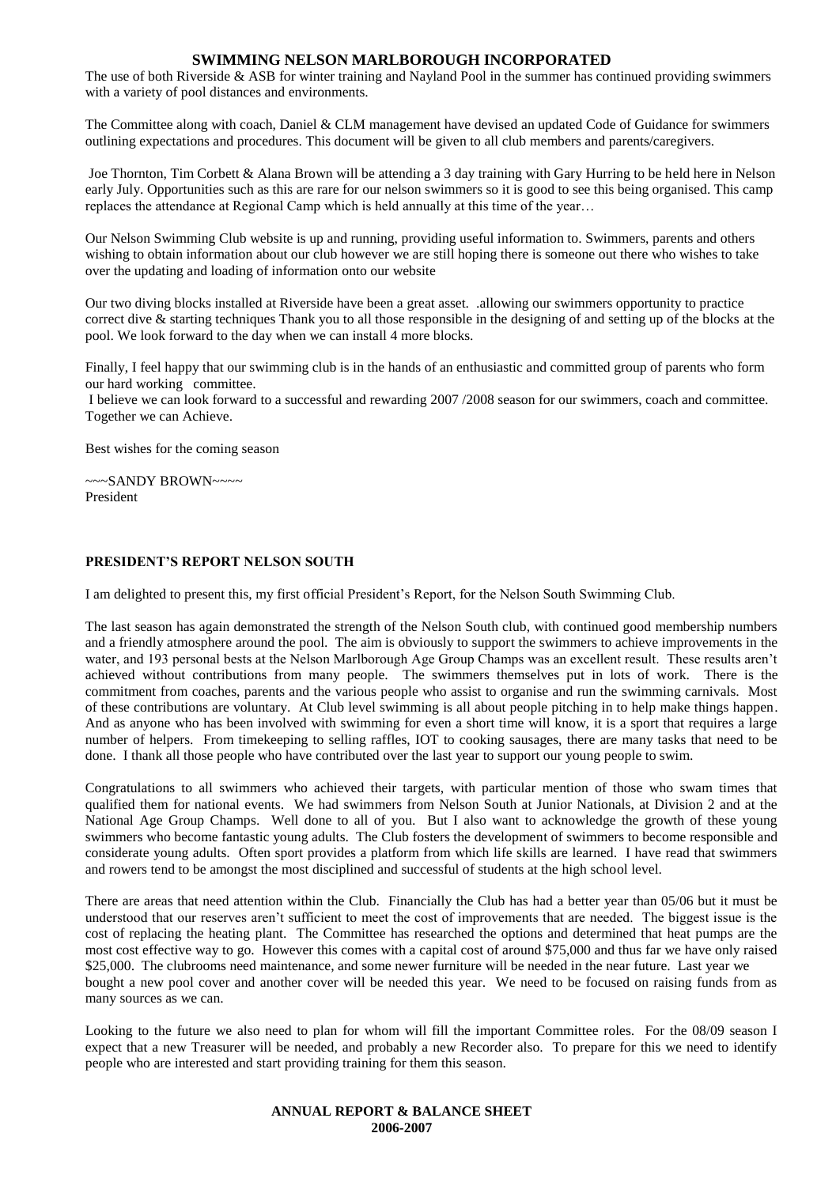**SWIMMING NELSON MARLBOROUGH INCORPORATED**

The use of both Riverside & ASB for winter training and Nayland Pool in the summer has continued providing swimmers with a variety of pool distances and environments.

The Committee along with coach, Daniel & CLM management have devised an updated Code of Guidance for swimmers outlining expectations and procedures. This document will be given to all club members and parents/caregivers.

Joe Thornton, Tim Corbett & Alana Brown will be attending a 3 day training with Gary Hurring to be held here in Nelson early July. Opportunities such as this are rare for our nelson swimmers so it is good to see this being organised. This camp replaces the attendance at Regional Camp which is held annually at this time of the year…

Our Nelson Swimming Club website is up and running, providing useful information to. Swimmers, parents and others wishing to obtain information about our club however we are still hoping there is someone out there who wishes to take over the updating and loading of information onto our website

Our two diving blocks installed at Riverside have been a great asset. .allowing our swimmers opportunity to practice correct dive & starting techniques Thank you to all those responsible in the designing of and setting up of the blocks at the pool. We look forward to the day when we can install 4 more blocks.

Finally, I feel happy that our swimming club is in the hands of an enthusiastic and committed group of parents who form our hard working committee.

I believe we can look forward to a successful and rewarding 2007 /2008 season for our swimmers, coach and committee. Together we can Achieve.

Best wishes for the coming season

~~~SANDY BROWN~~~~
President

**PRESIDENT'S REPORT NELSON SOUTH**

I am delighted to present this, my first official President's Report, for the Nelson South Swimming Club.

The last season has again demonstrated the strength of the Nelson South club, with continued good membership numbers and a friendly atmosphere around the pool. The aim is obviously to support the swimmers to achieve improvements in the water, and 193 personal bests at the Nelson Marlborough Age Group Champs was an excellent result. These results aren't achieved without contributions from many people. The swimmers themselves put in lots of work. There is the commitment from coaches, parents and the various people who assist to organise and run the swimming carnivals. Most of these contributions are voluntary. At Club level swimming is all about people pitching in to help make things happen. And as anyone who has been involved with swimming for even a short time will know, it is a sport that requires a large number of helpers. From timekeeping to selling raffles, IOT to cooking sausages, there are many tasks that need to be done. I thank all those people who have contributed over the last year to support our young people to swim.

Congratulations to all swimmers who achieved their targets, with particular mention of those who swam times that qualified them for national events. We had swimmers from Nelson South at Junior Nationals, at Division 2 and at the National Age Group Champs. Well done to all of you. But I also want to acknowledge the growth of these young swimmers who become fantastic young adults. The Club fosters the development of swimmers to become responsible and considerate young adults. Often sport provides a platform from which life skills are learned. I have read that swimmers and rowers tend to be amongst the most disciplined and successful of students at the high school level.

There are areas that need attention within the Club. Financially the Club has had a better year than 05/06 but it must be understood that our reserves aren't sufficient to meet the cost of improvements that are needed. The biggest issue is the cost of replacing the heating plant. The Committee has researched the options and determined that heat pumps are the most cost effective way to go. However this comes with a capital cost of around $75,000 and thus far we have only raised $25,000. The clubrooms need maintenance, and some newer furniture will be needed in the near future. Last year we bought a new pool cover and another cover will be needed this year. We need to be focused on raising funds from as many sources as we can.

Looking to the future we also need to plan for whom will fill the important Committee roles. For the 08/09 season I expect that a new Treasurer will be needed, and probably a new Recorder also. To prepare for this we need to identify people who are interested and start providing training for them this season.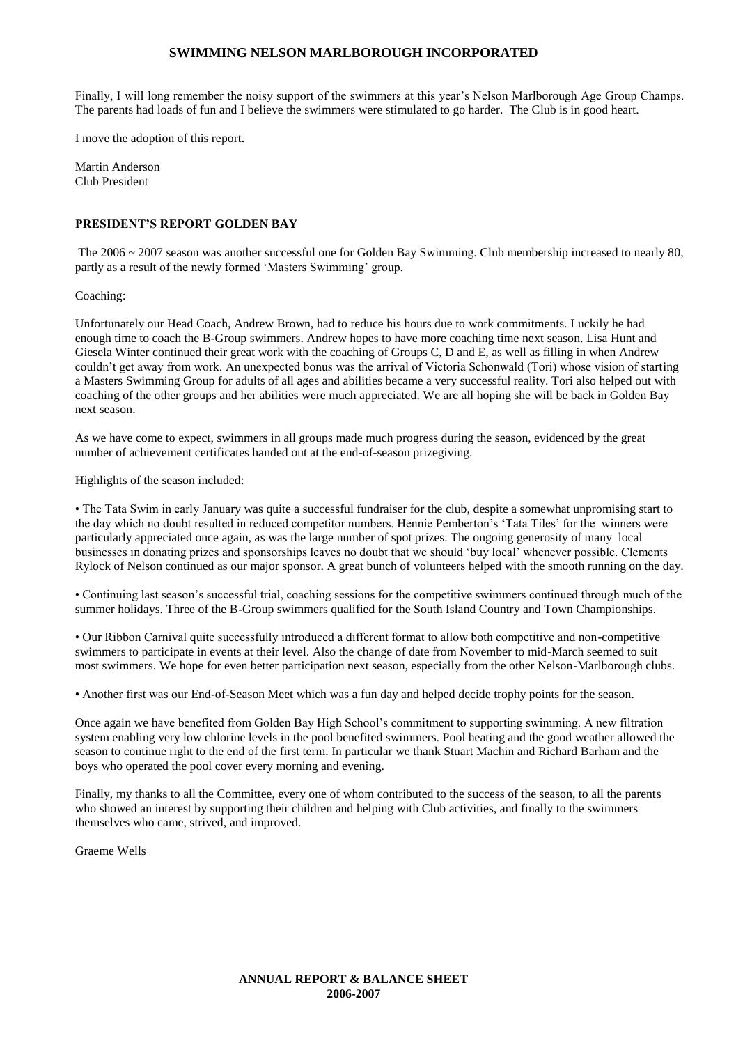Finally, I will long remember the noisy support of the swimmers at this year's Nelson Marlborough Age Group Champs. The parents had loads of fun and I believe the swimmers were stimulated to go harder. The Club is in good heart.

I move the adoption of this report.

Martin Anderson
Club President

## PRESIDENT'S REPORT GOLDEN BAY

The 2006 ~ 2007 season was another successful one for Golden Bay Swimming. Club membership increased to nearly 80, partly as a result of the newly formed 'Masters Swimming' group.

Coaching:

Unfortunately our Head Coach, Andrew Brown, had to reduce his hours due to work commitments. Luckily he had enough time to coach the B-Group swimmers. Andrew hopes to have more coaching time next season. Lisa Hunt and Giesela Winter continued their great work with the coaching of Groups C, D and E, as well as filling in when Andrew couldn't get away from work. An unexpected bonus was the arrival of Victoria Schonwald (Tori) whose vision of starting a Masters Swimming Group for adults of all ages and abilities became a very successful reality. Tori also helped out with coaching of the other groups and her abilities were much appreciated. We are all hoping she will be back in Golden Bay next season.

As we have come to expect, swimmers in all groups made much progress during the season, evidenced by the great number of achievement certificates handed out at the end-of-season prizegiving.

Highlights of the season included:

• The Tata Swim in early January was quite a successful fundraiser for the club, despite a somewhat unpromising start to the day which no doubt resulted in reduced competitor numbers. Hennie Pemberton's 'Tata Tiles' for the winners were particularly appreciated once again, as was the large number of spot prizes. The ongoing generosity of many local businesses in donating prizes and sponsorships leaves no doubt that we should 'buy local' whenever possible. Clements Rylock of Nelson continued as our major sponsor. A great bunch of volunteers helped with the smooth running on the day.

• Continuing last season's successful trial, coaching sessions for the competitive swimmers continued through much of the summer holidays. Three of the B-Group swimmers qualified for the South Island Country and Town Championships.

• Our Ribbon Carnival quite successfully introduced a different format to allow both competitive and non-competitive swimmers to participate in events at their level. Also the change of date from November to mid-March seemed to suit most swimmers. We hope for even better participation next season, especially from the other Nelson-Marlborough clubs.

• Another first was our End-of-Season Meet which was a fun day and helped decide trophy points for the season.

Once again we have benefited from Golden Bay High School's commitment to supporting swimming. A new filtration system enabling very low chlorine levels in the pool benefited swimmers. Pool heating and the good weather allowed the season to continue right to the end of the first term. In particular we thank Stuart Machin and Richard Barham and the boys who operated the pool cover every morning and evening.

Finally, my thanks to all the Committee, every one of whom contributed to the success of the season, to all the parents who showed an interest by supporting their children and helping with Club activities, and finally to the swimmers themselves who came, strived, and improved.

Graeme Wells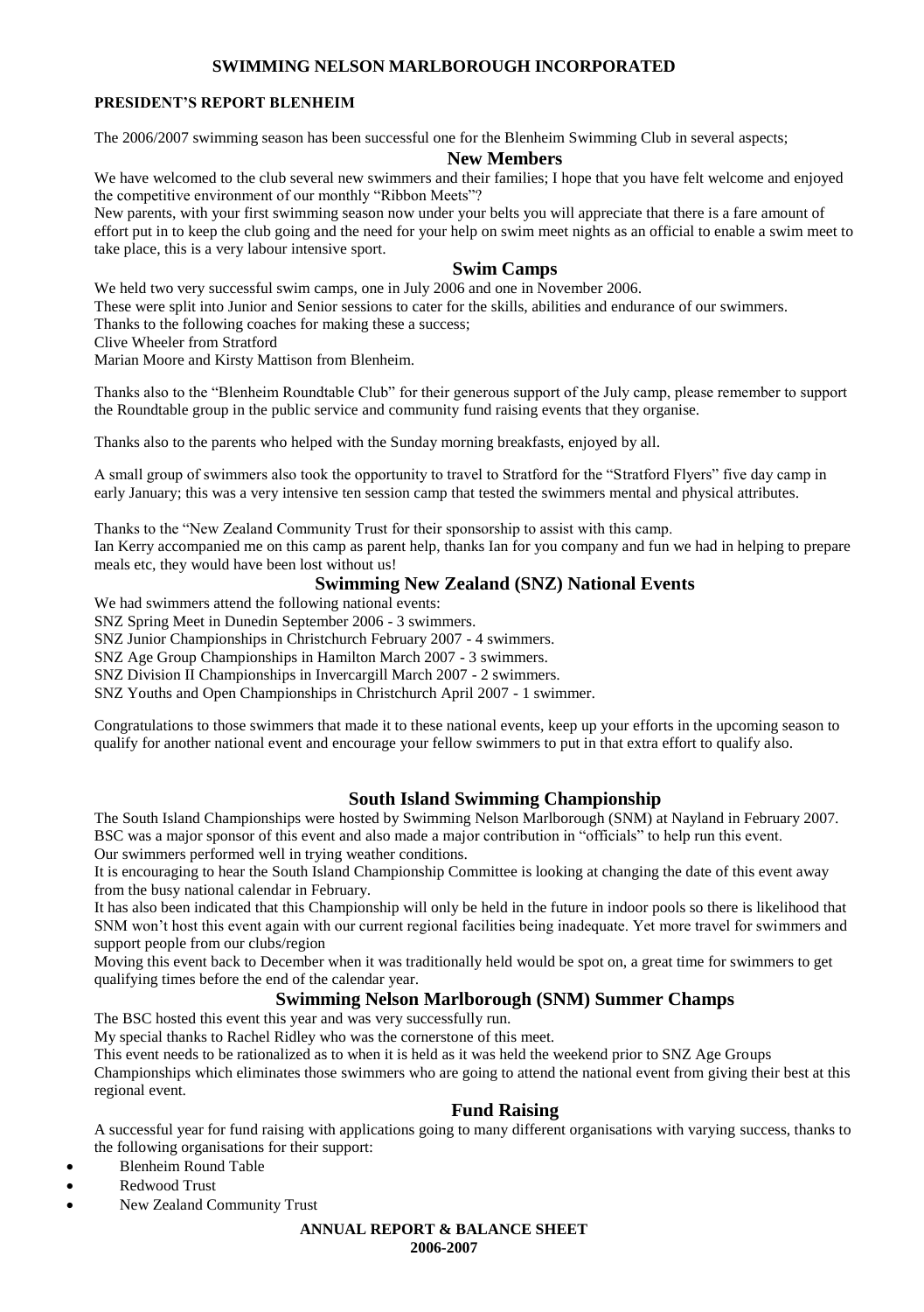# SWIMMING NELSON MARLBOROUGH INCORPORATED

**PRESIDENT'S REPORT BLENHEIM**

The 2006/2007 swimming season has been successful one for the Blenheim Swimming Club in several aspects;

## New Members

We have welcomed to the club several new swimmers and their families; I hope that you have felt welcome and enjoyed the competitive environment of our monthly "Ribbon Meets"?

New parents, with your first swimming season now under your belts you will appreciate that there is a fare amount of effort put in to keep the club going and the need for your help on swim meet nights as an official to enable a swim meet to take place, this is a very labour intensive sport.

## Swim Camps

We held two very successful swim camps, one in July 2006 and one in November 2006.

These were split into Junior and Senior sessions to cater for the skills, abilities and endurance of our swimmers.

Thanks to the following coaches for making these a success;

Clive Wheeler from Stratford

Marian Moore and Kirsty Mattison from Blenheim.

Thanks also to the "Blenheim Roundtable Club" for their generous support of the July camp, please remember to support the Roundtable group in the public service and community fund raising events that they organise.

Thanks also to the parents who helped with the Sunday morning breakfasts, enjoyed by all.

A small group of swimmers also took the opportunity to travel to Stratford for the "Stratford Flyers" five day camp in early January; this was a very intensive ten session camp that tested the swimmers mental and physical attributes.

Thanks to the "New Zealand Community Trust for their sponsorship to assist with this camp.

Ian Kerry accompanied me on this camp as parent help, thanks Ian for you company and fun we had in helping to prepare meals etc, they would have been lost without us!

## Swimming New Zealand (SNZ) National Events

We had swimmers attend the following national events:

SNZ Spring Meet in Dunedin September 2006 - 3 swimmers.

SNZ Junior Championships in Christchurch February 2007 - 4 swimmers.

SNZ Age Group Championships in Hamilton March 2007 - 3 swimmers.

SNZ Division II Championships in Invercargill March 2007 - 2 swimmers.

SNZ Youths and Open Championships in Christchurch April 2007 - 1 swimmer.

Congratulations to those swimmers that made it to these national events, keep up your efforts in the upcoming season to qualify for another national event and encourage your fellow swimmers to put in that extra effort to qualify also.

## South Island Swimming Championship

The South Island Championships were hosted by Swimming Nelson Marlborough (SNM) at Nayland in February 2007. BSC was a major sponsor of this event and also made a major contribution in "officials" to help run this event.

Our swimmers performed well in trying weather conditions.

It is encouraging to hear the South Island Championship Committee is looking at changing the date of this event away from the busy national calendar in February.

It has also been indicated that this Championship will only be held in the future in indoor pools so there is likelihood that SNM won't host this event again with our current regional facilities being inadequate. Yet more travel for swimmers and support people from our clubs/region

Moving this event back to December when it was traditionally held would be spot on, a great time for swimmers to get qualifying times before the end of the calendar year.

## Swimming Nelson Marlborough (SNM) Summer Champs

The BSC hosted this event this year and was very successfully run.

My special thanks to Rachel Ridley who was the cornerstone of this meet.

This event needs to be rationalized as to when it is held as it was held the weekend prior to SNZ Age Groups Championships which eliminates those swimmers who are going to attend the national event from giving their best at this regional event.

## Fund Raising

A successful year for fund raising with applications going to many different organisations with varying success, thanks to the following organisations for their support:

- Blenheim Round Table
- Redwood Trust
- New Zealand Community Trust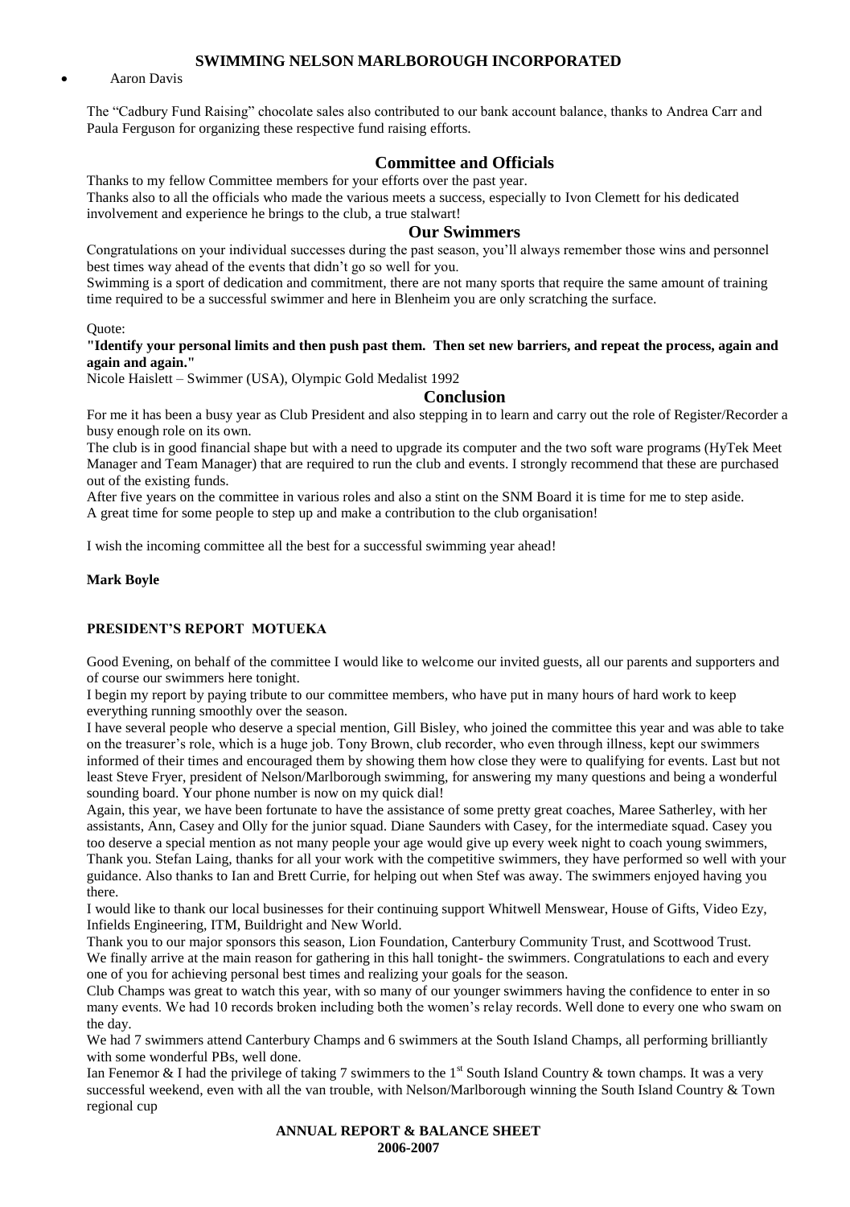- Aaron Davis

The "Cadbury Fund Raising" chocolate sales also contributed to our bank account balance, thanks to Andrea Carr and Paula Ferguson for organizing these respective fund raising efforts.

## Committee and Officials

Thanks to my fellow Committee members for your efforts over the past year.

Thanks also to all the officials who made the various meets a success, especially to Ivon Clemett for his dedicated involvement and experience he brings to the club, a true stalwart!

## Our Swimmers

Congratulations on your individual successes during the past season, you'll always remember those wins and personnel best times way ahead of the events that didn't go so well for you.

Swimming is a sport of dedication and commitment, there are not many sports that require the same amount of training time required to be a successful swimmer and here in Blenheim you are only scratching the surface.

Quote:

**"Identify your personal limits and then push past them. Then set new barriers, and repeat the process, again and again and again."**

Nicole Haislett – Swimmer (USA), Olympic Gold Medalist 1992

## Conclusion

For me it has been a busy year as Club President and also stepping in to learn and carry out the role of Register/Recorder a busy enough role on its own.

The club is in good financial shape but with a need to upgrade its computer and the two soft ware programs (HyTek Meet Manager and Team Manager) that are required to run the club and events. I strongly recommend that these are purchased out of the existing funds.

After five years on the committee in various roles and also a stint on the SNM Board it is time for me to step aside.

A great time for some people to step up and make a contribution to the club organisation!

I wish the incoming committee all the best for a successful swimming year ahead!

**Mark Boyle**

**PRESIDENT'S REPORT MOTUEKA**

Good Evening, on behalf of the committee I would like to welcome our invited guests, all our parents and supporters and of course our swimmers here tonight.

I begin my report by paying tribute to our committee members, who have put in many hours of hard work to keep everything running smoothly over the season.

I have several people who deserve a special mention, Gill Bisley, who joined the committee this year and was able to take on the treasurer's role, which is a huge job. Tony Brown, club recorder, who even through illness, kept our swimmers informed of their times and encouraged them by showing them how close they were to qualifying for events. Last but not least Steve Fryer, president of Nelson/Marlborough swimming, for answering my many questions and being a wonderful sounding board. Your phone number is now on my quick dial!

Again, this year, we have been fortunate to have the assistance of some pretty great coaches, Maree Satherley, with her assistants, Ann, Casey and Olly for the junior squad. Diane Saunders with Casey, for the intermediate squad. Casey you too deserve a special mention as not many people your age would give up every week night to coach young swimmers, Thank you. Stefan Laing, thanks for all your work with the competitive swimmers, they have performed so well with your guidance. Also thanks to Ian and Brett Currie, for helping out when Stef was away. The swimmers enjoyed having you there.

I would like to thank our local businesses for their continuing support Whitwell Menswear, House of Gifts, Video Ezy, Infields Engineering, ITM, Buildright and New World.

Thank you to our major sponsors this season, Lion Foundation, Canterbury Community Trust, and Scottwood Trust.

We finally arrive at the main reason for gathering in this hall tonight- the swimmers. Congratulations to each and every one of you for achieving personal best times and realizing your goals for the season.

Club Champs was great to watch this year, with so many of our younger swimmers having the confidence to enter in so many events. We had 10 records broken including both the women's relay records. Well done to every one who swam on the day.

We had 7 swimmers attend Canterbury Champs and 6 swimmers at the South Island Champs, all performing brilliantly with some wonderful PBs, well done.

Ian Fenemor & I had the privilege of taking 7 swimmers to the 1st South Island Country & town champs. It was a very successful weekend, even with all the van trouble, with Nelson/Marlborough winning the South Island Country & Town regional cup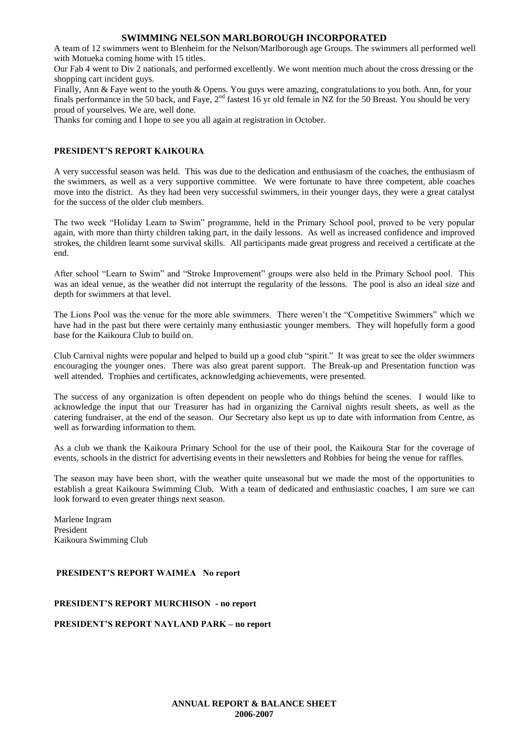## SWIMMING NELSON MARLBOROUGH INCORPORATED

A team of 12 swimmers went to Blenheim for the Nelson/Marlborough age Groups. The swimmers all performed well with Motueka coming home with 15 titles.

Our Fab 4 went to Div 2 nationals, and performed excellently. We wont mention much about the cross dressing or the shopping cart incident guys.

Finally, Ann & Faye went to the youth & Opens. You guys were amazing, congratulations to you both. Ann, for your finals performance in the 50 back, and Faye, 2nd fastest 16 yr old female in NZ for the 50 Breast. You should be very proud of yourselves. We are, well done.

Thanks for coming and I hope to see you all again at registration in October.

### PRESIDENT'S REPORT KAIKOURA

A very successful season was held. This was due to the dedication and enthusiasm of the coaches, the enthusiasm of the swimmers, as well as a very supportive committee. We were fortunate to have three competent, able coaches move into the district. As they had been very successful swimmers, in their younger days, they were a great catalyst for the success of the older club members.

The two week "Holiday Learn to Swim" programme, held in the Primary School pool, proved to be very popular again, with more than thirty children taking part, in the daily lessons. As well as increased confidence and improved strokes, the children learnt some survival skills. All participants made great progress and received a certificate at the end.

After school "Learn to Swim" and "Stroke Improvement" groups were also held in the Primary School pool. This was an ideal venue, as the weather did not interrupt the regularity of the lessons. The pool is also an ideal size and depth for swimmers at that level.

The Lions Pool was the venue for the more able swimmers. There weren't the "Competitive Swimmers" which we have had in the past but there were certainly many enthusiastic younger members. They will hopefully form a good base for the Kaikoura Club to build on.

Club Carnival nights were popular and helped to build up a good club "spirit." It was great to see the older swimmers encouraging the younger ones. There was also great parent support. The Break-up and Presentation function was well attended. Trophies and certificates, acknowledging achievements, were presented.

The success of any organization is often dependent on people who do things behind the scenes. I would like to acknowledge the input that our Treasurer has had in organizing the Carnival nights result sheets, as well as the catering fundraiser, at the end of the season. Our Secretary also kept us up to date with information from Centre, as well as forwarding information to them.

As a club we thank the Kaikoura Primary School for the use of their pool, the Kaikoura Star for the coverage of events, schools in the district for advertising events in their newsletters and Robbies for being the venue for raffles.

The season may have been short, with the weather quite unseasonal but we made the most of the opportunities to establish a great Kaikoura Swimming Club. With a team of dedicated and enthusiastic coaches, I am sure we can look forward to even greater things next season.

Marlene Ingram
President
Kaikoura Swimming Club

### PRESIDENT'S REPORT WAIMEA No report

### PRESIDENT'S REPORT MURCHISON - no report

### PRESIDENT'S REPORT NAYLAND PARK – no report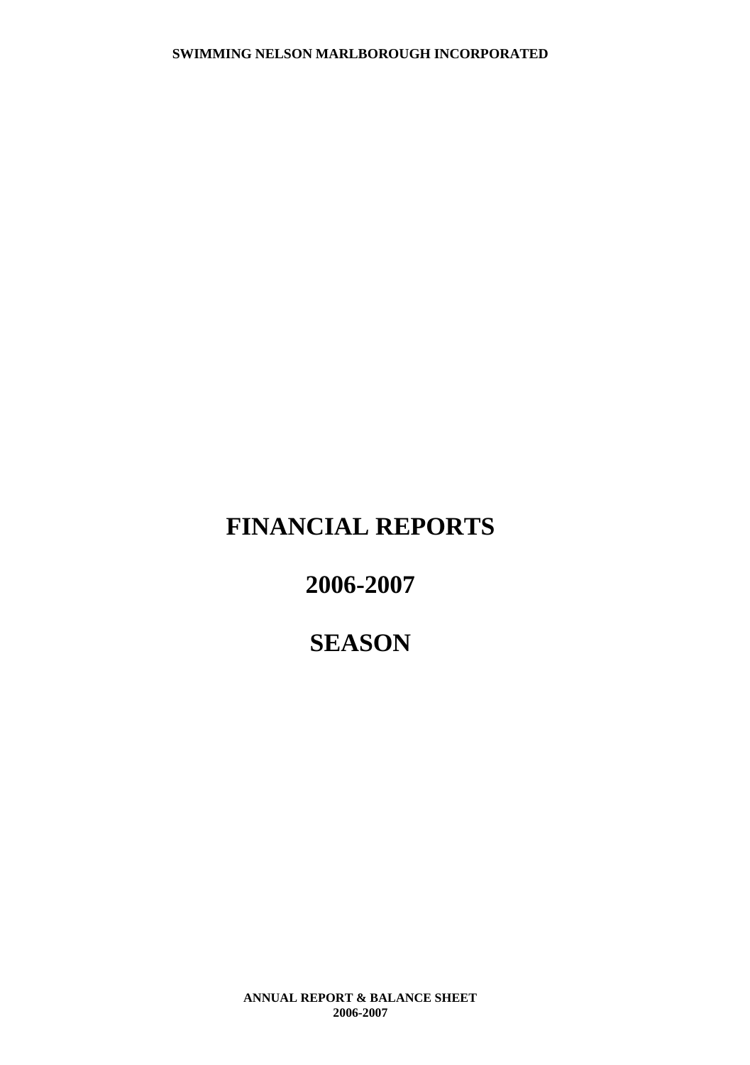# FINANCIAL REPORTS

# 2006-2007

# SEASON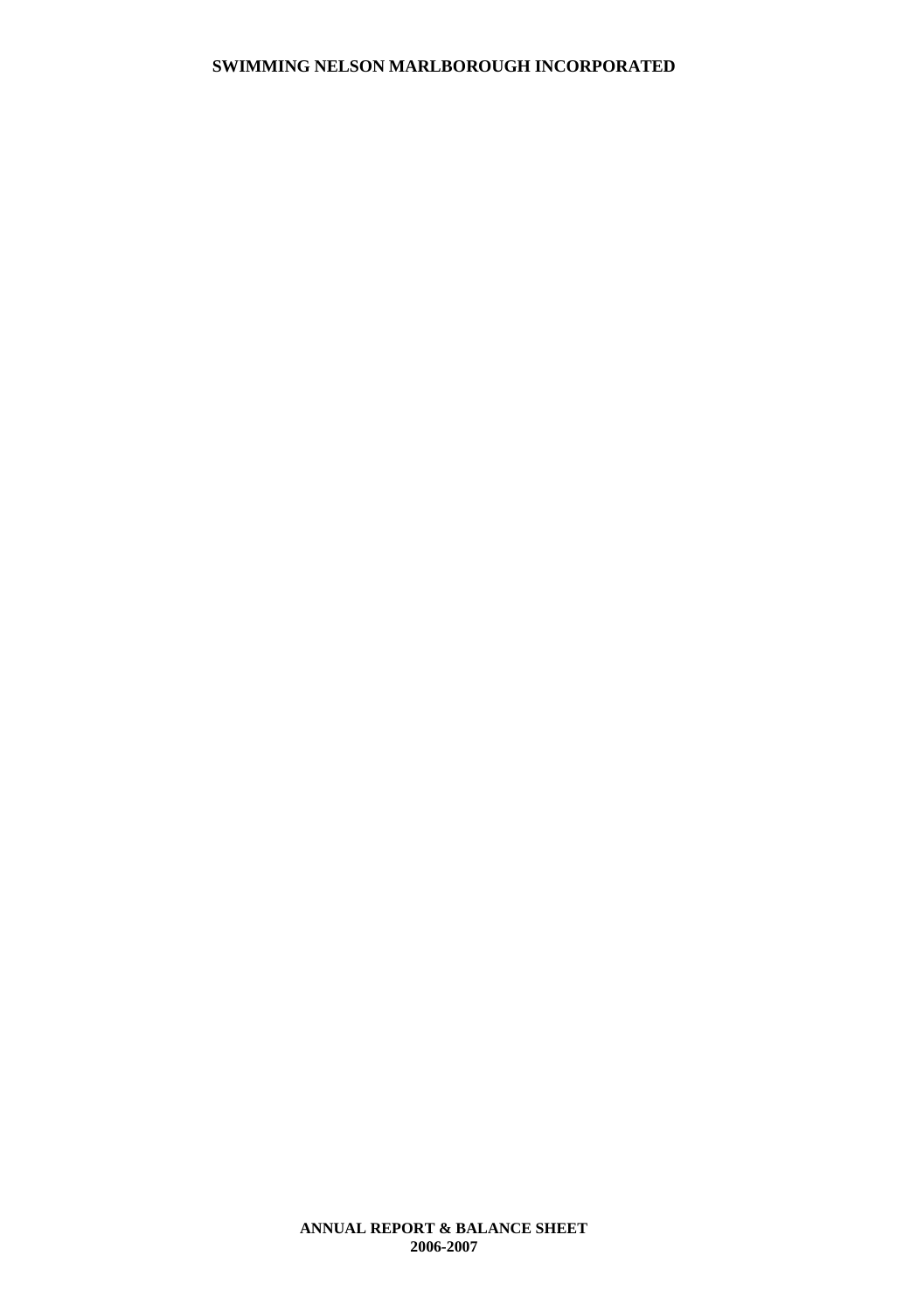# SWIMMING NELSON MARLBOROUGH INCORPORATED

**ANNUAL REPORT & BALANCE SHEET**
**2006-2007**